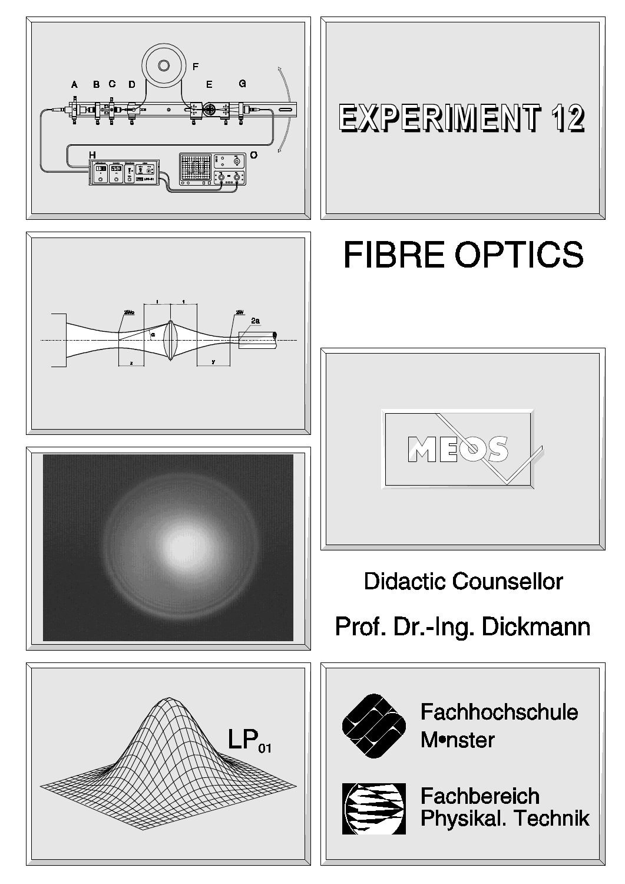# EXPERIMENT 12

# FIBRE OPTICS

MEOS

Didactic Counsellor

Prof. Dr.-Ing. Dickmann

Fachhochschule M•nster

Fachbereich Physikal. Technik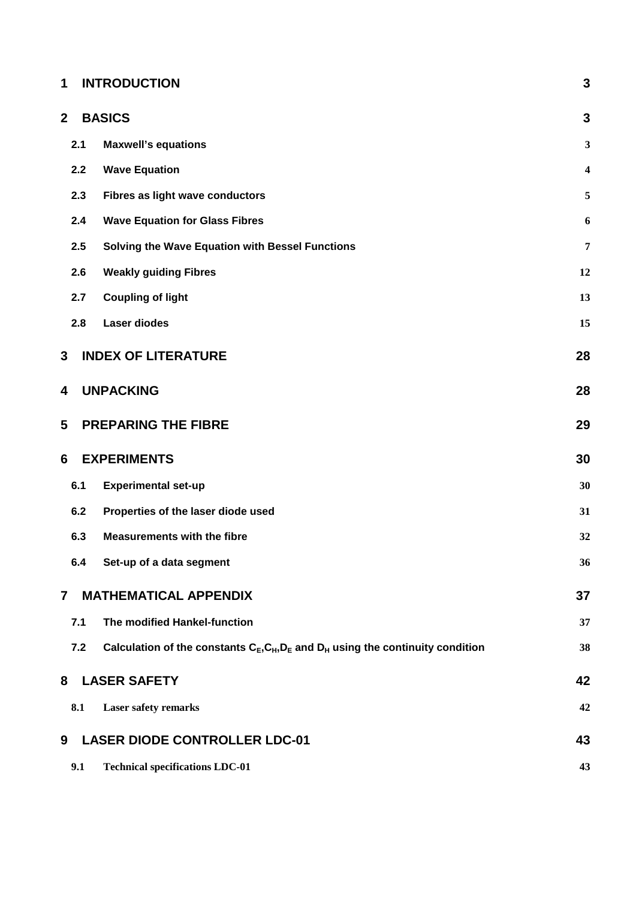| | | |
|---|---|---|
| **1** | **INTRODUCTION** | **3** |
| **2** | **BASICS** | **3** |
| 2.1 | Maxwell's equations | 3 |
| 2.2 | Wave Equation | 4 |
| 2.3 | Fibres as light wave conductors | 5 |
| 2.4 | Wave Equation for Glass Fibres | 6 |
| 2.5 | Solving the Wave Equation with Bessel Functions | 7 |
| 2.6 | Weakly guiding Fibres | 12 |
| 2.7 | Coupling of light | 13 |
| 2.8 | Laser diodes | 15 |
| **3** | **INDEX OF LITERATURE** | **28** |
| **4** | **UNPACKING** | **28** |
| **5** | **PREPARING THE FIBRE** | **29** |
| **6** | **EXPERIMENTS** | **30** |
| 6.1 | Experimental set-up | 30 |
| 6.2 | Properties of the laser diode used | 31 |
| 6.3 | Measurements with the fibre | 32 |
| 6.4 | Set-up of a data segment | 36 |
| **7** | **MATHEMATICAL APPENDIX** | **37** |
| 7.1 | The modified Hankel-function | 37 |
| 7.2 | Calculation of the constants $C_E$, $C_H$, $D_E$ and $D_H$ using the continuity condition | 38 |
| **8** | **LASER SAFETY** | **42** |
| 8.1 | Laser safety remarks | 42 |
| **9** | **LASER DIODE CONTROLLER LDC-01** | **43** |
| 9.1 | Technical specifications LDC-01 | 43 |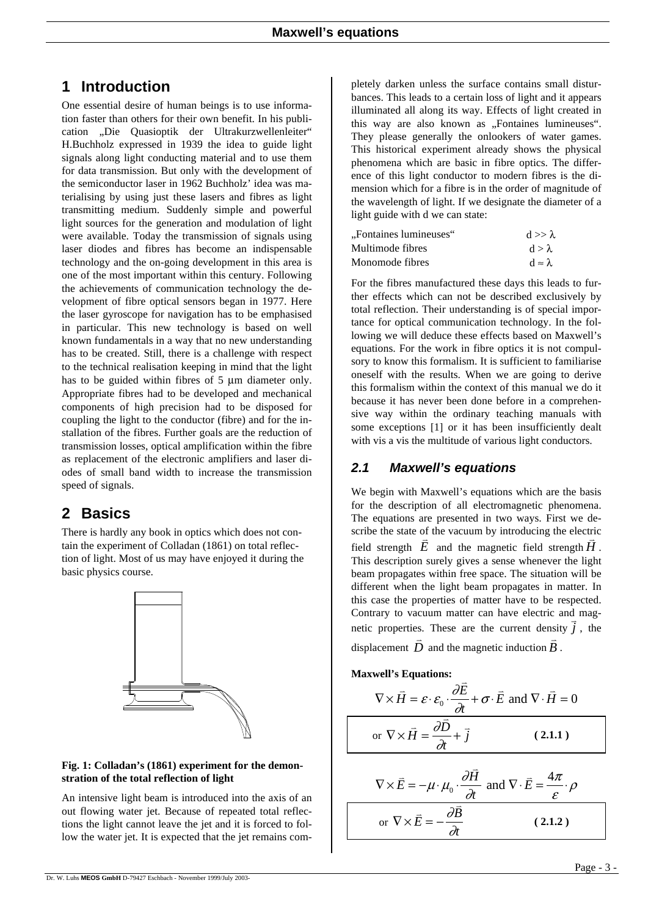# 1 Introduction

One essential desire of human beings is to use information faster than others for their own benefit. In his publication „Die Quasioptik der Ultrakurzwellenleiter" H.Buchholz expressed in 1939 the idea to guide light signals along light conducting material and to use them for data transmission. But only with the development of the semiconductor laser in 1962 Buchholz' idea was materialising by using just these lasers and fibres as light transmitting medium. Suddenly simple and powerful light sources for the generation and modulation of light were available. Today the transmission of signals using laser diodes and fibres has become an indispensable technology and the on-going development in this area is one of the most important within this century. Following the achievements of communication technology the development of fibre optical sensors began in 1977. Here the laser gyroscope for navigation has to be emphasised in particular. This new technology is based on well known fundamentals in a way that no new understanding has to be created. Still, there is a challenge with respect to the technical realisation keeping in mind that the light has to be guided within fibres of 5 µm diameter only. Appropriate fibres had to be developed and mechanical components of high precision had to be disposed for coupling the light to the conductor (fibre) and for the installation of the fibres. Further goals are the reduction of transmission losses, optical amplification within the fibre as replacement of the electronic amplifiers and laser diodes of small band width to increase the transmission speed of signals.

# 2 Basics

There is hardly any book in optics which does not contain the experiment of Colladan (1861) on total reflection of light. Most of us may have enjoyed it during the basic physics course.

**Fig. 1: Colladan's (1861) experiment for the demonstration of the total reflection of light**

An intensive light beam is introduced into the axis of an out flowing water jet. Because of repeated total reflections the light cannot leave the jet and it is forced to follow the water jet. It is expected that the jet remains completely darken unless the surface contains small disturbances. This leads to a certain loss of light and it appears illuminated all along its way. Effects of light created in this way are also known as „Fontaines lumineuses". They please generally the onlookers of water games. This historical experiment already shows the physical phenomena which are basic in fibre optics. The difference of this light conductor to modern fibres is the dimension which for a fibre is in the order of magnitude of the wavelength of light. If we designate the diameter of a light guide with d we can state:

| | |
|---|---|
| „Fontaines lumineuses" | $d >> \lambda$ |
| Multimode fibres | $d > \lambda$ |
| Monomode fibres | $d \approx \lambda$ |

For the fibres manufactured these days this leads to further effects which can not be described exclusively by total reflection. Their understanding is of special importance for optical communication technology. In the following we will deduce these effects based on Maxwell's equations. For the work in fibre optics it is not compulsory to know this formalism. It is sufficient to familiarise oneself with the results. When we are going to derive this formalism within the context of this manual we do it because it has never been done before in a comprehensive way within the ordinary teaching manuals with some exceptions [1] or it has been insufficiently dealt with vis a vis the multitude of various light conductors.

## *2.1 Maxwell's equations*

We begin with Maxwell's equations which are the basis for the description of all electromagnetic phenomena. The equations are presented in two ways. First we describe the state of the vacuum by introducing the electric field strength $\vec{E}$ and the magnetic field strength $\vec{H}$. This description surely gives a sense whenever the light beam propagates within free space. The situation will be different when the light beam propagates in matter. In this case the properties of matter have to be respected. Contrary to vacuum matter can have electric and magnetic properties. These are the current density $\vec{j}$, the displacement $\vec{D}$ and the magnetic induction $\vec{B}$.

**Maxwell's Equations:**

$$\nabla \times \vec{H} = \varepsilon \cdot \varepsilon_0 \cdot \frac{\partial \vec{E}}{\partial t} + \sigma \cdot \vec{E} \text{ and } \nabla \cdot \vec{H} = 0$$

$$\text{or } \nabla \times \vec{H} = \frac{\partial \vec{D}}{\partial t} + \vec{j} \qquad \textbf{(2.1.1)}$$

$$\nabla \times \vec{E} = -\mu \cdot \mu_0 \cdot \frac{\partial \vec{H}}{\partial t} \text{ and } \nabla \cdot \vec{E} = \frac{4\pi}{\varepsilon} \cdot \rho$$

$$\text{or } \nabla \times \vec{E} = -\frac{\partial \vec{B}}{\partial t} \qquad \textbf{(2.1.2)}$$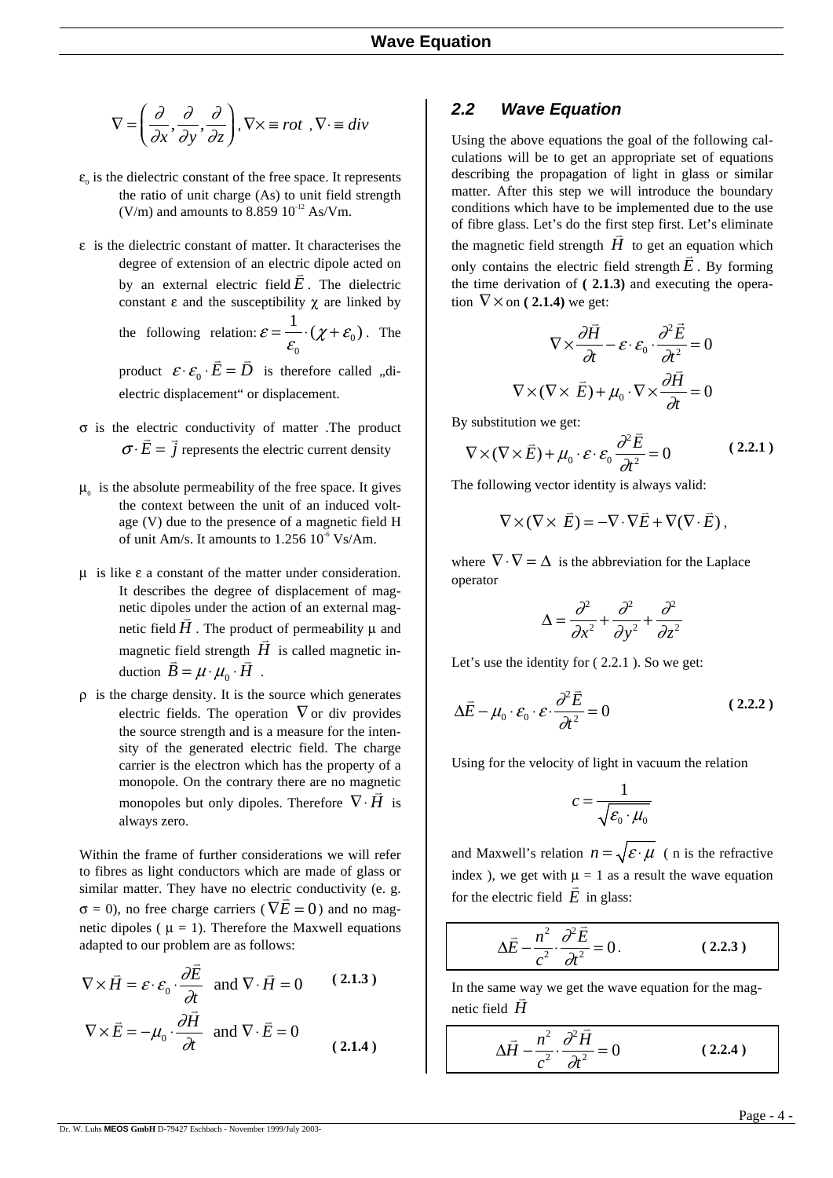$$\nabla = \left( \frac{\partial}{\partial x}, \frac{\partial}{\partial y}, \frac{\partial}{\partial z} \right), \nabla \times \equiv rot \;, \nabla \cdot \equiv div$$

$\varepsilon_0$ is the dielectric constant of the free space. It represents the ratio of unit charge (As) to unit field strength (V/m) and amounts to 8.859 $10^{-12}$ As/Vm.

$\varepsilon$ is the dielectric constant of matter. It characterises the degree of extension of an electric dipole acted on by an external electric field $\vec{E}$. The dielectric constant $\varepsilon$ and the susceptibility $\chi$ are linked by the following relation: $\varepsilon = \frac{1}{\varepsilon_0} \cdot (\chi + \varepsilon_0)$. The product $\varepsilon \cdot \varepsilon_0 \cdot \vec{E} = \vec{D}$ is therefore called „dielectric displacement“ or displacement.

$\sigma$ is the electric conductivity of matter .The product $\sigma \cdot \vec{E} = \vec{j}$ represents the electric current density

$\mu_0$ is the absolute permeability of the free space. It gives the context between the unit of an induced voltage (V) due to the presence of a magnetic field H of unit Am/s. It amounts to 1.256 $10^{-6}$ Vs/Am.

$\mu$ is like $\varepsilon$ a constant of the matter under consideration. It describes the degree of displacement of magnetic dipoles under the action of an external magnetic field $\vec{H}$. The product of permeability $\mu$ and magnetic field strength $\vec{H}$ is called magnetic induction $\vec{B} = \mu \cdot \mu_0 \cdot \vec{H}$ .

$\rho$ is the charge density. It is the source which generates electric fields. The operation $\nabla$ or div provides the source strength and is a measure for the intensity of the generated electric field. The charge carrier is the electron which has the property of a monopole. On the contrary there are no magnetic monopoles but only dipoles. Therefore $\nabla \cdot \vec{H}$ is always zero.

Within the frame of further considerations we will refer to fibres as light conductors which are made of glass or similar matter. They have no electric conductivity (e. g. $\sigma$ = 0), no free charge carriers ($\nabla \vec{E} = 0$) and no magnetic dipoles ( $\mu$ = 1). Therefore the Maxwell equations adapted to our problem are as follows:

$$\nabla \times \vec{H} = \varepsilon \cdot \varepsilon_0 \cdot \frac{\partial \vec{E}}{\partial t} \quad \text{and} \; \nabla \cdot \vec{H} = 0 \qquad \textbf{( 2.1.3 )}$$

$$\nabla \times \vec{E} = -\mu_0 \cdot \frac{\partial \vec{H}}{\partial t} \quad \text{and} \; \nabla \cdot \vec{E} = 0 \qquad \textbf{( 2.1.4 )}$$

## 2.2 Wave Equation

Using the above equations the goal of the following calculations will be to get an appropriate set of equations describing the propagation of light in glass or similar matter. After this step we will introduce the boundary conditions which have to be implemented due to the use of fibre glass. Let’s do the first step first. Let’s eliminate the magnetic field strength $\vec{H}$ to get an equation which only contains the electric field strength $\vec{E}$. By forming the time derivation of **( 2.1.3)** and executing the operation $\nabla \times$ on **( 2.1.4)** we get:

$$\nabla \times \frac{\partial \vec{H}}{\partial t} - \varepsilon \cdot \varepsilon_0 \cdot \frac{\partial^2 \vec{E}}{\partial t^2} = 0$$

$$\nabla \times (\nabla \times \vec{E}) + \mu_0 \cdot \nabla \times \frac{\partial \vec{H}}{\partial t} = 0$$

By substitution we get:

$$\nabla \times (\nabla \times \vec{E}) + \mu_0 \cdot \varepsilon \cdot \varepsilon_0 \frac{\partial^2 \vec{E}}{\partial t^2} = 0 \qquad \textbf{( 2.2.1 )}$$

The following vector identity is always valid:

$$\nabla \times (\nabla \times \vec{E}) = -\nabla \cdot \nabla \vec{E} + \nabla (\nabla \cdot \vec{E}) \,,$$

where $\nabla \cdot \nabla = \Delta$ is the abbreviation for the Laplace operator

$$\Delta = \frac{\partial^2}{\partial x^2} + \frac{\partial^2}{\partial y^2} + \frac{\partial^2}{\partial z^2}$$

Let’s use the identity for ( 2.2.1 ). So we get:

$$\Delta \vec{E} - \mu_0 \cdot \varepsilon_0 \cdot \varepsilon \cdot \frac{\partial^2 \vec{E}}{\partial t^2} = 0 \qquad \textbf{( 2.2.2 )}$$

Using for the velocity of light in vacuum the relation

$$c = \frac{1}{\sqrt{\varepsilon_0 \cdot \mu_0}}$$

and Maxwell’s relation $n = \sqrt{\varepsilon \cdot \mu}$ ( n is the refractive index ), we get with $\mu$ = 1 as a result the wave equation for the electric field $\vec{E}$ in glass:

$$\Delta \vec{E} - \frac{n^2}{c^2} \cdot \frac{\partial^2 \vec{E}}{\partial t^2} = 0 \,. \qquad \textbf{( 2.2.3 )}$$

In the same way we get the wave equation for the magnetic field $\vec{H}$

$$\Delta \vec{H} - \frac{n^2}{c^2} \cdot \frac{\partial^2 \vec{H}}{\partial t^2} = 0 \qquad \textbf{( 2.2.4 )}$$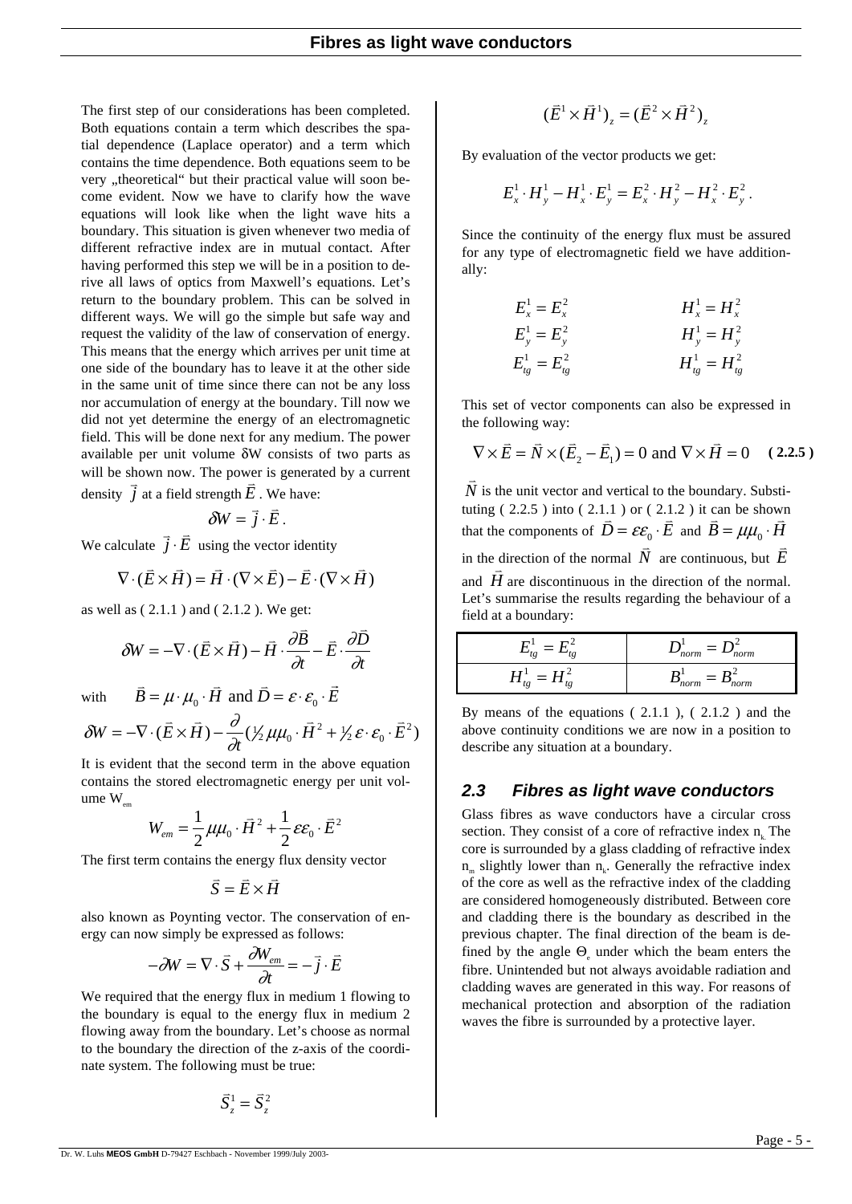The first step of our considerations has been completed. Both equations contain a term which describes the spatial dependence (Laplace operator) and a term which contains the time dependence. Both equations seem to be very „theoretical" but their practical value will soon become evident. Now we have to clarify how the wave equations will look like when the light wave hits a boundary. This situation is given whenever two media of different refractive index are in mutual contact. After having performed this step we will be in a position to derive all laws of optics from Maxwell's equations. Let's return to the boundary problem. This can be solved in different ways. We will go the simple but safe way and request the validity of the law of conservation of energy. This means that the energy which arrives per unit time at one side of the boundary has to leave it at the other side in the same unit of time since there can not be any loss nor accumulation of energy at the boundary. Till now we did not yet determine the energy of an electromagnetic field. This will be done next for any medium. The power available per unit volume δW consists of two parts as will be shown now. The power is generated by a current density $\vec{j}$ at a field strength $\vec{E}$. We have:

$$\delta W = \vec{j} \cdot \vec{E} .$$

We calculate $\vec{j} \cdot \vec{E}$ using the vector identity

$$\nabla \cdot (\vec{E} \times \vec{H}) = \vec{H} \cdot (\nabla \times \vec{E}) - \vec{E} \cdot (\nabla \times \vec{H})$$

as well as ( 2.1.1 ) and ( 2.1.2 ). We get:

$$\delta W = -\nabla \cdot (\vec{E} \times \vec{H}) - \vec{H} \cdot \frac{\partial \vec{B}}{\partial t} - \vec{E} \cdot \frac{\partial \vec{D}}{\partial t}$$

with $\vec{B} = \mu \cdot \mu_0 \cdot \vec{H}$ and $\vec{D} = \varepsilon \cdot \varepsilon_0 \cdot \vec{E}$

$$\delta W = -\nabla \cdot (\vec{E} \times \vec{H}) - \frac{\partial}{\partial t} (\tfrac{1}{2} \mu \mu_0 \cdot \vec{H}^2 + \tfrac{1}{2} \varepsilon \cdot \varepsilon_0 \cdot \vec{E}^2)$$

It is evident that the second term in the above equation contains the stored electromagnetic energy per unit volume $W_{em}$

$$W_{em} = \frac{1}{2} \mu \mu_0 \cdot \vec{H}^2 + \frac{1}{2} \varepsilon \varepsilon_0 \cdot \vec{E}^2$$

The first term contains the energy flux density vector

$$\vec{S} = \vec{E} \times \vec{H}$$

also known as Poynting vector. The conservation of energy can now simply be expressed as follows:

$$-\partial W = \nabla \cdot \vec{S} + \frac{\partial W_{em}}{\partial t} = -\vec{j} \cdot \vec{E}$$

We required that the energy flux in medium 1 flowing to the boundary is equal to the energy flux in medium 2 flowing away from the boundary. Let's choose as normal to the boundary the direction of the z-axis of the coordinate system. The following must be true:

$$\vec{S}_z^1 = \vec{S}_z^2$$

$$(\vec{E}^1 \times \vec{H}^1)_z = (\vec{E}^2 \times \vec{H}^2)_z$$

By evaluation of the vector products we get:

$$E_x^1 \cdot H_y^1 - H_x^1 \cdot E_y^1 = E_x^2 \cdot H_y^2 - H_x^2 \cdot E_y^2 .$$

Since the continuity of the energy flux must be assured for any type of electromagnetic field we have additionally:

$$E_x^1 = E_x^2 \qquad H_x^1 = H_x^2$$
$$E_y^1 = E_y^2 \qquad H_y^1 = H_y^2$$
$$E_{tg}^1 = E_{tg}^2 \qquad H_{tg}^1 = H_{tg}^2$$

This set of vector components can also be expressed in the following way:

$$\nabla \times \vec{E} = \vec{N} \times (\vec{E}_2 - \vec{E}_1) = 0 \text{ and } \nabla \times \vec{H} = 0 \quad \textbf{( 2.2.5 )}$$

$\vec{N}$ is the unit vector and vertical to the boundary. Substituting ( 2.2.5 ) into ( 2.1.1 ) or ( 2.1.2 ) it can be shown that the components of $\vec{D} = \varepsilon \varepsilon_0 \cdot \vec{E}$ and $\vec{B} = \mu \mu_0 \cdot \vec{H}$ in the direction of the normal $\vec{N}$ are continuous, but $\vec{E}$ and $\vec{H}$ are discontinuous in the direction of the normal. Let's summarise the results regarding the behaviour of a field at a boundary:

| | |
|---|---|
| $E_{tg}^1 = E_{tg}^2$ | $D_{norm}^1 = D_{norm}^2$ |
| $H_{tg}^1 = H_{tg}^2$ | $B_{norm}^1 = B_{norm}^2$ |

By means of the equations ( 2.1.1 ), ( 2.1.2 ) and the above continuity conditions we are now in a position to describe any situation at a boundary.

## 2.3 Fibres as light wave conductors

Glass fibres as wave conductors have a circular cross section. They consist of a core of refractive index $n_k$. The core is surrounded by a glass cladding of refractive index $n_m$ slightly lower than $n_k$. Generally the refractive index of the core as well as the refractive index of the cladding are considered homogeneously distributed. Between core and cladding there is the boundary as described in the previous chapter. The final direction of the beam is defined by the angle $\Theta_e$ under which the beam enters the fibre. Unintended but not always avoidable radiation and cladding waves are generated in this way. For reasons of mechanical protection and absorption of the radiation waves the fibre is surrounded by a protective layer.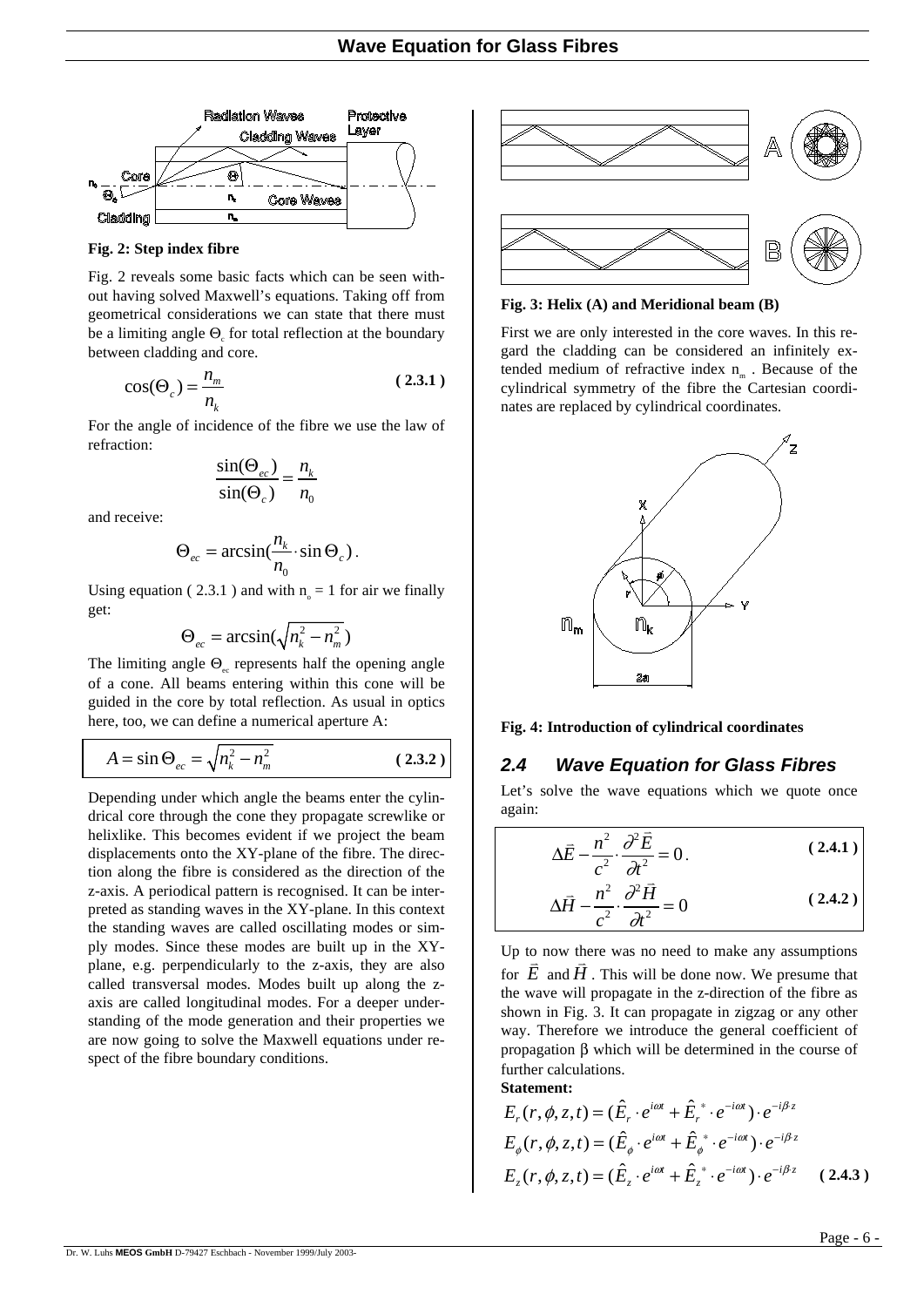Fig. 2: Step index fibre

Fig. 2 reveals some basic facts which can be seen without having solved Maxwell's equations. Taking off from geometrical considerations we can state that there must be a limiting angle $\Theta_c$ for total reflection at the boundary between cladding and core.

$$\cos(\Theta_c) = \frac{n_m}{n_k} \tag{2.3.1}$$

For the angle of incidence of the fibre we use the law of refraction:

$$\frac{\sin(\Theta_{ec})}{\sin(\Theta_c)} = \frac{n_k}{n_0}$$

and receive:

$$\Theta_{ec} = \arcsin\left(\frac{n_k}{n_0} \cdot \sin\Theta_c\right).$$

Using equation ( 2.3.1 ) and with $n_o = 1$ for air we finally get:

$$\Theta_{ec} = \arcsin\left(\sqrt{n_k^2 - n_m^2}\right)$$

The limiting angle $\Theta_{ec}$ represents half the opening angle of a cone. All beams entering within this cone will be guided in the core by total reflection. As usual in optics here, too, we can define a numerical aperture A:

$$A = \sin\Theta_{ec} = \sqrt{n_k^2 - n_m^2} \tag{2.3.2}$$

Depending under which angle the beams enter the cylindrical core through the cone they propagate screwlike or helixlike. This becomes evident if we project the beam displacements onto the XY-plane of the fibre. The direction along the fibre is considered as the direction of the z-axis. A periodical pattern is recognised. It can be interpreted as standing waves in the XY-plane. In this context the standing waves are called oscillating modes or simply modes. Since these modes are built up in the XY-plane, e.g. perpendicularly to the z-axis, they are also called transversal modes. Modes built up along the z-axis are called longitudinal modes. For a deeper understanding of the mode generation and their properties we are now going to solve the Maxwell equations under respect of the fibre boundary conditions.

Fig. 3: Helix (A) and Meridional beam (B)

First we are only interested in the core waves. In this regard the cladding can be considered an infinitely extended medium of refractive index $n_m$. Because of the cylindrical symmetry of the fibre the Cartesian coordinates are replaced by cylindrical coordinates.

Fig. 4: Introduction of cylindrical coordinates

## 2.4 Wave Equation for Glass Fibres

Let's solve the wave equations which we quote once again:

$$\Delta\vec{E} - \frac{n^2}{c^2} \cdot \frac{\partial^2 \vec{E}}{\partial t^2} = 0. \tag{2.4.1}$$

$$\Delta\vec{H} - \frac{n^2}{c^2} \cdot \frac{\partial^2 \vec{H}}{\partial t^2} = 0 \tag{2.4.2}$$

Up to now there was no need to make any assumptions for $\vec{E}$ and $\vec{H}$. This will be done now. We presume that the wave will propagate in the z-direction of the fibre as shown in Fig. 3. It can propagate in zigzag or any other way. Therefore we introduce the general coefficient of propagation $\beta$ which will be determined in the course of further calculations.

**Statement:**

$$E_r(r,\phi,z,t) = (\hat{E}_r \cdot e^{i\omega t} + \hat{E}_r^* \cdot e^{-i\omega t}) \cdot e^{-i\beta z}$$

$$E_\phi(r,\phi,z,t) = (\hat{E}_\phi \cdot e^{i\omega t} + \hat{E}_\phi^* \cdot e^{-i\omega t}) \cdot e^{-i\beta z}$$

$$E_z(r,\phi,z,t) = (\hat{E}_z \cdot e^{i\omega t} + \hat{E}_z^* \cdot e^{-i\omega t}) \cdot e^{-i\beta z} \tag{2.4.3}$$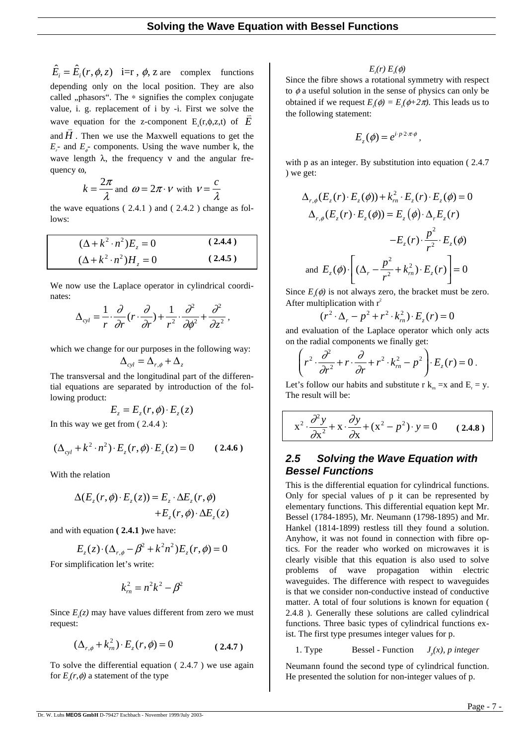$\hat{E}_i = \hat{E}_i(r, \phi, z)$ i=r , $\phi$, z are complex functions depending only on the local position. They are also called „phasors". The ∗ signifies the complex conjugate value, i. g. replacement of i by -i. First we solve the wave equation for the z-component $E_z(r,\phi,z,t)$ of $\vec{E}$ and $\vec{H}$. Then we use the Maxwell equations to get the $E_r$- and $E_\phi$- components. Using the wave number k, the wave length $\lambda$, the frequency $\nu$ and the angular frequency $\omega$,

$$k = \frac{2\pi}{\lambda} \text{ and } \omega = 2\pi \cdot \nu \text{ with } \nu = \frac{c}{\lambda}$$

the wave equations ( 2.4.1 ) and ( 2.4.2 ) change as follows:

$$(\Delta + k^2 \cdot n^2) E_z = 0 \qquad \textbf{( 2.4.4 )}$$

$$(\Delta + k^2 \cdot n^2) H_z = 0 \qquad \textbf{( 2.4.5 )}$$

We now use the Laplace operator in cylindrical coordinates:

$$\Delta_{cyl} = \frac{1}{r} \cdot \frac{\partial}{\partial r}(r \cdot \frac{\partial}{\partial r}) + \frac{1}{r^2} \cdot \frac{\partial^2}{\partial \phi^2} + \frac{\partial^2}{\partial z^2},$$

which we change for our purposes in the following way:

$$\Delta_{cyl} = \Delta_{r,\phi} + \Delta_z$$

The transversal and the longitudinal part of the differential equations are separated by introduction of the following product:

$$E_z = E_z(r,\phi) \cdot E_z(z)$$

In this way we get from ( 2.4.4 ):

$$(\Delta_{cyl} + k^2 \cdot n^2) \cdot E_z(r,\phi) \cdot E_z(z) = 0 \qquad \textbf{( 2.4.6 )}$$

With the relation

$$\Delta(E_z(r,\phi) \cdot E_z(z)) = E_z \cdot \Delta E_z(r,\phi) + E_z(r,\phi) \cdot \Delta E_z(z)$$

and with equation **( 2.4.1 )** we have:

$$E_z(z) \cdot (\Delta_{r,\phi} - \beta^2 + k^2 n^2) E_z(r,\phi) = 0$$

For simplification let's write:

$$k_{rn}^2 = n^2 k^2 - \beta^2$$

Since $E_z(z)$ may have values different from zero we must request:

$$(\Delta_{r,\phi} + k_{rn}^2) \cdot E_z(r,\phi) = 0 \qquad \textbf{( 2.4.7 )}$$

To solve the differential equation ( 2.4.7 ) we use again for $E_z(r,\phi)$ a statement of the type

$$E_z(r)\, E_z(\phi)$$

Since the fibre shows a rotational symmetry with respect to $\phi$ a useful solution in the sense of physics can only be obtained if we request $E_z(\phi) = E_z(\phi + 2\pi)$. This leads us to the following statement:

$$E_z(\phi) = e^{i \cdot p \cdot 2 \cdot \pi \cdot \phi},$$

with p as an integer. By substitution into equation ( 2.4.7 ) we get:

$$\Delta_{r,\phi}(E_z(r) \cdot E_z(\phi)) + k_{rn}^2 \cdot E_z(r) \cdot E_z(\phi) = 0$$

$$\Delta_{r,\phi}(E_z(r) \cdot E_z(\phi)) = E_z(\phi) \cdot \Delta_r E_z(r) - E_z(r) \cdot \frac{p^2}{r^2} \cdot E_z(\phi)$$

$$\text{and } E_z(\phi) \cdot \left[ (\Delta_r - \frac{p^2}{r^2} + k_{rn}^2) \cdot E_z(r) \right] = 0$$

Since $E_z(\phi)$ is not always zero, the bracket must be zero. After multiplication with $r^2$

$$(r^2 \cdot \Delta_r - p^2 + r^2 \cdot k_{rn}^2) \cdot E_z(r) = 0$$

and evaluation of the Laplace operator which only acts on the radial components we finally get:

$$\left( r^2 \cdot \frac{\partial^2}{\partial r^2} + r \cdot \frac{\partial}{\partial r} + r^2 \cdot k_{rn}^2 - p^2 \right) \cdot E_z(r) = 0.$$

Let's follow our habits and substitute r $k_{rn}$ =x and $E_r$ = y. The result will be:

$$x^2 \cdot \frac{\partial^2 y}{\partial x^2} + x \cdot \frac{\partial y}{\partial x} + (x^2 - p^2) \cdot y = 0 \qquad \textbf{( 2.4.8 )}$$

## *2.5 Solving the Wave Equation with Bessel Functions*

This is the differential equation for cylindrical functions. Only for special values of p it can be represented by elementary functions. This differential equation kept Mr. Bessel (1784-1895), Mr. Neumann (1798-1895) and Mr. Hankel (1814-1899) restless till they found a solution. Anyhow, it was not found in connection with fibre optics. For the reader who worked on microwaves it is clearly visible that this equation is also used to solve problems of wave propagation within electric waveguides. The difference with respect to waveguides is that we consider non-conductive instead of conductive matter. A total of four solutions is known for equation ( 2.4.8 ). Generally these solutions are called cylindrical functions. Three basic types of cylindrical functions exist. The first type presumes integer values for p.

1. Type Bessel - Function *$J_p(x)$, p integer*

Neumann found the second type of cylindrical function. He presented the solution for non-integer values of p.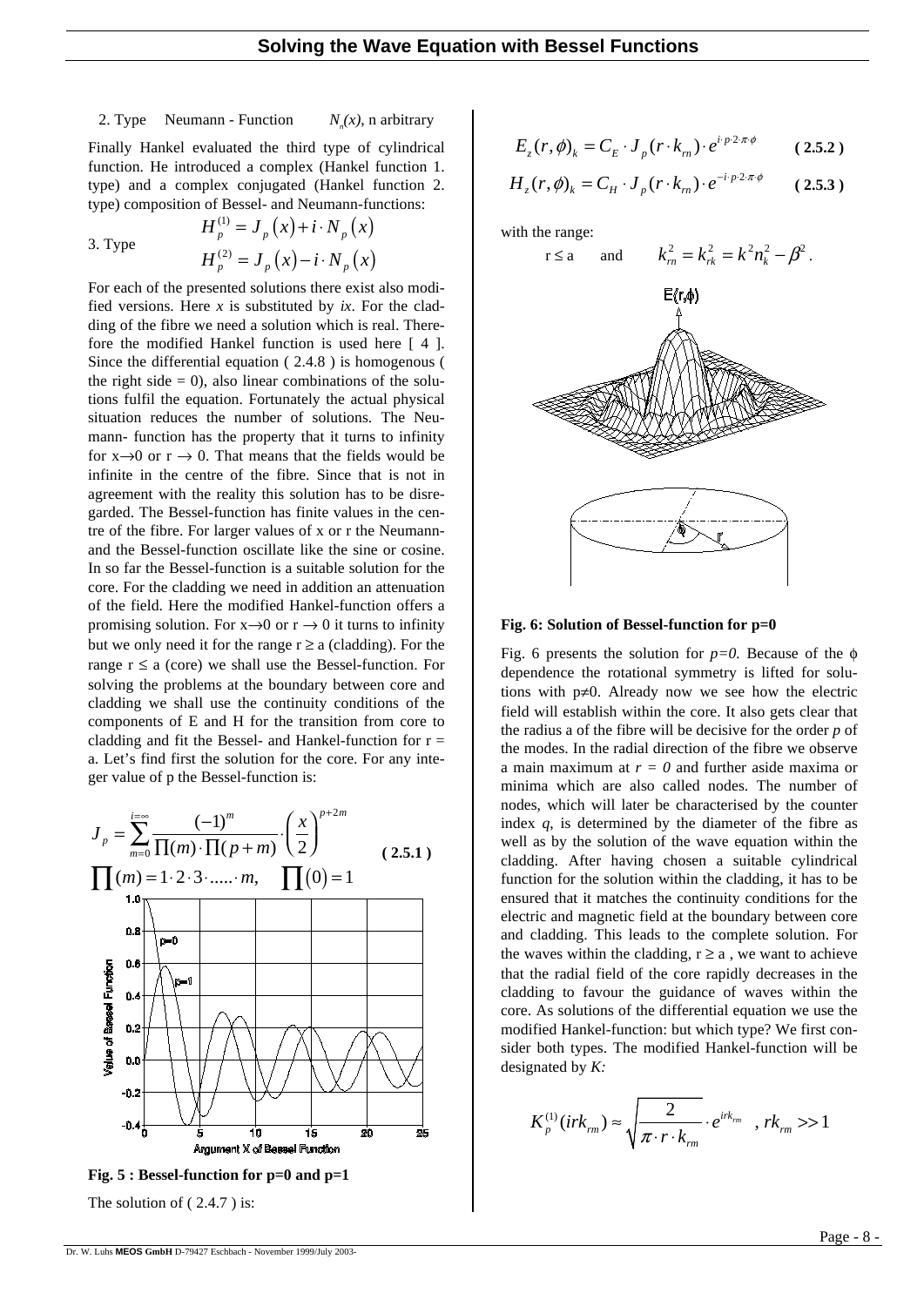2. Type Neumann - Function $N_n(x)$, n arbitrary

Finally Hankel evaluated the third type of cylindrical function. He introduced a complex (Hankel function 1. type) and a complex conjugated (Hankel function 2. type) composition of Bessel- and Neumann-functions:

3. Type

$$H_p^{(1)} = J_p(x) + i \cdot N_p(x)$$

$$H_p^{(2)} = J_p(x) - i \cdot N_p(x)$$

For each of the presented solutions there exist also modified versions. Here *x* is substituted by *ix*. For the cladding of the fibre we need a solution which is real. Therefore the modified Hankel function is used here [ 4 ]. Since the differential equation ( 2.4.8 ) is homogenous ( the right side = 0), also linear combinations of the solutions fulfil the equation. Fortunately the actual physical situation reduces the number of solutions. The Neumann- function has the property that it turns to infinity for $x \to 0$ or $r \to 0$. That means that the fields would be infinite in the centre of the fibre. Since that is not in agreement with the reality this solution has to be disregarded. The Bessel-function has finite values in the centre of the fibre. For larger values of x or r the Neumann- and the Bessel-function oscillate like the sine or cosine. In so far the Bessel-function is a suitable solution for the core. For the cladding we need in addition an attenuation of the field. Here the modified Hankel-function offers a promising solution. For $x \to 0$ or $r \to 0$ it turns to infinity but we only need it for the range $r \geq a$ (cladding). For the range $r \leq a$ (core) we shall use the Bessel-function. For solving the problems at the boundary between core and cladding we shall use the continuity conditions of the components of E and H for the transition from core to cladding and fit the Bessel- and Hankel-function for r = a. Let's find first the solution for the core. For any integer value of p the Bessel-function is:

$$J_p = \sum_{m=0}^{i=\infty} \frac{(-1)^m}{\prod(m) \cdot \prod(p+m)} \cdot \left(\frac{x}{2}\right)^{p+2m} \quad (2.5.1)$$

$$\prod(m) = 1 \cdot 2 \cdot 3 \cdot \ldots\ldots \cdot m, \quad \prod(0) = 1$$

**Fig. 5 : Bessel-function for p=0 and p=1**

The solution of ( 2.4.7 ) is:

$$E_z(r,\phi)_k = C_E \cdot J_p(r \cdot k_{rn}) \cdot e^{i \cdot p \cdot 2 \cdot \pi \cdot \phi} \quad (2.5.2)$$

$$H_z(r,\phi)_k = C_H \cdot J_p(r \cdot k_{rn}) \cdot e^{-i \cdot p \cdot 2 \cdot \pi \cdot \phi} \quad (2.5.3)$$

with the range:

$r \leq a$ and $k_{rn}^2 = k_{rk}^2 = k^2 n_k^2 - \beta^2$.

**Fig. 6: Solution of Bessel-function for p=0**

Fig. 6 presents the solution for *p=0.* Because of the $\phi$ dependence the rotational symmetry is lifted for solutions with $p \neq 0$. Already now we see how the electric field will establish within the core. It also gets clear that the radius a of the fibre will be decisive for the order *p* of the modes. In the radial direction of the fibre we observe a main maximum at $r = 0$ and further aside maxima or minima which are also called nodes. The number of nodes, which will later be characterised by the counter index *q*, is determined by the diameter of the fibre as well as by the solution of the wave equation within the cladding. After having chosen a suitable cylindrical function for the solution within the cladding, it has to be ensured that it matches the continuity conditions for the electric and magnetic field at the boundary between core and cladding. This leads to the complete solution. For the waves within the cladding, $r \geq a$ , we want to achieve that the radial field of the core rapidly decreases in the cladding to favour the guidance of waves within the core. As solutions of the differential equation we use the modified Hankel-function: but which type? We first consider both types. The modified Hankel-function will be designated by *K:*

$$K_p^{(1)}(irk_{rm}) \approx \sqrt{\frac{2}{\pi \cdot r \cdot k_{rm}}} \cdot e^{irk_{rm}} \quad , rk_{rm} >> 1$$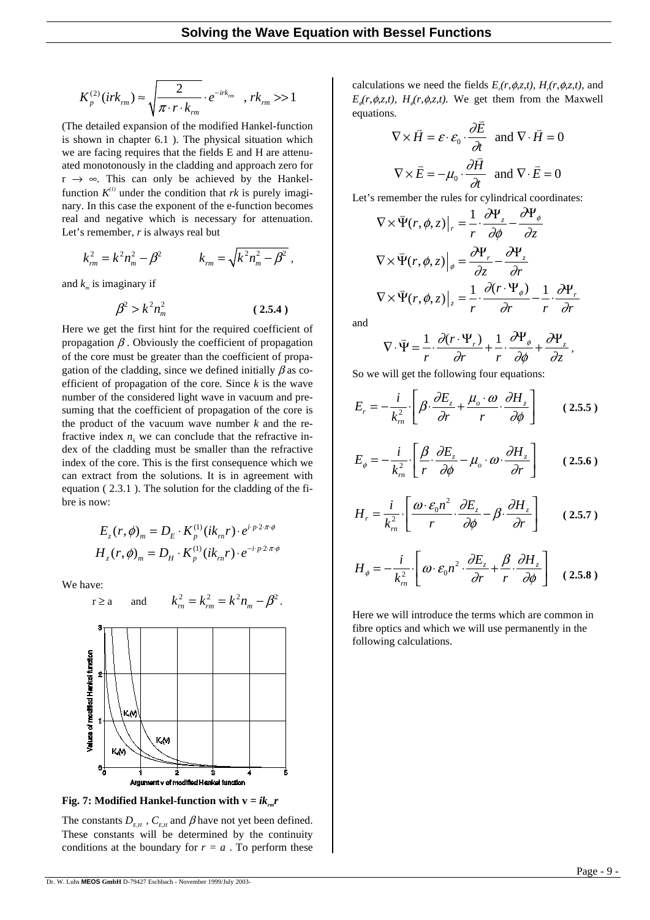$$K_p^{(2)}(irk_{rm}) \approx \sqrt{\frac{2}{\pi \cdot r \cdot k_{rm}}} \cdot e^{-irk_{rm}} \quad , rk_{rm} >> 1$$

(The detailed expansion of the modified Hankel-function is shown in chapter 6.1 ). The physical situation which we are facing requires that the fields E and H are attenuated monotonously in the cladding and approach zero for $r \rightarrow \infty$. This can only be achieved by the Hankel-function $K^{(1)}$ under the condition that *rk* is purely imaginary. In this case the exponent of the e-function becomes real and negative which is necessary for attenuation. Let's remember, *r* is always real but

$$k_{rm}^2 = k^2 n_m^2 - \beta^2 \qquad k_{rm} = \sqrt{k^2 n_m^2 - \beta^2} \; ,$$

and $k_m$ is imaginary if

$$\beta^2 > k^2 n_m^2 \qquad \textbf{( 2.5.4 )}$$

Here we get the first hint for the required coefficient of propagation $\beta$. Obviously the coefficient of propagation of the core must be greater than the coefficient of propagation of the cladding, since we defined initially $\beta$ as coefficient of propagation of the core. Since *k* is the wave number of the considered light wave in vacuum and presuming that the coefficient of propagation of the core is the product of the vacuum wave number *k* and the refractive index $n_k$ we can conclude that the refractive index of the cladding must be smaller than the refractive index of the core. This is the first consequence which we can extract from the solutions. It is in agreement with equation ( 2.3.1 ). The solution for the cladding of the fibre is now:

$$E_z(r,\phi)_m = D_E \cdot K_p^{(1)}(ik_{rn}r) \cdot e^{i \cdot p \cdot 2 \cdot \pi \cdot \phi}$$
$$H_z(r,\phi)_m = D_H \cdot K_p^{(1)}(ik_{rn}r) \cdot e^{-i \cdot p \cdot 2 \cdot \pi \cdot \phi}$$

We have:

$$r \geq a \quad \text{and} \quad k_{rn}^2 = k_{rm}^2 = k^2 n_m - \beta^2 .$$

**Fig. 7: Modified Hankel-function with $v = ik_{rm}r$**

The constants $D_{E,H}$, $C_{E,H}$ and $\beta$ have not yet been defined. These constants will be determined by the continuity conditions at the boundary for $r = a$ . To perform these calculations we need the fields $E_r(r,\phi,z,t)$, $H_r(r,\phi,z,t)$, and $E_\phi(r,\phi,z,t)$, $H_\phi(r,\phi,z,t)$. We get them from the Maxwell equations.

$$\nabla \times \vec{H} = \varepsilon \cdot \varepsilon_0 \cdot \frac{\partial \vec{E}}{\partial t} \quad \text{and } \nabla \cdot \vec{H} = 0$$

$$\nabla \times \vec{E} = -\mu_0 \cdot \frac{\partial \vec{H}}{\partial t} \quad \text{and } \nabla \cdot \vec{E} = 0$$

Let's remember the rules for cylindrical coordinates:

$$\nabla \times \vec{\Psi}(r,\phi,z)\big|_r = \frac{1}{r} \cdot \frac{\partial \Psi_z}{\partial \phi} - \frac{\partial \Psi_\phi}{\partial z}$$

$$\nabla \times \vec{\Psi}(r,\phi,z)\big|_\phi = \frac{\partial \Psi_r}{\partial z} - \frac{\partial \Psi_z}{\partial r}$$

$$\nabla \times \vec{\Psi}(r,\phi,z)\big|_z = \frac{1}{r} \cdot \frac{\partial (r \cdot \Psi_\phi)}{\partial r} - \frac{1}{r} \cdot \frac{\partial \Psi_r}{\partial r}$$

and

$$\nabla \cdot \vec{\Psi} = \frac{1}{r} \cdot \frac{\partial (r \cdot \Psi_r)}{\partial r} + \frac{1}{r} \cdot \frac{\partial \Psi_\phi}{\partial \phi} + \frac{\partial \Psi_z}{\partial z} ,$$

So we will get the following four equations:

$$E_r = -\frac{i}{k_{rn}^2} \cdot \left[ \beta \cdot \frac{\partial E_z}{\partial r} + \frac{\mu_o \cdot \omega}{r} \cdot \frac{\partial H_z}{\partial \phi} \right] \qquad \textbf{( 2.5.5 )}$$

$$E_\phi = -\frac{i}{k_{rn}^2} \cdot \left[ \frac{\beta}{r} \cdot \frac{\partial E_z}{\partial \phi} - \mu_o \cdot \omega \cdot \frac{\partial H_z}{\partial r} \right] \qquad \textbf{( 2.5.6 )}$$

$$H_r = \frac{i}{k_{rn}^2} \cdot \left[ \frac{\omega \cdot \varepsilon_0 n^2}{r} \cdot \frac{\partial E_z}{\partial \phi} - \beta \cdot \frac{\partial H_z}{\partial r} \right] \qquad \textbf{( 2.5.7 )}$$

$$H_\phi = -\frac{i}{k_{rn}^2} \cdot \left[ \omega \cdot \varepsilon_0 n^2 \cdot \frac{\partial E_z}{\partial r} + \frac{\beta}{r} \cdot \frac{\partial H_z}{\partial \phi} \right] \qquad \textbf{( 2.5.8 )}$$

Here we will introduce the terms which are common in fibre optics and which we will use permanently in the following calculations.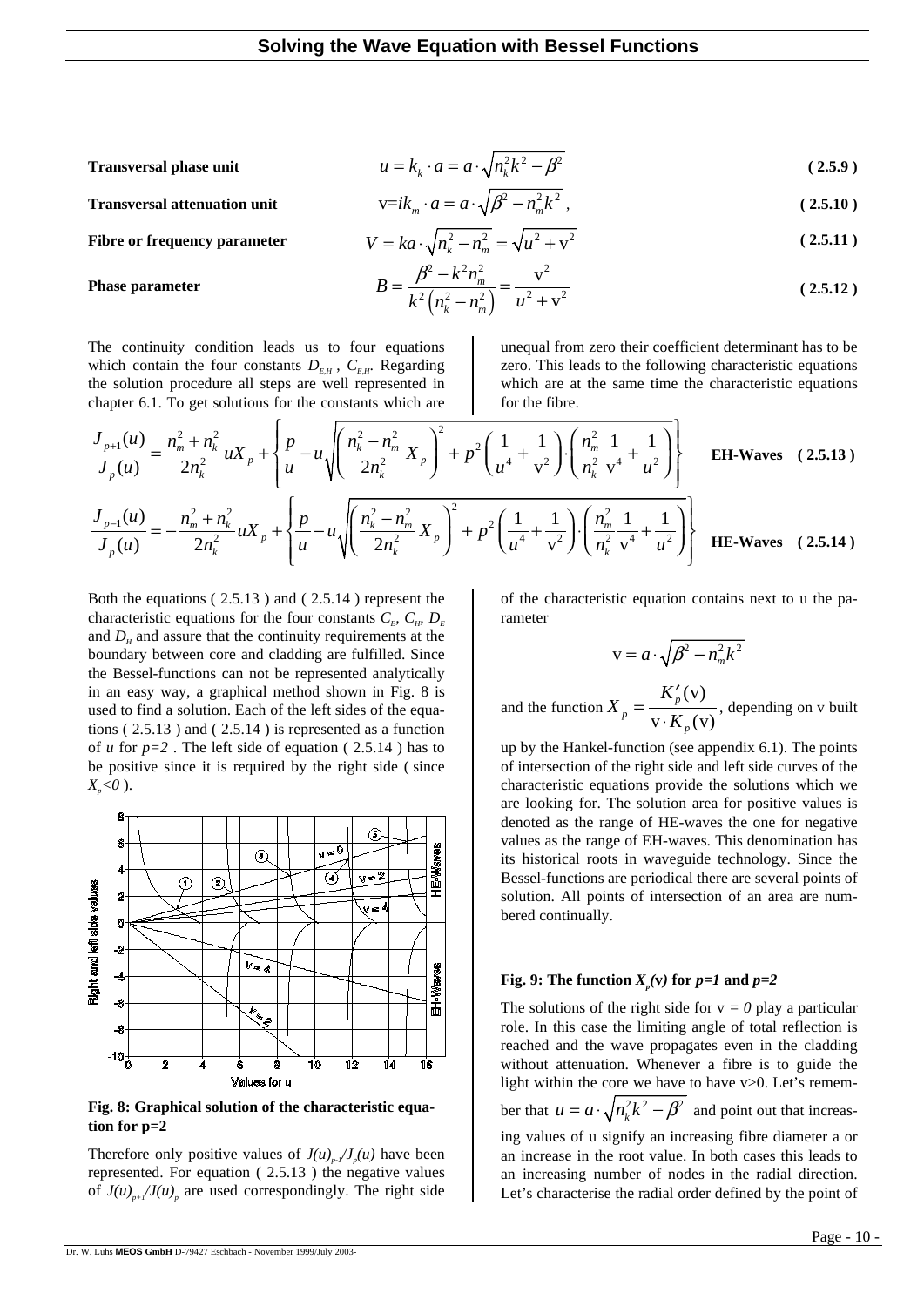**Transversal phase unit** $$u = k_k \cdot a = a \cdot \sqrt{n_k^2 k^2 - \beta^2} \qquad (2.5.9)$$

**Transversal attenuation unit** $$\mathrm{v} = ik_m \cdot a = a \cdot \sqrt{\beta^2 - n_m^2 k^2}, \qquad (2.5.10)$$

**Fibre or frequency parameter** $$V = ka \cdot \sqrt{n_k^2 - n_m^2} = \sqrt{u^2 + \mathrm{v}^2} \qquad (2.5.11)$$

**Phase parameter** $$B = \frac{\beta^2 - k^2 n_m^2}{k^2\left(n_k^2 - n_m^2\right)} = \frac{\mathrm{v}^2}{u^2 + \mathrm{v}^2} \qquad (2.5.12)$$

The continuity condition leads us to four equations which contain the four constants $D_{E,H}$, $C_{E,H}$. Regarding the solution procedure all steps are well represented in chapter 6.1. To get solutions for the constants which are unequal from zero their coefficient determinant has to be zero. This leads to the following characteristic equations which are at the same time the characteristic equations for the fibre.

$$\frac{J_{p+1}(u)}{J_p(u)} = \frac{n_m^2 + n_k^2}{2n_k^2} uX_p + \left\{ \frac{p}{u} - u\sqrt{\left(\frac{n_k^2 - n_m^2}{2n_k^2} X_p\right)^2 + p^2\left(\frac{1}{u^4} + \frac{1}{\mathrm{v}^2}\right)\cdot\left(\frac{n_m^2}{n_k^2}\frac{1}{\mathrm{v}^4} + \frac{1}{u^2}\right)} \right\} \quad \textbf{EH-Waves} \quad (2.5.13)$$

$$\frac{J_{p-1}(u)}{J_p(u)} = -\frac{n_m^2 + n_k^2}{2n_k^2} uX_p + \left\{ \frac{p}{u} - u\sqrt{\left(\frac{n_k^2 - n_m^2}{2n_k^2} X_p\right)^2 + p^2\left(\frac{1}{u^4} + \frac{1}{\mathrm{v}^2}\right)\cdot\left(\frac{n_m^2}{n_k^2}\frac{1}{\mathrm{v}^4} + \frac{1}{u^2}\right)} \right\} \quad \textbf{HE-Waves} \quad (2.5.14)$$

Both the equations ( 2.5.13 ) and ( 2.5.14 ) represent the characteristic equations for the four constants $C_E$, $C_H$, $D_E$ and $D_H$ and assure that the continuity requirements at the boundary between core and cladding are fulfilled. Since the Bessel-functions can not be represented analytically in an easy way, a graphical method shown in Fig. 8 is used to find a solution. Each of the left sides of the equations ( 2.5.13 ) and ( 2.5.14 ) is represented as a function of $u$ for $p=2$ . The left side of equation ( 2.5.14 ) has to be positive since it is required by the right side ( since $X_p<0$ ).

**Fig. 8: Graphical solution of the characteristic equation for p=2**

Therefore only positive values of $J(u)_{p-1}/J_p(u)$ have been represented. For equation ( 2.5.13 ) the negative values of $J(u)_{p+1}/J(u)_p$ are used correspondingly. The right side of the characteristic equation contains next to u the parameter

$$\mathrm{v} = a \cdot \sqrt{\beta^2 - n_m^2 k^2}$$

and the function $X_p = \dfrac{K_p'(\mathrm{v})}{\mathrm{v} \cdot K_p(\mathrm{v})}$, depending on v built up by the Hankel-function (see appendix 6.1). The points of intersection of the right side and left side curves of the characteristic equations provide the solutions which we are looking for. The solution area for positive values is denoted as the range of HE-waves the one for negative values as the range of EH-waves. This denomination has its historical roots in waveguide technology. Since the Bessel-functions are periodical there are several points of solution. All points of intersection of an area are numbered continually.

**Fig. 9: The function $X_p(\mathrm{v})$ for $p=1$ and $p=2$**

The solutions of the right side for $\mathrm{v} = 0$ play a particular role. In this case the limiting angle of total reflection is reached and the wave propagates even in the cladding without attenuation. Whenever a fibre is to guide the light within the core we have to have v>0. Let's remember that $u = a \cdot \sqrt{n_k^2 k^2 - \beta^2}$ and point out that increasing values of u signify an increasing fibre diameter a or an increase in the root value. In both cases this leads to an increasing number of nodes in the radial direction. Let's characterise the radial order defined by the point of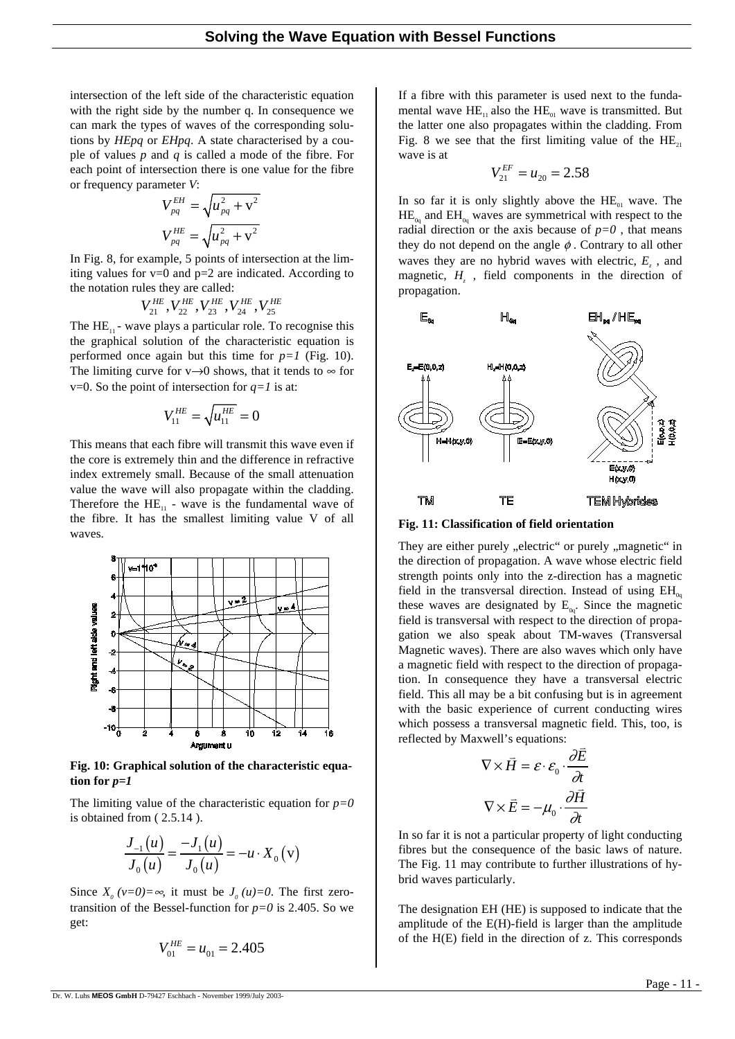intersection of the left side of the characteristic equation with the right side by the number q. In consequence we can mark the types of waves of the corresponding solutions by *HEpq* or *EHpq*. A state characterised by a couple of values *p* and *q* is called a mode of the fibre. For each point of intersection there is one value for the fibre or frequency parameter *V*:

$$V_{pq}^{EH} = \sqrt{u_{pq}^2 + \text{v}^2}$$

$$V_{pq}^{HE} = \sqrt{u_{pq}^2 + \text{v}^2}$$

In Fig. 8, for example, 5 points of intersection at the limiting values for v=0 and p=2 are indicated. According to the notation rules they are called:

$$V_{21}^{HE}, V_{22}^{HE}, V_{23}^{HE}, V_{24}^{HE}, V_{25}^{HE}$$

The $HE_{11}$ - wave plays a particular role. To recognise this the graphical solution of the characteristic equation is performed once again but this time for *p=1* (Fig. 10). The limiting curve for v→0 shows, that it tends to ∞ for v=0. So the point of intersection for *q=1* is at:

$$V_{11}^{HE} = \sqrt{u_{11}^{HE}} = 0$$

This means that each fibre will transmit this wave even if the core is extremely thin and the difference in refractive index extremely small. Because of the small attenuation value the wave will also propagate within the cladding. Therefore the $HE_{11}$ - wave is the fundamental wave of the fibre. It has the smallest limiting value V of all waves.

**Fig. 10: Graphical solution of the characteristic equation for *p=1***

The limiting value of the characteristic equation for *p=0* is obtained from ( 2.5.14 ).

$$\frac{J_{-1}(u)}{J_0(u)} = \frac{-J_1(u)}{J_0(u)} = -u \cdot X_0(\text{v})$$

Since $X_0(v=0)=\infty$, it must be $J_0(u)=0$. The first zero-transition of the Bessel-function for *p=0* is 2.405. So we get:

$$V_{01}^{HE} = u_{01} = 2.405$$

If a fibre with this parameter is used next to the fundamental wave $HE_{11}$ also the $HE_{01}$ wave is transmitted. But the latter one also propagates within the cladding. From Fig. 8 we see that the first limiting value of the $HE_{21}$ wave is at

$$V_{21}^{EF} = u_{20} = 2.58$$

In so far it is only slightly above the $HE_{01}$ wave. The $HE_{0q}$ and $EH_{0q}$ waves are symmetrical with respect to the radial direction or the axis because of *p=0* , that means they do not depend on the angle $\phi$. Contrary to all other waves they are no hybrid waves with electric, $E_z$ , and magnetic, $H_z$ , field components in the direction of propagation.

**Fig. 11: Classification of field orientation**

They are either purely „electric“ or purely „magnetic“ in the direction of propagation. A wave whose electric field strength points only into the z-direction has a magnetic field in the transversal direction. Instead of using $EH_{0q}$ these waves are designated by $E_{0q}$. Since the magnetic field is transversal with respect to the direction of propagation we also speak about TM-waves (Transversal Magnetic waves). There are also waves which only have a magnetic field with respect to the direction of propagation. In consequence they have a transversal electric field. This all may be a bit confusing but is in agreement with the basic experience of current conducting wires which possess a transversal magnetic field. This, too, is reflected by Maxwell's equations:

$$\nabla \times \vec{H} = \varepsilon \cdot \varepsilon_0 \cdot \frac{\partial \vec{E}}{\partial t}$$

$$\nabla \times \vec{E} = -\mu_0 \cdot \frac{\partial \vec{H}}{\partial t}$$

In so far it is not a particular property of light conducting fibres but the consequence of the basic laws of nature. The Fig. 11 may contribute to further illustrations of hybrid waves particularly.

The designation EH (HE) is supposed to indicate that the amplitude of the E(H)-field is larger than the amplitude of the H(E) field in the direction of z. This corresponds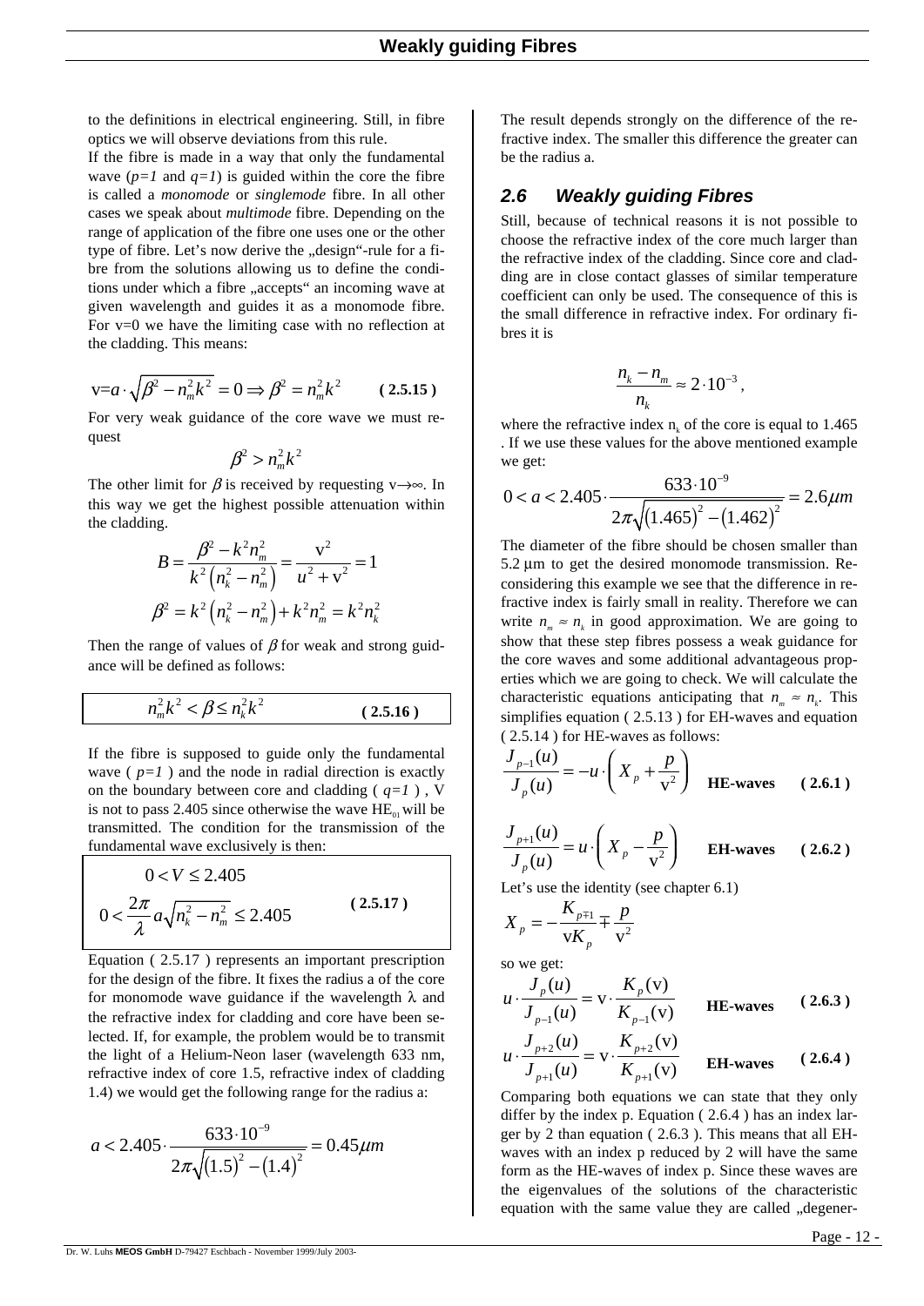to the definitions in electrical engineering. Still, in fibre optics we will observe deviations from this rule.

If the fibre is made in a way that only the fundamental wave (*p=1* and *q=1*) is guided within the core the fibre is called a *monomode* or *singlemode* fibre. In all other cases we speak about *multimode* fibre. Depending on the range of application of the fibre one uses one or the other type of fibre. Let's now derive the „design"-rule for a fibre from the solutions allowing us to define the conditions under which a fibre „accepts" an incoming wave at given wavelength and guides it as a monomode fibre. For v=0 we have the limiting case with no reflection at the cladding. This means:

$$\mathrm{v} = a\cdot\sqrt{\beta^2 - n_m^2 k^2} = 0 \Rightarrow \beta^2 = n_m^2 k^2 \qquad \text{( 2.5.15 )}$$

For very weak guidance of the core wave we must request

$$\beta^2 > n_m^2 k^2$$

The other limit for $\beta$ is received by requesting $\mathrm{v}\to\infty$. In this way we get the highest possible attenuation within the cladding.

$$B = \frac{\beta^2 - k^2 n_m^2}{k^2\left(n_k^2 - n_m^2\right)} = \frac{\mathrm{v}^2}{u^2 + \mathrm{v}^2} = 1$$

$$\beta^2 = k^2\left(n_k^2 - n_m^2\right) + k^2 n_m^2 = k^2 n_k^2$$

Then the range of values of $\beta$ for weak and strong guidance will be defined as follows:

$$n_m^2 k^2 < \beta \le n_k^2 k^2 \qquad \text{( 2.5.16 )}$$

If the fibre is supposed to guide only the fundamental wave ( *p=1* ) and the node in radial direction is exactly on the boundary between core and cladding ( *q=1* ) , V is not to pass 2.405 since otherwise the wave $HE_{01}$ will be transmitted. The condition for the transmission of the fundamental wave exclusively is then:

$$\begin{aligned} &0 < V \le 2.405 \\ &0 < \frac{2\pi}{\lambda} a\sqrt{n_k^2 - n_m^2} \le 2.405 \end{aligned} \qquad \text{( 2.5.17 )}$$

Equation ( 2.5.17 ) represents an important prescription for the design of the fibre. It fixes the radius a of the core for monomode wave guidance if the wavelength $\lambda$ and the refractive index for cladding and core have been selected. If, for example, the problem would be to transmit the light of a Helium-Neon laser (wavelength 633 nm, refractive index of core 1.5, refractive index of cladding 1.4) we would get the following range for the radius a:

$$a < 2.405\cdot\frac{633\cdot 10^{-9}}{2\pi\sqrt{(1.5)^2 - (1.4)^2}} = 0.45\mu m$$

The result depends strongly on the difference of the refractive index. The smaller this difference the greater can be the radius a.

## 2.6 Weakly guiding Fibres

Still, because of technical reasons it is not possible to choose the refractive index of the core much larger than the refractive index of the cladding. Since core and cladding are in close contact glasses of similar temperature coefficient can only be used. The consequence of this is the small difference in refractive index. For ordinary fibres it is

$$\frac{n_k - n_m}{n_k} \approx 2\cdot 10^{-3},$$

where the refractive index $n_k$ of the core is equal to 1.465 . If we use these values for the above mentioned example we get:

$$0 < a < 2.405\cdot\frac{633\cdot 10^{-9}}{2\pi\sqrt{(1.465)^2 - (1.462)^2}} = 2.6\mu m$$

The diameter of the fibre should be chosen smaller than 5.2 µm to get the desired monomode transmission. Reconsidering this example we see that the difference in refractive index is fairly small in reality. Therefore we can write $n_m \approx n_k$ in good approximation. We are going to show that these step fibres possess a weak guidance for the core waves and some additional advantageous properties which we are going to check. We will calculate the characteristic equations anticipating that $n_m \approx n_k$. This simplifies equation ( 2.5.13 ) for EH-waves and equation ( 2.5.14 ) for HE-waves as follows:

$$\frac{J_{p-1}(u)}{J_p(u)} = -u\cdot\left(X_p + \frac{p}{\mathrm{v}^2}\right) \qquad \textbf{HE-waves} \qquad \text{( 2.6.1 )}$$

$$\frac{J_{p+1}(u)}{J_p(u)} = u\cdot\left(X_p - \frac{p}{\mathrm{v}^2}\right) \qquad \textbf{EH-waves} \qquad \text{( 2.6.2 )}$$

Let's use the identity (see chapter 6.1)

$$X_p = -\frac{K_{p\mp 1}}{\mathrm{v}K_p} \mp \frac{p}{\mathrm{v}^2}$$

so we get:

$$u\cdot\frac{J_p(u)}{J_{p-1}(u)} = \mathrm{v}\cdot\frac{K_p(\mathrm{v})}{K_{p-1}(\mathrm{v})} \qquad \textbf{HE-waves} \qquad \text{( 2.6.3 )}$$

$$u\cdot\frac{J_{p+2}(u)}{J_{p+1}(u)} = \mathrm{v}\cdot\frac{K_{p+2}(\mathrm{v})}{K_{p+1}(\mathrm{v})} \qquad \textbf{EH-waves} \qquad \text{( 2.6.4 )}$$

Comparing both equations we can state that they only differ by the index p. Equation ( 2.6.4 ) has an index larger by 2 than equation ( 2.6.3 ). This means that all EH-waves with an index p reduced by 2 will have the same form as the HE-waves of index p. Since these waves are the eigenvalues of the solutions of the characteristic equation with the same value they are called „degener-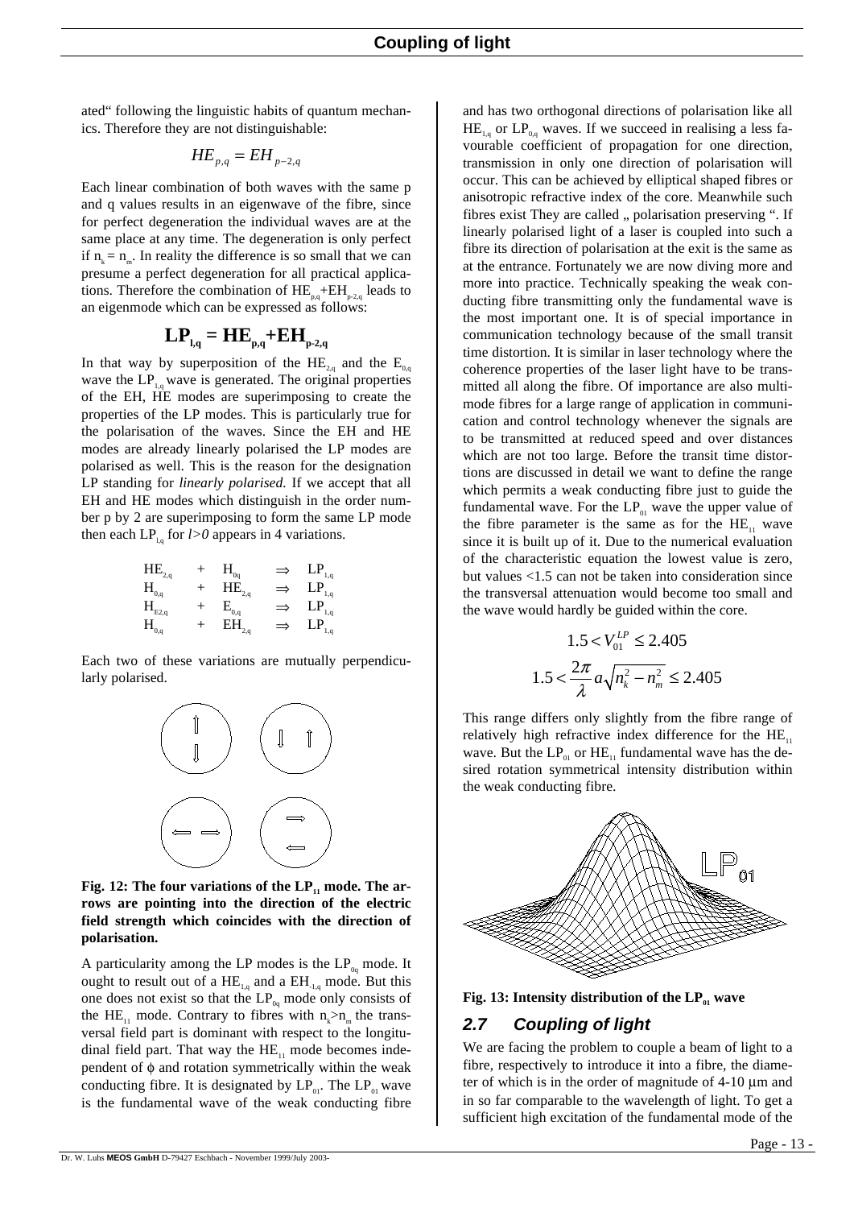ated" following the linguistic habits of quantum mechanics. Therefore they are not distinguishable:

$$HE_{p,q} = EH_{p-2,q}$$

Each linear combination of both waves with the same p and q values results in an eigenwave of the fibre, since for perfect degeneration the individual waves are at the same place at any time. The degeneration is only perfect if $n_k = n_m$. In reality the difference is so small that we can presume a perfect degeneration for all practical applications. Therefore the combination of $HE_{p,q}$+$EH_{p-2,q}$ leads to an eigenmode which can be expressed as follows:

$$\mathbf{LP_{l,q} = HE_{p,q} + EH_{p-2,q}}$$

In that way by superposition of the $HE_{2,q}$ and the $E_{0,q}$ wave the $LP_{1,q}$ wave is generated. The original properties of the EH, HE modes are superimposing to create the properties of the LP modes. This is particularly true for the polarisation of the waves. Since the EH and HE modes are already linearly polarised the LP modes are polarised as well. This is the reason for the designation LP standing for *linearly polarised.* If we accept that all EH and HE modes which distinguish in the order number p by 2 are superimposing to form the same LP mode then each $LP_{l,q}$ for *l>0* appears in 4 variations.

$$HE_{2,q} + H_{0q} \Rightarrow LP_{1,q}$$
$$H_{0,q} + HE_{2,q} \Rightarrow LP_{1,q}$$
$$H_{E2,q} + E_{0,q} \Rightarrow LP_{1,q}$$
$$H_{0,q} + EH_{2,q} \Rightarrow LP_{1,q}$$

Each two of these variations are mutually perpendicularly polarised.

**Fig. 12: The four variations of the $LP_{11}$ mode. The arrows are pointing into the direction of the electric field strength which coincides with the direction of polarisation.**

A particularity among the LP modes is the $LP_{0q}$ mode. It ought to result out of a $HE_{1,q}$ and a $EH_{-1,q}$ mode. But this one does not exist so that the $LP_{0q}$ mode only consists of the $HE_{11}$ mode. Contrary to fibres with $n_k > n_m$ the transversal field part is dominant with respect to the longitudinal field part. That way the $HE_{11}$ mode becomes independent of $\phi$ and rotation symmetrically within the weak conducting fibre. It is designated by $LP_{01}$. The $LP_{01}$ wave is the fundamental wave of the weak conducting fibre and has two orthogonal directions of polarisation like all $HE_{1,q}$ or $LP_{0,q}$ waves. If we succeed in realising a less favourable coefficient of propagation for one direction, transmission in only one direction of polarisation will occur. This can be achieved by elliptical shaped fibres or anisotropic refractive index of the core. Meanwhile such fibres exist They are called „ polarisation preserving ". If linearly polarised light of a laser is coupled into such a fibre its direction of polarisation at the exit is the same as at the entrance. Fortunately we are now diving more and more into practice. Technically speaking the weak conducting fibre transmitting only the fundamental wave is the most important one. It is of special importance in communication technology because of the small transit time distortion. It is similar in laser technology where the coherence properties of the laser light have to be transmitted all along the fibre. Of importance are also multimode fibres for a large range of application in communication and control technology whenever the signals are to be transmitted at reduced speed and over distances which are not too large. Before the transit time distortions are discussed in detail we want to define the range which permits a weak conducting fibre just to guide the fundamental wave. For the $LP_{01}$ wave the upper value of the fibre parameter is the same as for the $HE_{11}$ wave since it is built up of it. Due to the numerical evaluation of the characteristic equation the lowest value is zero, but values <1.5 can not be taken into consideration since the transversal attenuation would become too small and the wave would hardly be guided within the core.

$$1.5 < V_{01}^{LP} \leq 2.405$$

$$1.5 < \frac{2\pi}{\lambda} a \sqrt{n_k^2 - n_m^2} \leq 2.405$$

This range differs only slightly from the fibre range of relatively high refractive index difference for the $HE_{11}$ wave. But the $LP_{01}$ or $HE_{11}$ fundamental wave has the desired rotation symmetrical intensity distribution within the weak conducting fibre.

**Fig. 13: Intensity distribution of the $LP_{01}$ wave**

## 2.7 Coupling of light

We are facing the problem to couple a beam of light to a fibre, respectively to introduce it into a fibre, the diameter of which is in the order of magnitude of 4-10 µm and in so far comparable to the wavelength of light. To get a sufficient high excitation of the fundamental mode of the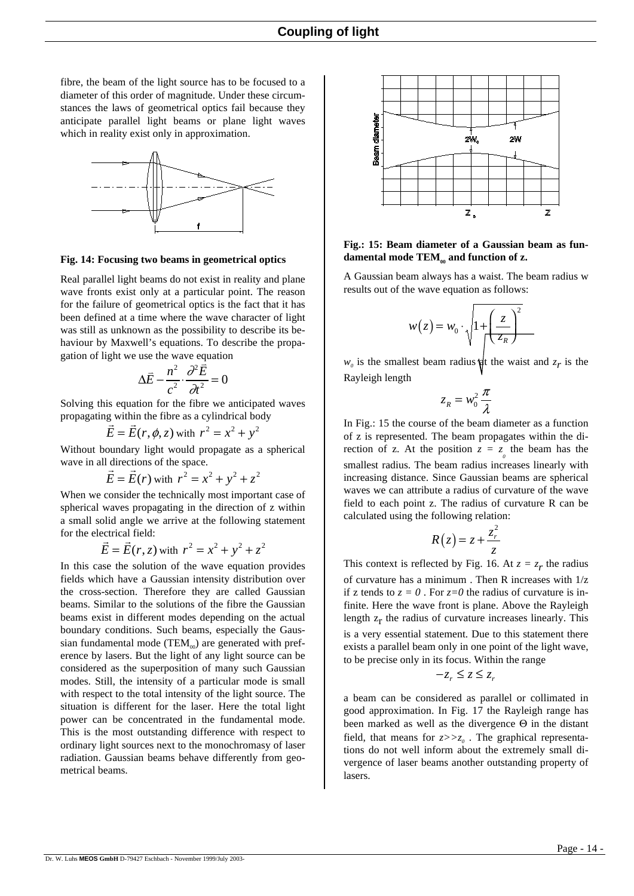fibre, the beam of the light source has to be focused to a diameter of this order of magnitude. Under these circumstances the laws of geometrical optics fail because they anticipate parallel light beams or plane light waves which in reality exist only in approximation.

**Fig. 14: Focusing two beams in geometrical optics**

Real parallel light beams do not exist in reality and plane wave fronts exist only at a particular point. The reason for the failure of geometrical optics is the fact that it has been defined at a time where the wave character of light was still as unknown as the possibility to describe its behaviour by Maxwell's equations. To describe the propagation of light we use the wave equation

$$\Delta\vec{E} - \frac{n^2}{c^2} \cdot \frac{\partial^2 \vec{E}}{\partial t^2} = 0$$

Solving this equation for the fibre we anticipated waves propagating within the fibre as a cylindrical body

$$\vec{E} = \vec{E}(r, \phi, z) \text{ with } r^2 = x^2 + y^2$$

Without boundary light would propagate as a spherical wave in all directions of the space.

$$\vec{E} = \vec{E}(r) \text{ with } r^2 = x^2 + y^2 + z^2$$

When we consider the technically most important case of spherical waves propagating in the direction of z within a small solid angle we arrive at the following statement for the electrical field:

$$\vec{E} = \vec{E}(r, z) \text{ with } r^2 = x^2 + y^2 + z^2$$

In this case the solution of the wave equation provides fields which have a Gaussian intensity distribution over the cross-section. Therefore they are called Gaussian beams. Similar to the solutions of the fibre the Gaussian beams exist in different modes depending on the actual boundary conditions. Such beams, especially the Gaussian fundamental mode ($TEM_{00}$) are generated with preference by lasers. But the light of any light source can be considered as the superposition of many such Gaussian modes. Still, the intensity of a particular mode is small with respect to the total intensity of the light source. The situation is different for the laser. Here the total light power can be concentrated in the fundamental mode. This is the most outstanding difference with respect to ordinary light sources next to the monochromasy of laser radiation. Gaussian beams behave differently from geometrical beams.

**Fig.: 15: Beam diameter of a Gaussian beam as fundamental mode $TEM_{00}$ and function of z.**

A Gaussian beam always has a waist. The beam radius w results out of the wave equation as follows:

$$w(z) = w_0 \cdot \sqrt{1 + \left(\frac{z}{z_R}\right)^2}$$

$w_0$ is the smallest beam radius at the waist and $z_r$ is the Rayleigh length

$$z_R = w_0^2 \frac{\pi}{\lambda}$$

In Fig.: 15 the course of the beam diameter as a function of z is represented. The beam propagates within the direction of z. At the position $z = z_0$ the beam has the smallest radius. The beam radius increases linearly with increasing distance. Since Gaussian beams are spherical waves we can attribute a radius of curvature of the wave field to each point z. The radius of curvature R can be calculated using the following relation:

$$R(z) = z + \frac{z_r^2}{z}$$

This context is reflected by Fig. 16. At $z = z_r$ the radius of curvature has a minimum . Then R increases with $1/z$ if z tends to $z = 0$ . For $z=0$ the radius of curvature is infinite. Here the wave front is plane. Above the Rayleigh length $z_r$ the radius of curvature increases linearly. This is a very essential statement. Due to this statement there exists a parallel beam only in one point of the light wave, to be precise only in its focus. Within the range

$$-z_r \leq z \leq z_r$$

a beam can be considered as parallel or collimated in good approximation. In Fig. 17 the Rayleigh range has been marked as well as the divergence $\Theta$ in the distant field, that means for $z >> z_0$ . The graphical representations do not well inform about the extremely small divergence of laser beams another outstanding property of lasers.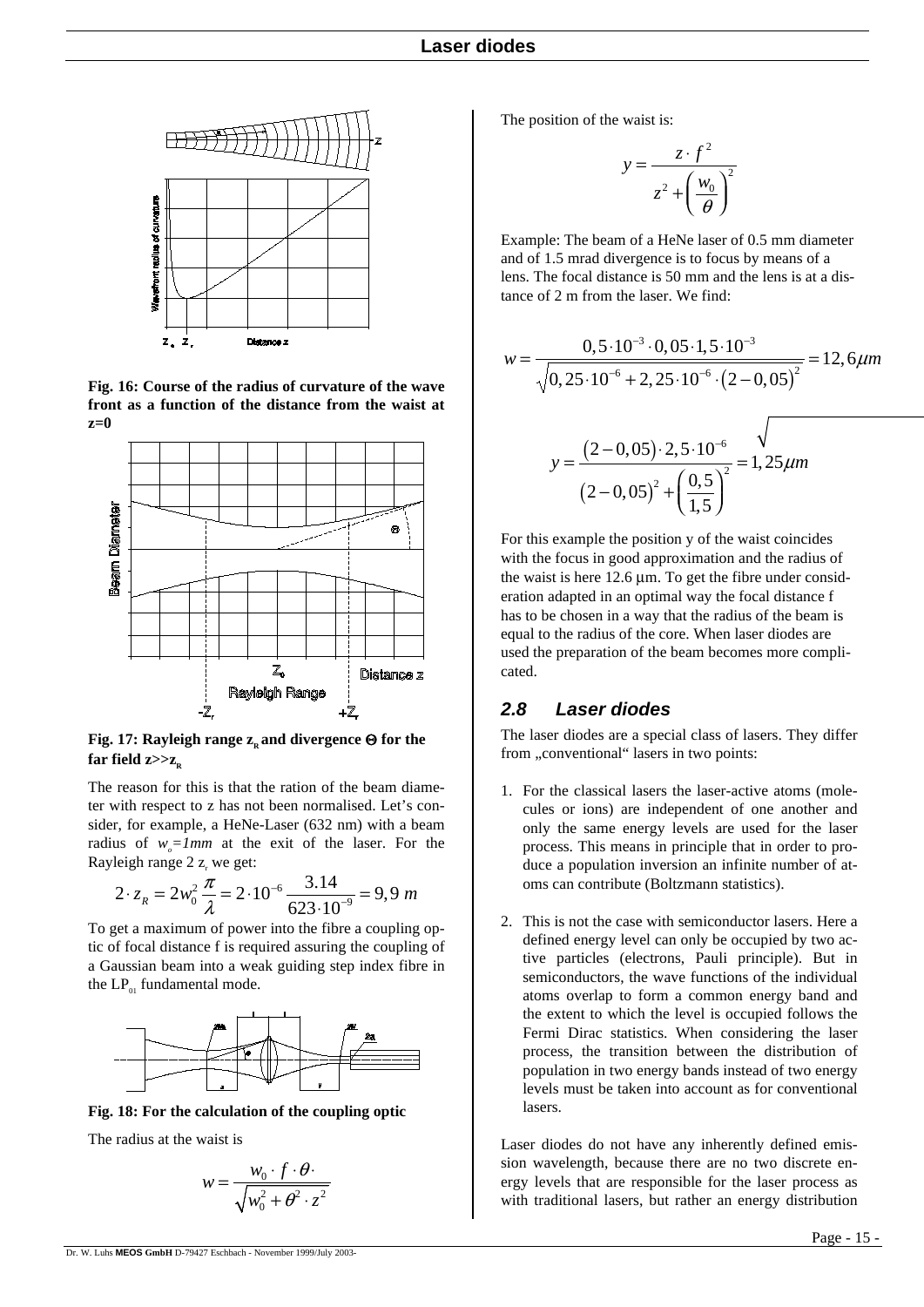Fig. 16: Course of the radius of curvature of the wave front as a function of the distance from the waist at z=0

Fig. 17: Rayleigh range $z_R$ and divergence $\Theta$ for the far field $z >> z_R$

The reason for this is that the ration of the beam diameter with respect to z has not been normalised. Let's consider, for example, a HeNe-Laser (632 nm) with a beam radius of $w_o = 1mm$ at the exit of the laser. For the Rayleigh range 2 $z_r$ we get:

$$2 \cdot z_R = 2w_0^2 \frac{\pi}{\lambda} = 2 \cdot 10^{-6} \frac{3.14}{623 \cdot 10^{-9}} = 9,9\ m$$

To get a maximum of power into the fibre a coupling optic of focal distance f is required assuring the coupling of a Gaussian beam into a weak guiding step index fibre in the $LP_{01}$ fundamental mode.

Fig. 18: For the calculation of the coupling optic

The radius at the waist is

$$w = \frac{w_0 \cdot f \cdot \theta \cdot}{\sqrt{w_0^2 + \theta^2 \cdot z^2}}$$

The position of the waist is:

$$y = \frac{z \cdot f^2}{z^2 + \left(\dfrac{w_0}{\theta}\right)^2}$$

Example: The beam of a HeNe laser of 0.5 mm diameter and of 1.5 mrad divergence is to focus by means of a lens. The focal distance is 50 mm and the lens is at a distance of 2 m from the laser. We find:

$$w = \frac{0,5 \cdot 10^{-3} \cdot 0,05 \cdot 1,5 \cdot 10^{-3}}{\sqrt{0,25 \cdot 10^{-6} + 2,25 \cdot 10^{-6} \cdot \left(2 - 0,05\right)^2}} = 12,6 \mu m$$

$$y = \frac{\left(2 - 0,05\right) \cdot 2,5 \cdot 10^{-6}}{\left(2 - 0,05\right)^2 + \left(\dfrac{0,5}{1,5}\right)^2} = 1,25 \mu m$$

For this example the position y of the waist coincides with the focus in good approximation and the radius of the waist is here 12.6 µm. To get the fibre under consideration adapted in an optimal way the focal distance f has to be chosen in a way that the radius of the beam is equal to the radius of the core. When laser diodes are used the preparation of the beam becomes more complicated.

## 2.8 Laser diodes

The laser diodes are a special class of lasers. They differ from „conventional" lasers in two points:

1. For the classical lasers the laser-active atoms (molecules or ions) are independent of one another and only the same energy levels are used for the laser process. This means in principle that in order to produce a population inversion an infinite number of atoms can contribute (Boltzmann statistics).
2. This is not the case with semiconductor lasers. Here a defined energy level can only be occupied by two active particles (electrons, Pauli principle). But in semiconductors, the wave functions of the individual atoms overlap to form a common energy band and the extent to which the level is occupied follows the Fermi Dirac statistics. When considering the laser process, the transition between the distribution of population in two energy bands instead of two energy levels must be taken into account as for conventional lasers.

Laser diodes do not have any inherently defined emission wavelength, because there are no two discrete energy levels that are responsible for the laser process as with traditional lasers, but rather an energy distribution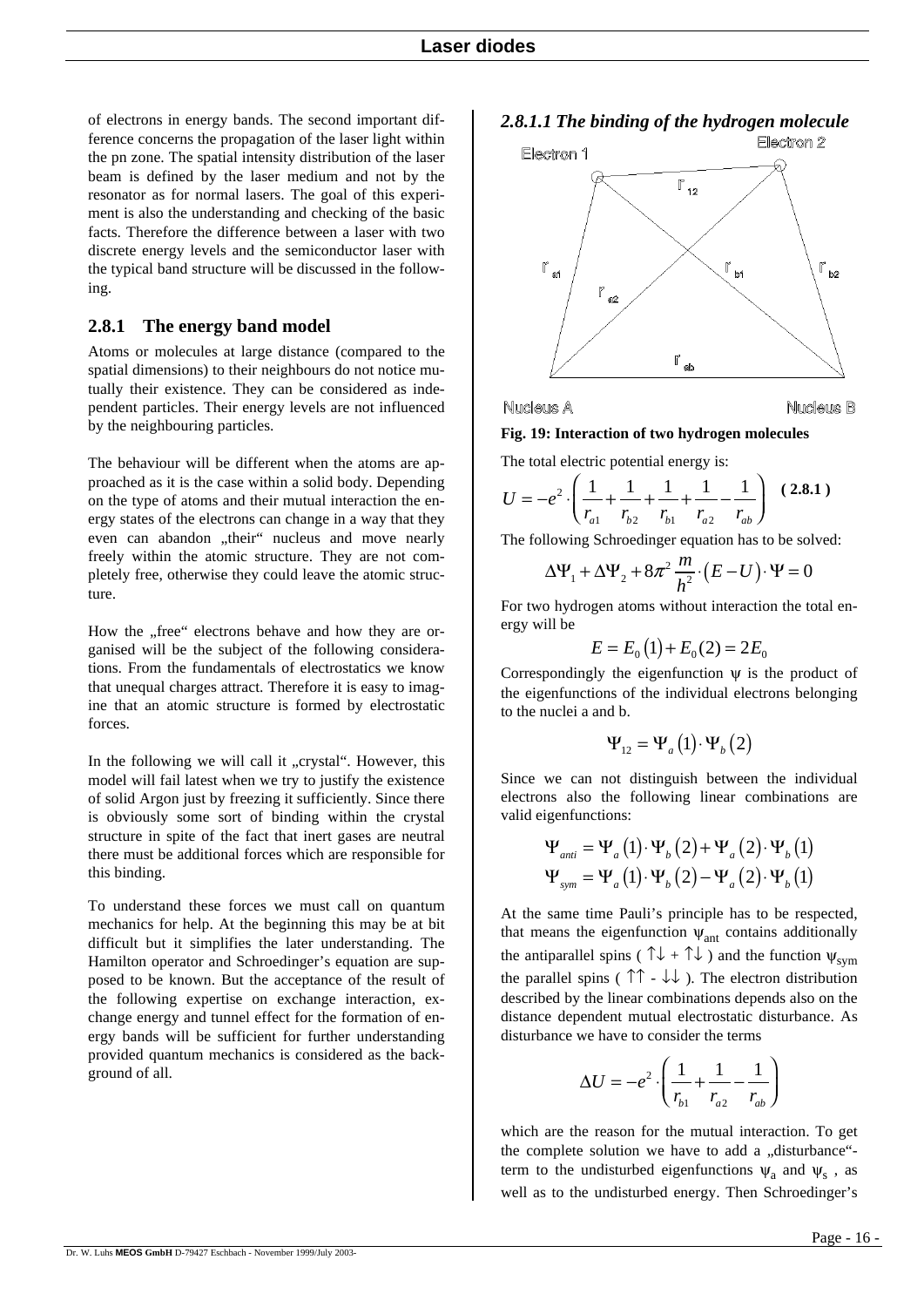of electrons in energy bands. The second important difference concerns the propagation of the laser light within the pn zone. The spatial intensity distribution of the laser beam is defined by the laser medium and not by the resonator as for normal lasers. The goal of this experiment is also the understanding and checking of the basic facts. Therefore the difference between a laser with two discrete energy levels and the semiconductor laser with the typical band structure will be discussed in the following.

## 2.8.1 The energy band model

Atoms or molecules at large distance (compared to the spatial dimensions) to their neighbours do not notice mutually their existence. They can be considered as independent particles. Their energy levels are not influenced by the neighbouring particles.

The behaviour will be different when the atoms are approached as it is the case within a solid body. Depending on the type of atoms and their mutual interaction the energy states of the electrons can change in a way that they even can abandon „their" nucleus and move nearly freely within the atomic structure. They are not completely free, otherwise they could leave the atomic structure.

How the „free" electrons behave and how they are organised will be the subject of the following considerations. From the fundamentals of electrostatics we know that unequal charges attract. Therefore it is easy to imagine that an atomic structure is formed by electrostatic forces.

In the following we will call it „crystal". However, this model will fail latest when we try to justify the existence of solid Argon just by freezing it sufficiently. Since there is obviously some sort of binding within the crystal structure in spite of the fact that inert gases are neutral there must be additional forces which are responsible for this binding.

To understand these forces we must call on quantum mechanics for help. At the beginning this may be at bit difficult but it simplifies the later understanding. The Hamilton operator and Schroedinger's equation are supposed to be known. But the acceptance of the result of the following expertise on exchange interaction, exchange energy and tunnel effect for the formation of energy bands will be sufficient for further understanding provided quantum mechanics is considered as the background of all.

### *2.8.1.1 The binding of the hydrogen molecule*

Electron 1, Electron 2, $r_{12}$, $r_{a1}$, $r_{a2}$, $r_{b1}$, $r_{b2}$, $r_{ab}$, Nucleus A, Nucleus B

**Fig. 19: Interaction of two hydrogen molecules**

The total electric potential energy is:

$$U = -e^2 \cdot \left( \frac{1}{r_{a1}} + \frac{1}{r_{b2}} + \frac{1}{r_{b1}} + \frac{1}{r_{a2}} - \frac{1}{r_{ab}} \right) \quad \textbf{(2.8.1)}$$

The following Schroedinger equation has to be solved:

$$\Delta\Psi_1 + \Delta\Psi_2 + 8\pi^2 \frac{m}{h^2} \cdot (E - U) \cdot \Psi = 0$$

For two hydrogen atoms without interaction the total energy will be

$$E = E_0(1) + E_0(2) = 2E_0$$

Correspondingly the eigenfunction $\psi$ is the product of the eigenfunctions of the individual electrons belonging to the nuclei a and b.

$$\Psi_{12} = \Psi_a(1) \cdot \Psi_b(2)$$

Since we can not distinguish between the individual electrons also the following linear combinations are valid eigenfunctions:

$$\Psi_{anti} = \Psi_a(1) \cdot \Psi_b(2) + \Psi_a(2) \cdot \Psi_b(1)$$
$$\Psi_{sym} = \Psi_a(1) \cdot \Psi_b(2) - \Psi_a(2) \cdot \Psi_b(1)$$

At the same time Pauli's principle has to be respected, that means the eigenfunction $\psi_{ant}$ contains additionally the antiparallel spins ( $\uparrow\downarrow + \uparrow\downarrow$ ) and the function $\psi_{sym}$ the parallel spins ( $\uparrow\uparrow - \downarrow\downarrow$ ). The electron distribution described by the linear combinations depends also on the distance dependent mutual electrostatic disturbance. As disturbance we have to consider the terms

$$\Delta U = -e^2 \cdot \left( \frac{1}{r_{b1}} + \frac{1}{r_{a2}} - \frac{1}{r_{ab}} \right)$$

which are the reason for the mutual interaction. To get the complete solution we have to add a „disturbance"-term to the undisturbed eigenfunctions $\psi_a$ and $\psi_s$ , as well as to the undisturbed energy. Then Schroedinger's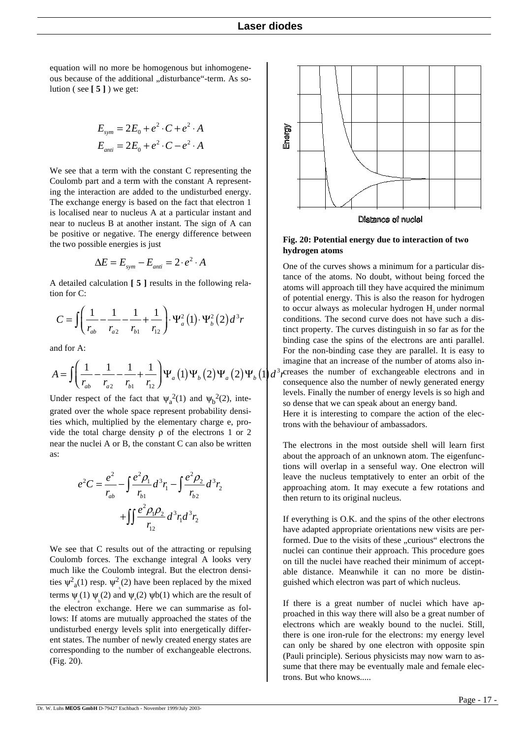equation will no more be homogenous but inhomogeneous because of the additional „disturbance"-term. As solution ( see **[ 5 ]** ) we get:

$$E_{sym} = 2E_0 + e^2 \cdot C + e^2 \cdot A$$
$$E_{anti} = 2E_0 + e^2 \cdot C - e^2 \cdot A$$

We see that a term with the constant C representing the Coulomb part and a term with the constant A representing the interaction are added to the undisturbed energy. The exchange energy is based on the fact that electron 1 is localised near to nucleus A at a particular instant and near to nucleus B at another instant. The sign of A can be positive or negative. The energy difference between the two possible energies is just

$$\Delta E = E_{sym} - E_{anti} = 2 \cdot e^2 \cdot A$$

A detailed calculation **[ 5 ]** results in the following relation for C:

$$C = \int \left( \frac{1}{r_{ab}} - \frac{1}{r_{a2}} - \frac{1}{r_{b1}} + \frac{1}{r_{12}} \right) \cdot \Psi_a^2(1) \cdot \Psi_b^2(2)\, d^3r$$

and for A:

$$A = \int \left( \frac{1}{r_{ab}} - \frac{1}{r_{a2}} - \frac{1}{r_{b1}} + \frac{1}{r_{12}} \right) \Psi_a(1)\Psi_b(2)\Psi_a(2)\Psi_b(1)\, d^3r$$

Under respect of the fact that $\psi_a^2(1)$ and $\psi_b^2(2)$, integrated over the whole space represent probability densities which, multiplied by the elementary charge e, provide the total charge density ρ of the electrons 1 or 2 near the nuclei A or B, the constant C can also be written as:

$$e^2C = \frac{e^2}{r_{ab}} - \int \frac{e^2\rho_1}{r_{b1}} d^3r_1 - \int \frac{e^2\rho_2}{r_{b2}} d^3r_2 + \iint \frac{e^2\rho_1\rho_2}{r_{12}} d^3r_1 d^3r_2$$

We see that C results out of the attracting or repulsing Coulomb forces. The exchange integral A looks very much like the Coulomb integral. But the electron densities $\psi_a^2(1)$ resp. $\psi_b^2(2)$ have been replaced by the mixed terms $\psi_a(1)\,\psi_b(2)$ and $\psi_a(2)\,\psi b(1)$ which are the result of the electron exchange. Here we can summarise as follows: If atoms are mutually approached the states of the undisturbed energy levels split into energetically different states. The number of newly created energy states are corresponding to the number of exchangeable electrons. (Fig. 20).

**Fig. 20: Potential energy due to interaction of two hydrogen atoms**

One of the curves shows a minimum for a particular distance of the atoms. No doubt, without being forced the atoms will approach till they have acquired the minimum of potential energy. This is also the reason for hydrogen to occur always as molecular hydrogen $H_2$ under normal conditions. The second curve does not have such a distinct property. The curves distinguish in so far as for the binding case the spins of the electrons are anti parallel. For the non-binding case they are parallel. It is easy to imagine that an increase of the number of atoms also increases the number of exchangeable electrons and in consequence also the number of newly generated energy levels. Finally the number of energy levels is so high and so dense that we can speak about an energy band.

Here it is interesting to compare the action of the electrons with the behaviour of ambassadors.

The electrons in the most outside shell will learn first about the approach of an unknown atom. The eigenfunctions will overlap in a senseful way. One electron will leave the nucleus temptatively to enter an orbit of the approaching atom. It may execute a few rotations and then return to its original nucleus.

If everything is O.K. and the spins of the other electrons have adapted appropriate orientations new visits are performed. Due to the visits of these „curious" electrons the nuclei can continue their approach. This procedure goes on till the nuclei have reached their minimum of acceptable distance. Meanwhile it can no more be distinguished which electron was part of which nucleus.

If there is a great number of nuclei which have approached in this way there will also be a great number of electrons which are weakly bound to the nuclei. Still, there is one iron-rule for the electrons: my energy level can only be shared by one electron with opposite spin (Pauli principle). Serious physicists may now warn to assume that there may be eventually male and female electrons. But who knows.....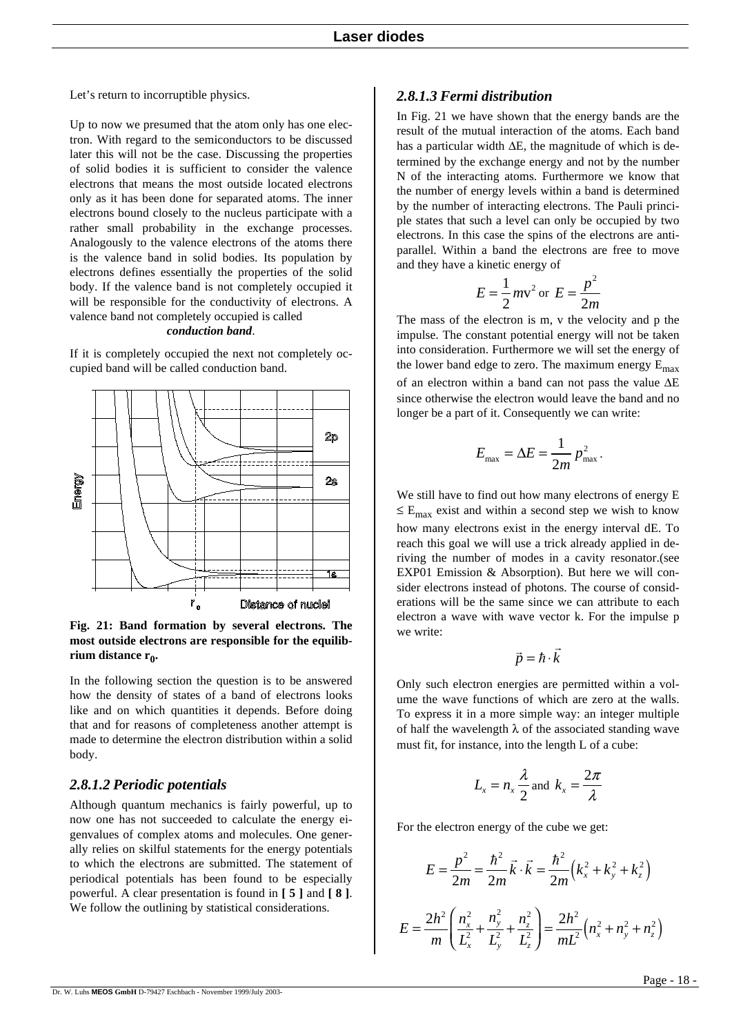Let's return to incorruptible physics.

Up to now we presumed that the atom only has one electron. With regard to the semiconductors to be discussed later this will not be the case. Discussing the properties of solid bodies it is sufficient to consider the valence electrons that means the most outside located electrons only as it has been done for separated atoms. The inner electrons bound closely to the nucleus participate with a rather small probability in the exchange processes. Analogously to the valence electrons of the atoms there is the valence band in solid bodies. Its population by electrons defines essentially the properties of the solid body. If the valence band is not completely occupied it will be responsible for the conductivity of electrons. A valence band not completely occupied is called

***conduction band***.

If it is completely occupied the next not completely occupied band will be called conduction band.

**Fig. 21: Band formation by several electrons. The most outside electrons are responsible for the equilibrium distance $r_0$.**

In the following section the question is to be answered how the density of states of a band of electrons looks like and on which quantities it depends. Before doing that and for reasons of completeness another attempt is made to determine the electron distribution within a solid body.

### *2.8.1.2 Periodic potentials*

Although quantum mechanics is fairly powerful, up to now one has not succeeded to calculate the energy eigenvalues of complex atoms and molecules. One generally relies on skilful statements for the energy potentials to which the electrons are submitted. The statement of periodical potentials has been found to be especially powerful. A clear presentation is found in **[ 5 ]** and **[ 8 ]**. We follow the outlining by statistical considerations.

### *2.8.1.3 Fermi distribution*

In Fig. 21 we have shown that the energy bands are the result of the mutual interaction of the atoms. Each band has a particular width ΔE, the magnitude of which is determined by the exchange energy and not by the number N of the interacting atoms. Furthermore we know that the number of energy levels within a band is determined by the number of interacting electrons. The Pauli principle states that such a level can only be occupied by two electrons. In this case the spins of the electrons are antiparallel. Within a band the electrons are free to move and they have a kinetic energy of

$$E = \frac{1}{2} m\mathrm{v}^2 \text{ or } E = \frac{p^2}{2m}$$

The mass of the electron is m, v the velocity and p the impulse. The constant potential energy will not be taken into consideration. Furthermore we will set the energy of the lower band edge to zero. The maximum energy $E_{max}$ of an electron within a band can not pass the value ΔE since otherwise the electron would leave the band and no longer be a part of it. Consequently we can write:

$$E_{\max} = \Delta E = \frac{1}{2m} p_{\max}^2 .$$

We still have to find out how many electrons of energy $E \leq E_{max}$ exist and within a second step we wish to know how many electrons exist in the energy interval dE. To reach this goal we will use a trick already applied in deriving the number of modes in a cavity resonator.(see EXP01 Emission & Absorption). But here we will consider electrons instead of photons. The course of considerations will be the same since we can attribute to each electron a wave with wave vector k. For the impulse p we write:

$$\vec{p} = \hbar \cdot \vec{k}$$

Only such electron energies are permitted within a volume the wave functions of which are zero at the walls. To express it in a more simple way: an integer multiple of half the wavelength λ of the associated standing wave must fit, for instance, into the length L of a cube:

$$L_x = n_x \frac{\lambda}{2} \text{ and } k_x = \frac{2\pi}{\lambda}$$

For the electron energy of the cube we get:

$$E = \frac{p^2}{2m} = \frac{\hbar^2}{2m} \vec{k} \cdot \vec{k} = \frac{\hbar^2}{2m} \left( k_x^2 + k_y^2 + k_z^2 \right)$$

$$E = \frac{2h^2}{m} \left( \frac{n_x^2}{L_x^2} + \frac{n_y^2}{L_y^2} + \frac{n_z^2}{L_z^2} \right) = \frac{2h^2}{mL^2} \left( n_x^2 + n_y^2 + n_z^2 \right)$$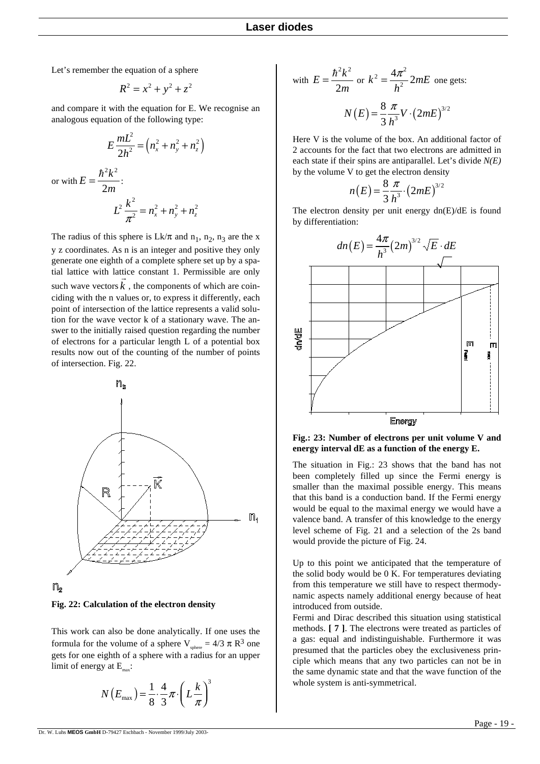Let's remember the equation of a sphere

$$R^2 = x^2 + y^2 + z^2$$

and compare it with the equation for E. We recognise an analogous equation of the following type:

$$E\frac{mL^2}{2h^2} = \left(n_x^2 + n_y^2 + n_z^2\right)$$

or with $E = \frac{\hbar^2 k^2}{2m}$:

$$L^2\frac{k^2}{\pi^2} = n_x^2 + n_y^2 + n_z^2$$

The radius of this sphere is $Lk/\pi$ and $n_1$, $n_2$, $n_3$ are the x y z coordinates. As n is an integer and positive they only generate one eighth of a complete sphere set up by a spatial lattice with lattice constant 1. Permissible are only such wave vectors $\vec{k}$, the components of which are coinciding with the n values or, to express it differently, each point of intersection of the lattice represents a valid solution for the wave vector k of a stationary wave. The answer to the initially raised question regarding the number of electrons for a particular length L of a potential box results now out of the counting of the number of points of intersection. Fig. 22.

**Fig. 22: Calculation of the electron density**

This work can also be done analytically. If one uses the formula for the volume of a sphere $V_{sphere} = 4/3\ \pi\ R^3$ one gets for one eighth of a sphere with a radius for an upper limit of energy at $E_{max}$:

$$N\left(E_{max}\right) = \frac{1}{8}\cdot\frac{4}{3}\pi\cdot\left(L\frac{k}{\pi}\right)^3$$

with $E = \frac{\hbar^2 k^2}{2m}$ or $k^2 = \frac{4\pi^2}{h^2}2mE$ one gets:

$$N\left(E\right) = \frac{8}{3}\frac{\pi}{h^3}V\cdot\left(2mE\right)^{3/2}$$

Here V is the volume of the box. An additional factor of 2 accounts for the fact that two electrons are admitted in each state if their spins are antiparallel. Let's divide *N(E)* by the volume V to get the electron density

$$n\left(E\right) = \frac{8}{3}\frac{\pi}{h^3}\cdot\left(2mE\right)^{3/2}$$

The electron density per unit energy dn(E)/dE is found by differentiation:

$$dn\left(E\right) = \frac{4\pi}{h^3}\left(2m\right)^{3/2}\sqrt{E}\cdot dE$$

**Fig.: 23: Number of electrons per unit volume V and energy interval dE as a function of the energy E.**

The situation in Fig.: 23 shows that the band has not been completely filled up since the Fermi energy is smaller than the maximal possible energy. This means that this band is a conduction band. If the Fermi energy would be equal to the maximal energy we would have a valence band. A transfer of this knowledge to the energy level scheme of Fig. 21 and a selection of the 2s band would provide the picture of Fig. 24.

Up to this point we anticipated that the temperature of the solid body would be 0 K. For temperatures deviating from this temperature we still have to respect thermodynamic aspects namely additional energy because of heat introduced from outside.

Fermi and Dirac described this situation using statistical methods. **[ 7 ]**. The electrons were treated as particles of a gas: equal and indistinguishable. Furthermore it was presumed that the particles obey the exclusiveness principle which means that any two particles can not be in the same dynamic state and that the wave function of the whole system is anti-symmetrical.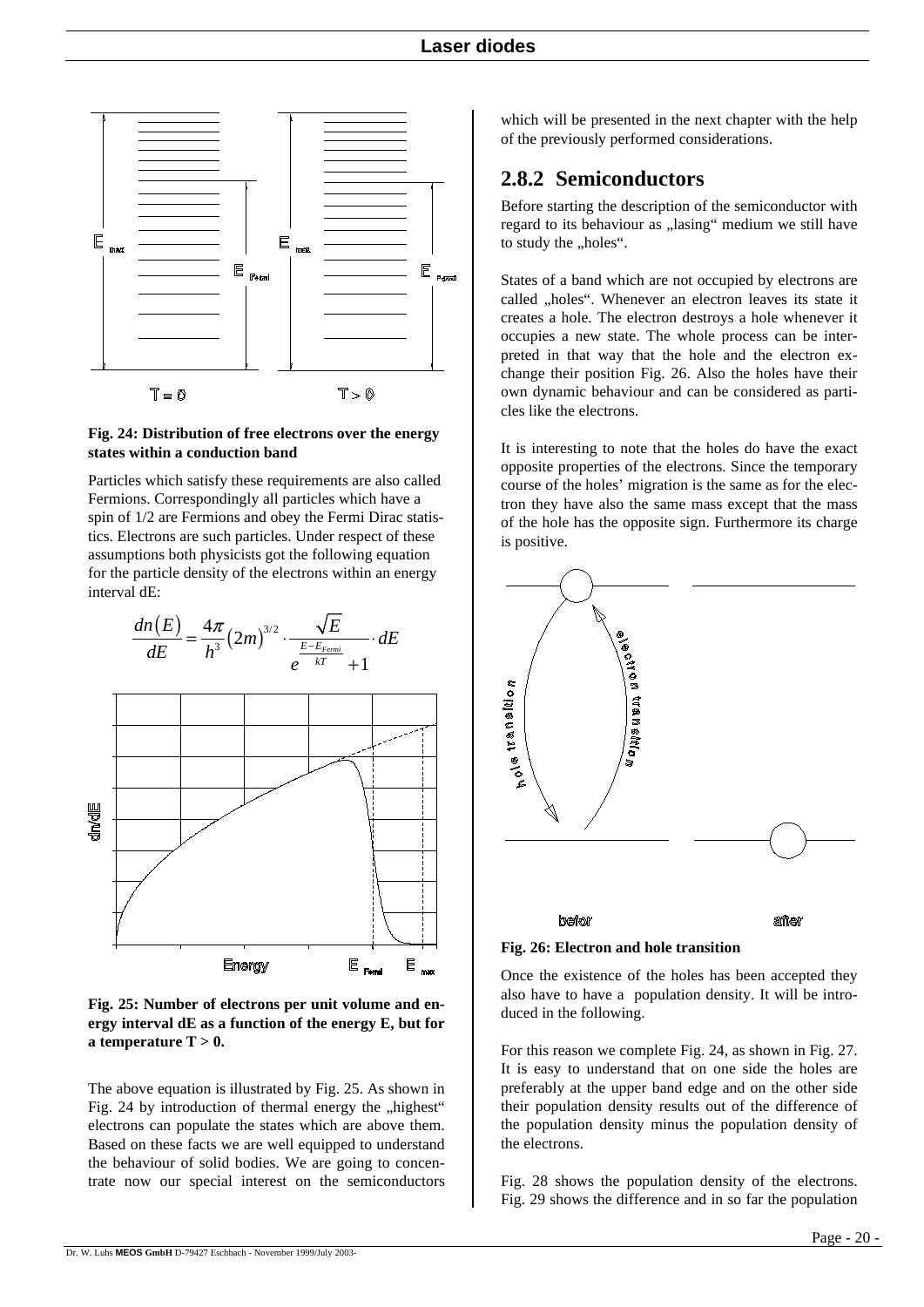**Fig. 24: Distribution of free electrons over the energy states within a conduction band**

Particles which satisfy these requirements are also called Fermions. Correspondingly all particles which have a spin of 1/2 are Fermions and obey the Fermi Dirac statistics. Electrons are such particles. Under respect of these assumptions both physicists got the following equation for the particle density of the electrons within an energy interval dE:

$$\frac{dn(E)}{dE} = \frac{4\pi}{h^3}(2m)^{3/2} \cdot \frac{\sqrt{E}}{e^{\frac{E-E_{Fermi}}{kT}}+1} \cdot dE$$

**Fig. 25: Number of electrons per unit volume and energy interval dE as a function of the energy E, but for a temperature T > 0.**

The above equation is illustrated by Fig. 25. As shown in Fig. 24 by introduction of thermal energy the „highest" electrons can populate the states which are above them. Based on these facts we are well equipped to understand the behaviour of solid bodies. We are going to concentrate now our special interest on the semiconductors which will be presented in the next chapter with the help of the previously performed considerations.

## 2.8.2 Semiconductors

Before starting the description of the semiconductor with regard to its behaviour as „lasing" medium we still have to study the „holes".

States of a band which are not occupied by electrons are called „holes". Whenever an electron leaves its state it creates a hole. The electron destroys a hole whenever it occupies a new state. The whole process can be interpreted in that way that the hole and the electron exchange their position Fig. 26. Also the holes have their own dynamic behaviour and can be considered as particles like the electrons.

It is interesting to note that the holes do have the exact opposite properties of the electrons. Since the temporary course of the holes' migration is the same as for the electron they have also the same mass except that the mass of the hole has the opposite sign. Furthermore its charge is positive.

**Fig. 26: Electron and hole transition**

Once the existence of the holes has been accepted they also have to have a population density. It will be introduced in the following.

For this reason we complete Fig. 24, as shown in Fig. 27. It is easy to understand that on one side the holes are preferably at the upper band edge and on the other side their population density results out of the difference of the population density minus the population density of the electrons.

Fig. 28 shows the population density of the electrons. Fig. 29 shows the difference and in so far the population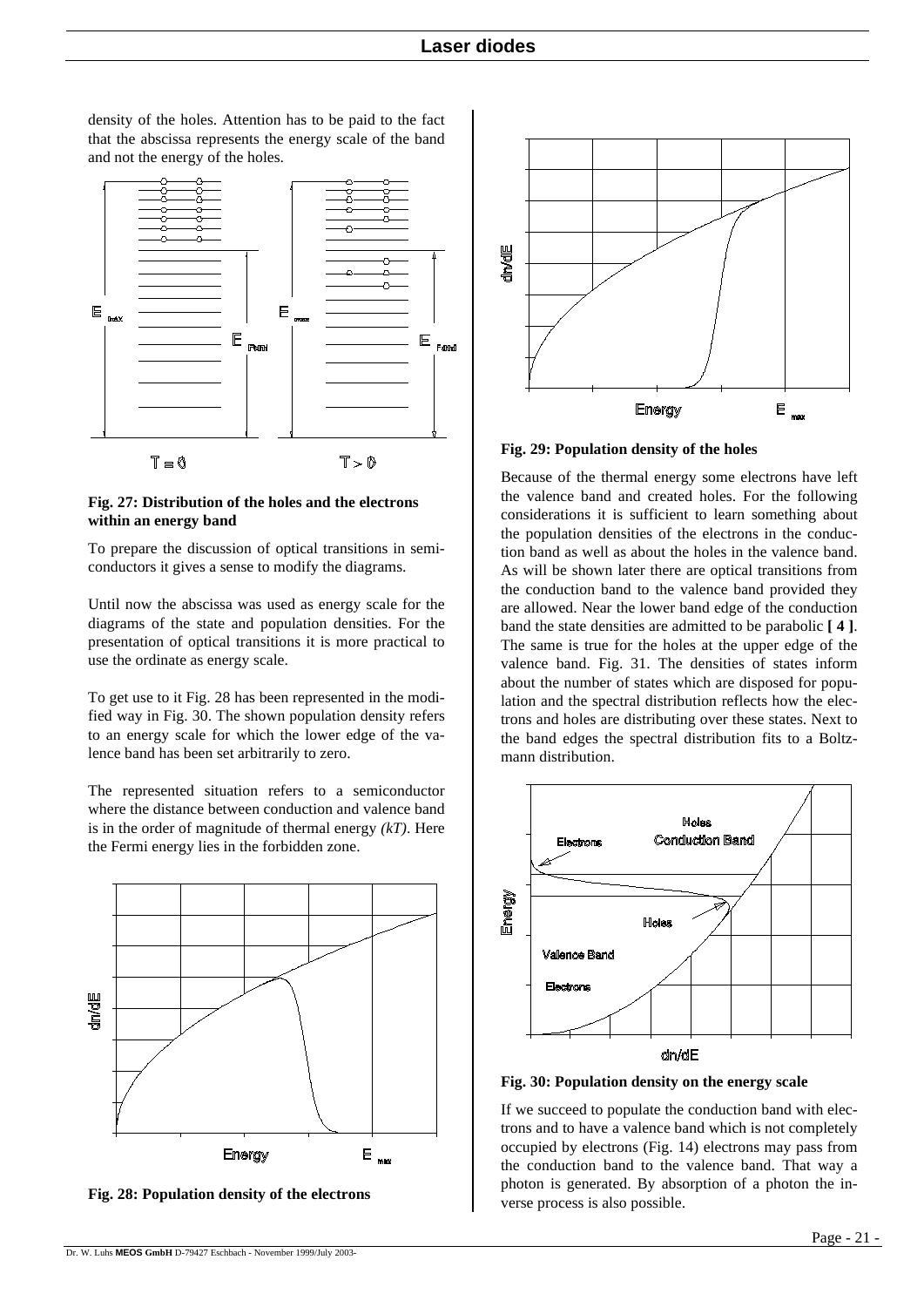density of the holes. Attention has to be paid to the fact that the abscissa represents the energy scale of the band and not the energy of the holes.

**Fig. 27: Distribution of the holes and the electrons within an energy band**

To prepare the discussion of optical transitions in semiconductors it gives a sense to modify the diagrams.

Until now the abscissa was used as energy scale for the diagrams of the state and population densities. For the presentation of optical transitions it is more practical to use the ordinate as energy scale.

To get use to it Fig. 28 has been represented in the modified way in Fig. 30. The shown population density refers to an energy scale for which the lower edge of the valence band has been set arbitrarily to zero.

The represented situation refers to a semiconductor where the distance between conduction and valence band is in the order of magnitude of thermal energy *(kT)*. Here the Fermi energy lies in the forbidden zone.

**Fig. 28: Population density of the electrons**

**Fig. 29: Population density of the holes**

Because of the thermal energy some electrons have left the valence band and created holes. For the following considerations it is sufficient to learn something about the population densities of the electrons in the conduction band as well as about the holes in the valence band. As will be shown later there are optical transitions from the conduction band to the valence band provided they are allowed. Near the lower band edge of the conduction band the state densities are admitted to be parabolic **[ 4 ]**. The same is true for the holes at the upper edge of the valence band. Fig. 31. The densities of states inform about the number of states which are disposed for population and the spectral distribution reflects how the electrons and holes are distributing over these states. Next to the band edges the spectral distribution fits to a Boltzmann distribution.

**Fig. 30: Population density on the energy scale**

If we succeed to populate the conduction band with electrons and to have a valence band which is not completely occupied by electrons (Fig. 14) electrons may pass from the conduction band to the valence band. That way a photon is generated. By absorption of a photon the inverse process is also possible.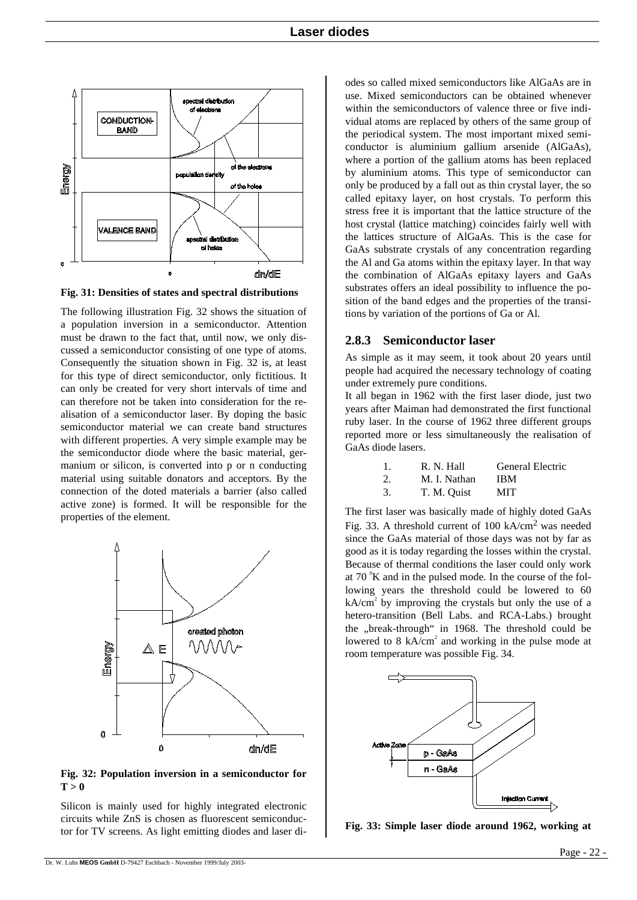**Fig. 31: Densities of states and spectral distributions**

The following illustration Fig. 32 shows the situation of a population inversion in a semiconductor. Attention must be drawn to the fact that, until now, we only discussed a semiconductor consisting of one type of atoms. Consequently the situation shown in Fig. 32 is, at least for this type of direct semiconductor, only fictitious. It can only be created for very short intervals of time and can therefore not be taken into consideration for the realisation of a semiconductor laser. By doping the basic semiconductor material we can create band structures with different properties. A very simple example may be the semiconductor diode where the basic material, germanium or silicon, is converted into p or n conducting material using suitable donators and acceptors. By the connection of the doted materials a barrier (also called active zone) is formed. It will be responsible for the properties of the element.

**Fig. 32: Population inversion in a semiconductor for T > 0**

Silicon is mainly used for highly integrated electronic circuits while ZnS is chosen as fluorescent semiconductor for TV screens. As light emitting diodes and laser diodes so called mixed semiconductors like AlGaAs are in use. Mixed semiconductors can be obtained whenever within the semiconductors of valence three or five individual atoms are replaced by others of the same group of the periodical system. The most important mixed semiconductor is aluminium gallium arsenide (AlGaAs), where a portion of the gallium atoms has been replaced by aluminium atoms. This type of semiconductor can only be produced by a fall out as thin crystal layer, the so called epitaxy layer, on host crystals. To perform this stress free it is important that the lattice structure of the host crystal (lattice matching) coincides fairly well with the lattices structure of AlGaAs. This is the case for GaAs substrate crystals of any concentration regarding the Al and Ga atoms within the epitaxy layer. In that way the combination of AlGaAs epitaxy layers and GaAs substrates offers an ideal possibility to influence the position of the band edges and the properties of the transitions by variation of the portions of Ga or Al.

### 2.8.3 Semiconductor laser

As simple as it may seem, it took about 20 years until people had acquired the necessary technology of coating under extremely pure conditions.

It all began in 1962 with the first laser diode, just two years after Maiman had demonstrated the first functional ruby laser. In the course of 1962 three different groups reported more or less simultaneously the realisation of GaAs diode lasers.

| | | |
|---|---|---|
| 1. | R. N. Hall | General Electric |
| 2. | M. I. Nathan | IBM |
| 3. | T. M. Quist | MIT |

The first laser was basically made of highly doted GaAs Fig. 33. A threshold current of 100 $kA/cm^2$ was needed since the GaAs material of those days was not by far as good as it is today regarding the losses within the crystal. Because of thermal conditions the laser could only work at 70 $^0K$ and in the pulsed mode. In the course of the following years the threshold could be lowered to 60 $kA/cm^2$ by improving the crystals but only the use of a hetero-transition (Bell Labs. and RCA-Labs.) brought the „break-through" in 1968. The threshold could be lowered to 8 $kA/cm^2$ and working in the pulse mode at room temperature was possible Fig. 34.

**Fig. 33: Simple laser diode around 1962, working at**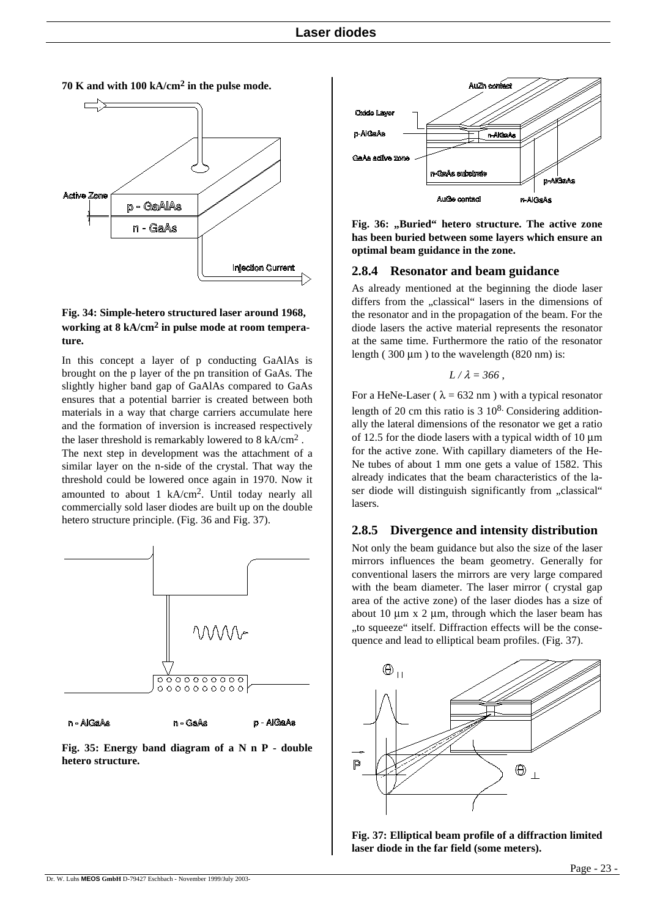**70 K and with 100 kA/cm$^2$ in the pulse mode.**

**Fig. 34: Simple-hetero structured laser around 1968, working at 8 kA/cm$^2$ in pulse mode at room temperature.**

In this concept a layer of p conducting GaAlAs is brought on the p layer of the pn transition of GaAs. The slightly higher band gap of GaAlAs compared to GaAs ensures that a potential barrier is created between both materials in a way that charge carriers accumulate here and the formation of inversion is increased respectively the laser threshold is remarkably lowered to 8 kA/cm$^2$.

The next step in development was the attachment of a similar layer on the n-side of the crystal. That way the threshold could be lowered once again in 1970. Now it amounted to about 1 kA/cm$^2$. Until today nearly all commercially sold laser diodes are built up on the double hetero structure principle. (Fig. 36 and Fig. 37).

**Fig. 35: Energy band diagram of a N n P - double hetero structure.**

**Fig. 36: „Buried“ hetero structure. The active zone has been buried between some layers which ensure an optimal beam guidance in the zone.**

### 2.8.4 Resonator and beam guidance

As already mentioned at the beginning the diode laser differs from the „classical“ lasers in the dimensions of the resonator and in the propagation of the beam. For the diode lasers the active material represents the resonator at the same time. Furthermore the ratio of the resonator length ( 300 µm ) to the wavelength (820 nm) is:

$$L / \lambda = 366 ,$$

For a HeNe-Laser ( $\lambda$ = 632 nm ) with a typical resonator length of 20 cm this ratio is 3 $10^8$. Considering additionally the lateral dimensions of the resonator we get a ratio of 12.5 for the diode lasers with a typical width of 10 µm for the active zone. With capillary diameters of the He-Ne tubes of about 1 mm one gets a value of 1582. This already indicates that the beam characteristics of the laser diode will distinguish significantly from „classical“ lasers.

### 2.8.5 Divergence and intensity distribution

Not only the beam guidance but also the size of the laser mirrors influences the beam geometry. Generally for conventional lasers the mirrors are very large compared with the beam diameter. The laser mirror ( crystal gap area of the active zone) of the laser diodes has a size of about 10 µm x 2 µm, through which the laser beam has „to squeeze“ itself. Diffraction effects will be the consequence and lead to elliptical beam profiles. (Fig. 37).

**Fig. 37: Elliptical beam profile of a diffraction limited laser diode in the far field (some meters).**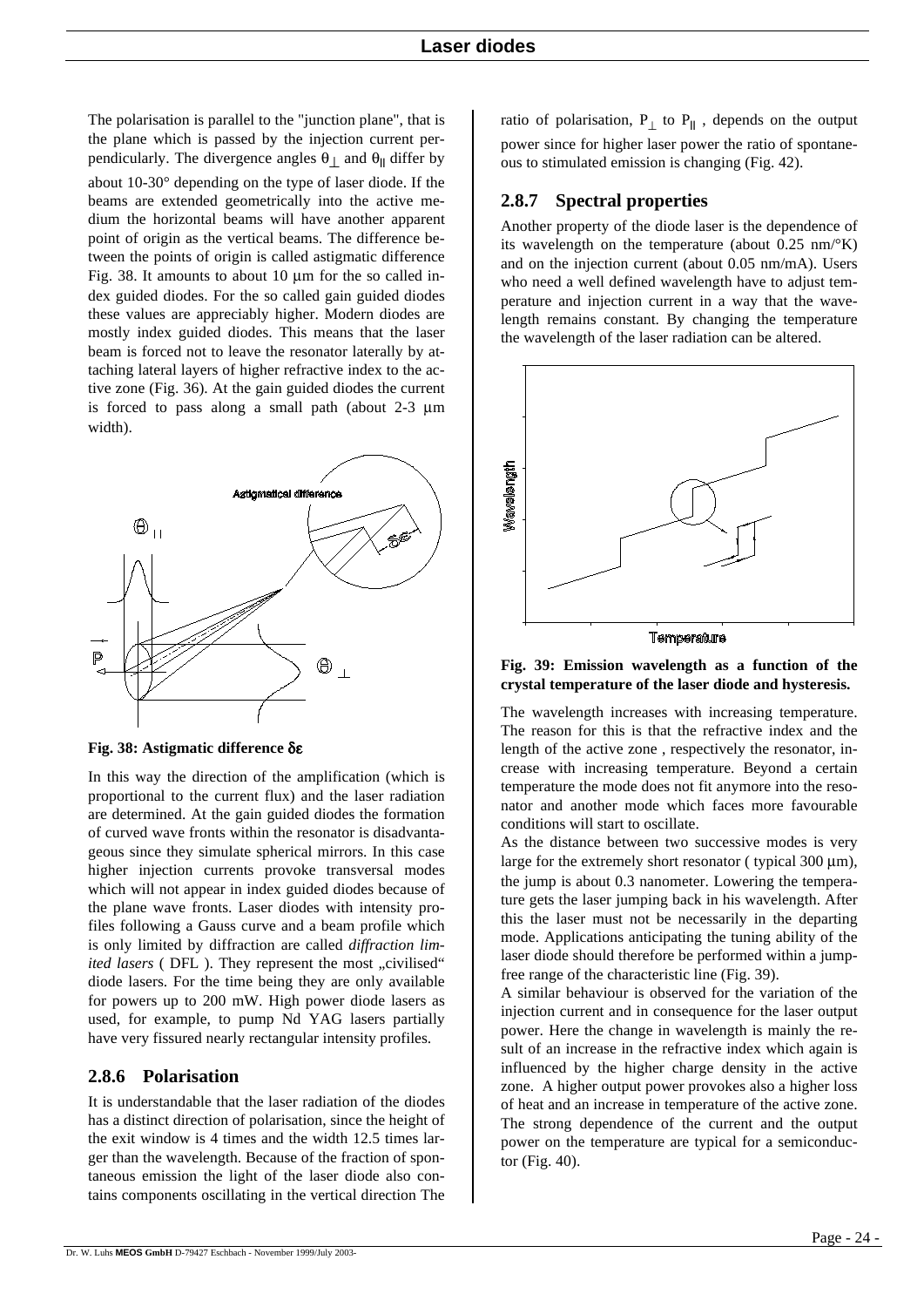The polarisation is parallel to the "junction plane", that is the plane which is passed by the injection current perpendicularly. The divergence angles $\theta_{\perp}$ and $\theta_{||}$ differ by about 10-30° depending on the type of laser diode. If the beams are extended geometrically into the active medium the horizontal beams will have another apparent point of origin as the vertical beams. The difference between the points of origin is called astigmatic difference Fig. 38. It amounts to about 10 µm for the so called index guided diodes. For the so called gain guided diodes these values are appreciably higher. Modern diodes are mostly index guided diodes. This means that the laser beam is forced not to leave the resonator laterally by attaching lateral layers of higher refractive index to the active zone (Fig. 36). At the gain guided diodes the current is forced to pass along a small path (about 2-3 µm width).

**Fig. 38: Astigmatic difference $\delta\varepsilon$**

In this way the direction of the amplification (which is proportional to the current flux) and the laser radiation are determined. At the gain guided diodes the formation of curved wave fronts within the resonator is disadvantageous since they simulate spherical mirrors. In this case higher injection currents provoke transversal modes which will not appear in index guided diodes because of the plane wave fronts. Laser diodes with intensity profiles following a Gauss curve and a beam profile which is only limited by diffraction are called *diffraction limited lasers* ( DFL ). They represent the most „civilised" diode lasers. For the time being they are only available for powers up to 200 mW. High power diode lasers as used, for example, to pump Nd YAG lasers partially have very fissured nearly rectangular intensity profiles.

## 2.8.6 Polarisation

It is understandable that the laser radiation of the diodes has a distinct direction of polarisation, since the height of the exit window is 4 times and the width 12.5 times larger than the wavelength. Because of the fraction of spontaneous emission the light of the laser diode also contains components oscillating in the vertical direction The ratio of polarisation, $P_{\perp}$ to $P_{||}$ , depends on the output power since for higher laser power the ratio of spontaneous to stimulated emission is changing (Fig. 42).

## 2.8.7 Spectral properties

Another property of the diode laser is the dependence of its wavelength on the temperature (about 0.25 nm/°K) and on the injection current (about 0.05 nm/mA). Users who need a well defined wavelength have to adjust temperature and injection current in a way that the wavelength remains constant. By changing the temperature the wavelength of the laser radiation can be altered.

**Fig. 39: Emission wavelength as a function of the crystal temperature of the laser diode and hysteresis.**

The wavelength increases with increasing temperature. The reason for this is that the refractive index and the length of the active zone , respectively the resonator, increase with increasing temperature. Beyond a certain temperature the mode does not fit anymore into the resonator and another mode which faces more favourable conditions will start to oscillate.

As the distance between two successive modes is very large for the extremely short resonator ( typical 300 µm), the jump is about 0.3 nanometer. Lowering the temperature gets the laser jumping back in his wavelength. After this the laser must not be necessarily in the departing mode. Applications anticipating the tuning ability of the laser diode should therefore be performed within a jump-free range of the characteristic line (Fig. 39).

A similar behaviour is observed for the variation of the injection current and in consequence for the laser output power. Here the change in wavelength is mainly the result of an increase in the refractive index which again is influenced by the higher charge density in the active zone. A higher output power provokes also a higher loss of heat and an increase in temperature of the active zone. The strong dependence of the current and the output power on the temperature are typical for a semiconductor (Fig. 40).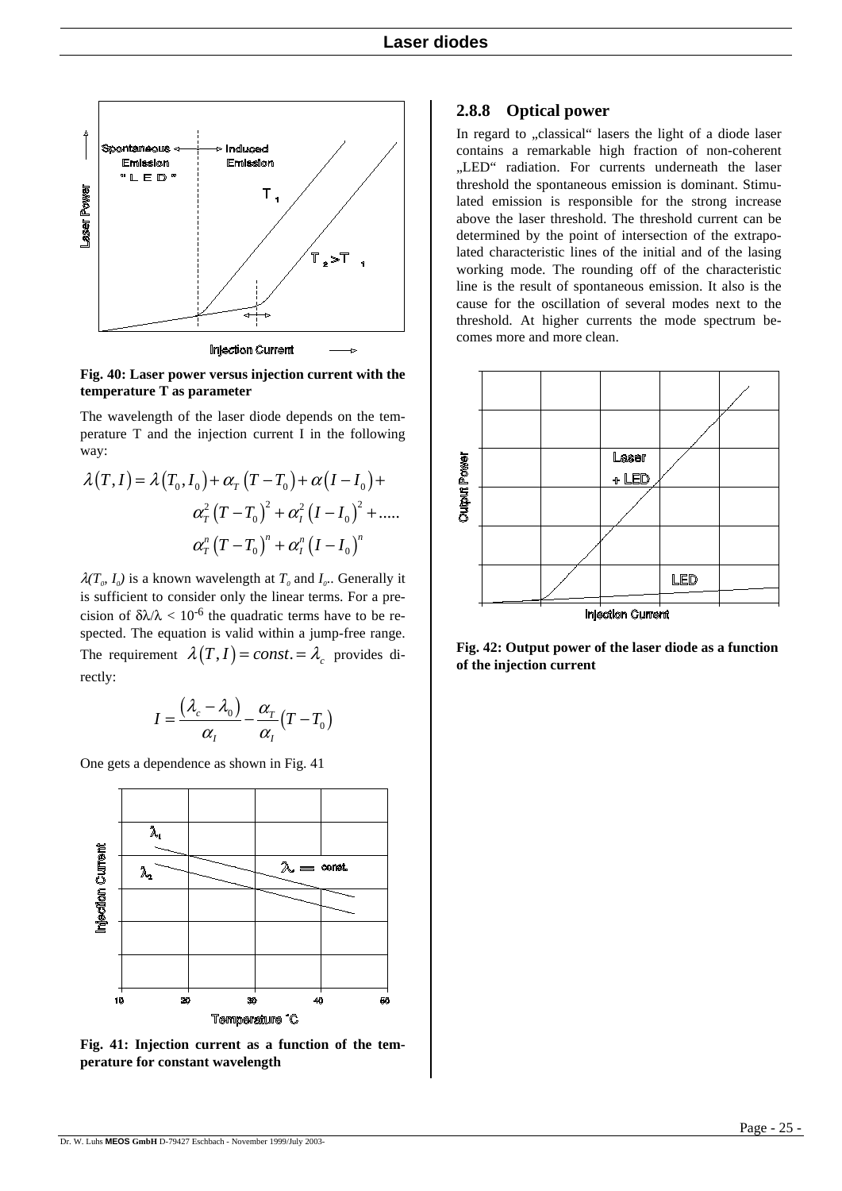Fig. 40: Laser power versus injection current with the temperature T as parameter

The wavelength of the laser diode depends on the temperature T and the injection current I in the following way:

$$\lambda(T,I) = \lambda(T_0,I_0) + \alpha_T(T-T_0) + \alpha(I-I_0) + \alpha_T^2(T-T_0)^2 + \alpha_I^2(I-I_0)^2 + ..... \alpha_T^n(T-T_0)^n + \alpha_I^n(I-I_0)^n$$

$\lambda(T_0, I_0)$ is a known wavelength at $T_0$ and $I_0$.. Generally it is sufficient to consider only the linear terms. For a precision of $\delta\lambda/\lambda < 10^{-6}$ the quadratic terms have to be respected. The equation is valid within a jump-free range. The requirement $\lambda(T,I) = const. = \lambda_c$ provides directly:

$$I = \frac{(\lambda_c - \lambda_0)}{\alpha_I} - \frac{\alpha_T}{\alpha_I}(T - T_0)$$

One gets a dependence as shown in Fig. 41

Fig. 41: Injection current as a function of the temperature for constant wavelength

### 2.8.8 Optical power

In regard to „classical“ lasers the light of a diode laser contains a remarkable high fraction of non-coherent „LED“ radiation. For currents underneath the laser threshold the spontaneous emission is dominant. Stimulated emission is responsible for the strong increase above the laser threshold. The threshold current can be determined by the point of intersection of the extrapolated characteristic lines of the initial and of the lasing working mode. The rounding off of the characteristic line is the result of spontaneous emission. It also is the cause for the oscillation of several modes next to the threshold. At higher currents the mode spectrum becomes more and more clean.

Fig. 42: Output power of the laser diode as a function of the injection current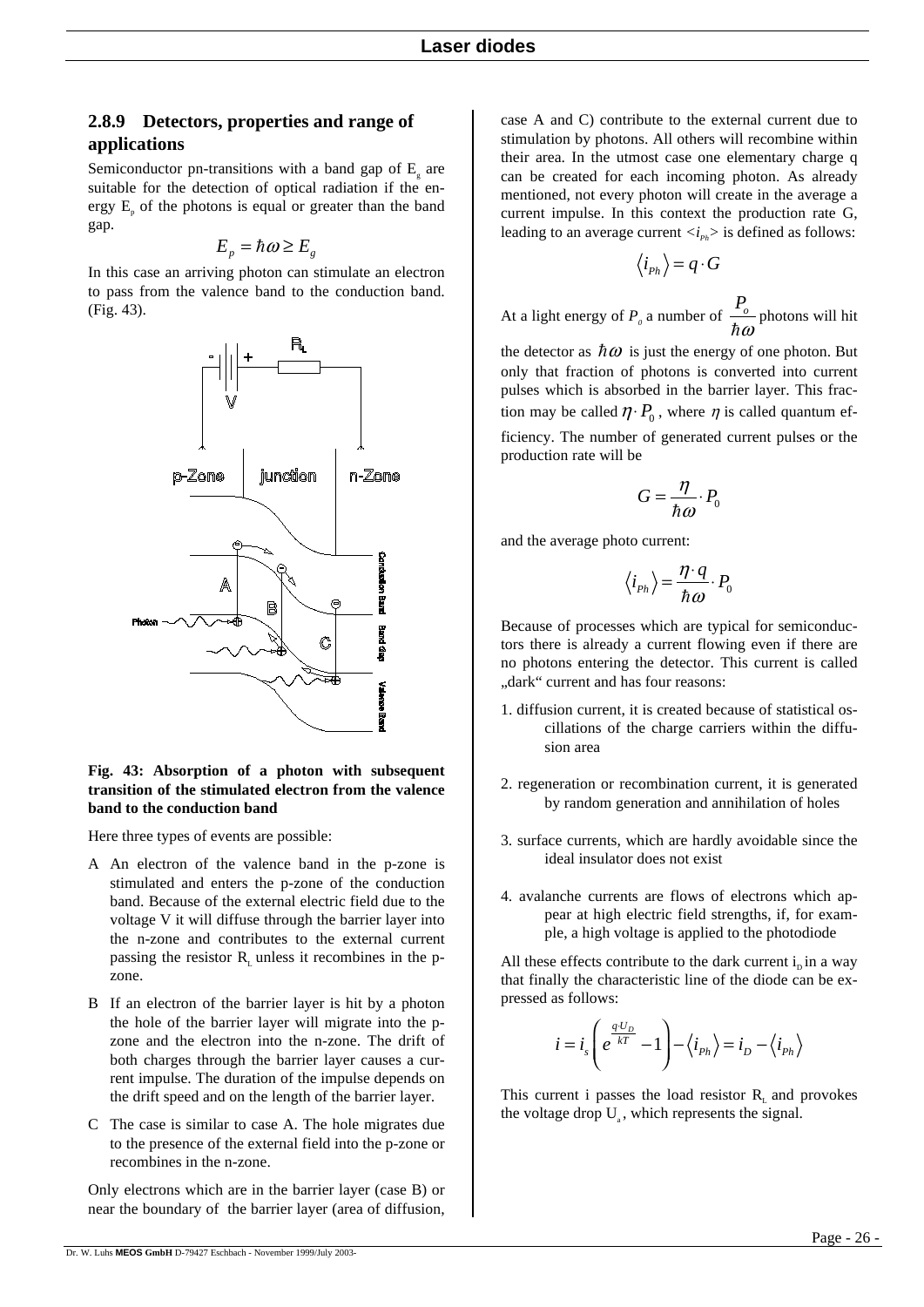### 2.8.9 Detectors, properties and range of applications

Semiconductor pn-transitions with a band gap of $E_g$ are suitable for the detection of optical radiation if the energy $E_p$ of the photons is equal or greater than the band gap.

$$E_p = \hbar\omega \geq E_g$$

In this case an arriving photon can stimulate an electron to pass from the valence band to the conduction band. (Fig. 43).

**Fig. 43: Absorption of a photon with subsequent transition of the stimulated electron from the valence band to the conduction band**

Here three types of events are possible:

A An electron of the valence band in the p-zone is stimulated and enters the p-zone of the conduction band. Because of the external electric field due to the voltage V it will diffuse through the barrier layer into the n-zone and contributes to the external current passing the resistor $R_L$ unless it recombines in the p-zone.

B If an electron of the barrier layer is hit by a photon the hole of the barrier layer will migrate into the p-zone and the electron into the n-zone. The drift of both charges through the barrier layer causes a current impulse. The duration of the impulse depends on the drift speed and on the length of the barrier layer.

C The case is similar to case A. The hole migrates due to the presence of the external field into the p-zone or recombines in the n-zone.

Only electrons which are in the barrier layer (case B) or near the boundary of the barrier layer (area of diffusion, case A and C) contribute to the external current due to stimulation by photons. All others will recombine within their area. In the utmost case one elementary charge q can be created for each incoming photon. As already mentioned, not every photon will create in the average a current impulse. In this context the production rate G, leading to an average current $\langle i_{Ph} \rangle$ is defined as follows:

$$\langle i_{Ph} \rangle = q \cdot G$$

At a light energy of $P_o$ a number of $\frac{P_o}{\hbar\omega}$ photons will hit the detector as $\hbar\omega$ is just the energy of one photon. But only that fraction of photons is converted into current pulses which is absorbed in the barrier layer. This fraction may be called $\eta \cdot P_0$, where $\eta$ is called quantum efficiency. The number of generated current pulses or the production rate will be

$$G = \frac{\eta}{\hbar\omega} \cdot P_0$$

and the average photo current:

$$\langle i_{Ph} \rangle = \frac{\eta \cdot q}{\hbar\omega} \cdot P_0$$

Because of processes which are typical for semiconductors there is already a current flowing even if there are no photons entering the detector. This current is called „dark" current and has four reasons:

1. diffusion current, it is created because of statistical oscillations of the charge carriers within the diffusion area
2. regeneration or recombination current, it is generated by random generation and annihilation of holes
3. surface currents, which are hardly avoidable since the ideal insulator does not exist
4. avalanche currents are flows of electrons which appear at high electric field strengths, if, for example, a high voltage is applied to the photodiode

All these effects contribute to the dark current $i_D$ in a way that finally the characteristic line of the diode can be expressed as follows:

$$i = i_s \left( e^{\frac{q \cdot U_D}{kT}} - 1 \right) - \langle i_{Ph} \rangle = i_D - \langle i_{Ph} \rangle$$

This current i passes the load resistor $R_L$ and provokes the voltage drop $U_a$, which represents the signal.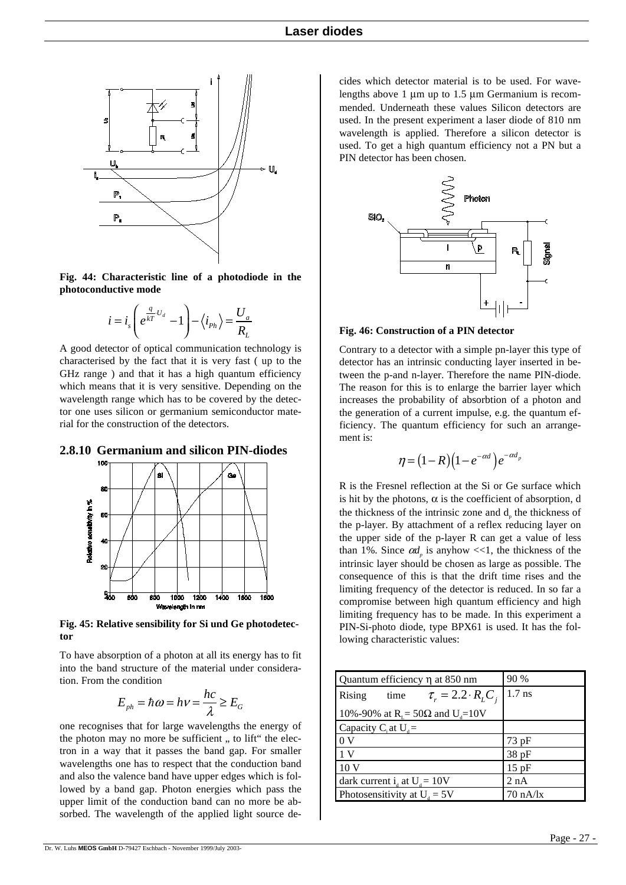**Fig. 44: Characteristic line of a photodiode in the photoconductive mode**

$$i = i_s\left(e^{\frac{q}{kT}\cdot U_d} - 1\right) - \langle i_{Ph}\rangle = \frac{U_a}{R_L}$$

A good detector of optical communication technology is characterised by the fact that it is very fast ( up to the GHz range ) and that it has a high quantum efficiency which means that it is very sensitive. Depending on the wavelength range which has to be covered by the detector one uses silicon or germanium semiconductor material for the construction of the detectors.

### 2.8.10 Germanium and silicon PIN-diodes

**Fig. 45: Relative sensibility for Si und Ge photodetector**

To have absorption of a photon at all its energy has to fit into the band structure of the material under consideration. From the condition

$$E_{ph} = \hbar\omega = h\nu = \frac{hc}{\lambda} \geq E_G$$

one recognises that for large wavelengths the energy of the photon may no more be sufficient „ to lift“ the electron in a way that it passes the band gap. For smaller wavelengths one has to respect that the conduction band and also the valence band have upper edges which is followed by a band gap. Photon energies which pass the upper limit of the conduction band can no more be absorbed. The wavelength of the applied light source decides which detector material is to be used. For wavelengths above 1 µm up to 1.5 µm Germanium is recommended. Underneath these values Silicon detectors are used. In the present experiment a laser diode of 810 nm wavelength is applied. Therefore a silicon detector is used. To get a high quantum efficiency not a PN but a PIN detector has been chosen.

**Fig. 46: Construction of a PIN detector**

Contrary to a detector with a simple pn-layer this type of detector has an intrinsic conducting layer inserted in between the p-and n-layer. Therefore the name PIN-diode. The reason for this is to enlarge the barrier layer which increases the probability of absorbtion of a photon and the generation of a current impulse, e.g. the quantum efficiency. The quantum efficiency for such an arrangement is:

$$\eta = (1-R)\left(1-e^{-\alpha d}\right)e^{-\alpha d_p}$$

R is the Fresnel reflection at the Si or Ge surface which is hit by the photons, $\alpha$ is the coefficient of absorption, d the thickness of the intrinsic zone and $d_p$ the thickness of the p-layer. By attachment of a reflex reducing layer on the upper side of the p-layer R can get a value of less than 1%. Since $\alpha d_p$ is anyhow <<1, the thickness of the intrinsic layer should be chosen as large as possible. The consequence of this is that the drift time rises and the limiting frequency of the detector is reduced. In so far a compromise between high quantum efficiency and high limiting frequency has to be made. In this experiment a PIN-Si-photo diode, type BPX61 is used. It has the following characteristic values:

| | |
|---|---|
| Quantum efficiency $\eta$ at 850 nm | 90 % |
| Rising time $\tau_r = 2.2 \cdot R_L C_j$ | 1.7 ns |
| 10%-90% at $R_L$= 50Ω and $U_d$=10V | |
| Capacity $C_i$ at $U_d$ = | |
| 0 V | 73 pF |
| 1 V | 38 pF |
| 10 V | 15 pF |
| dark current $i_d$ at $U_d$ = 10V | 2 nA |
| Photosensitivity at $U_d$ = 5V | 70 nA/lx |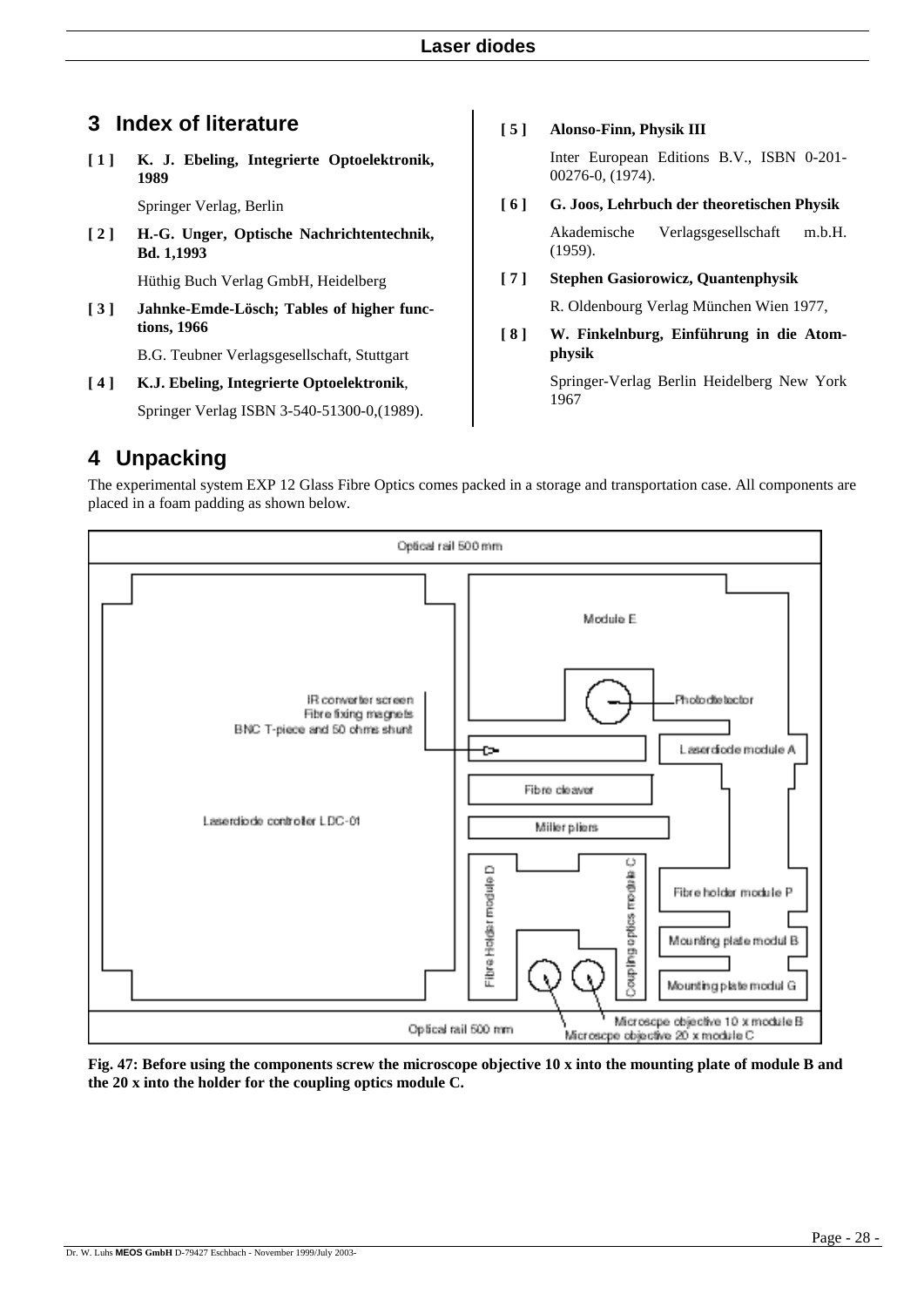## 3 Index of literature

**[ 1 ] K. J. Ebeling, Integrierte Optoelektronik, 1989**

Springer Verlag, Berlin

**[ 2 ] H.-G. Unger, Optische Nachrichtentechnik, Bd. 1,1993**

Hüthig Buch Verlag GmbH, Heidelberg

**[ 3 ] Jahnke-Emde-Lösch; Tables of higher functions, 1966**

B.G. Teubner Verlagsgesellschaft, Stuttgart

**[ 4 ] K.J. Ebeling, Integrierte Optoelektronik**,

Springer Verlag ISBN 3-540-51300-0,(1989).

**[ 5 ] Alonso-Finn, Physik III**

Inter European Editions B.V., ISBN 0-201-00276-0, (1974).

**[ 6 ] G. Joos, Lehrbuch der theoretischen Physik**

Akademische Verlagsgesellschaft m.b.H. (1959).

**[ 7 ] Stephen Gasiorowicz, Quantenphysik**

R. Oldenbourg Verlag München Wien 1977,

**[ 8 ] W. Finkelnburg, Einführung in die Atomphysik**

Springer-Verlag Berlin Heidelberg New York 1967

## 4 Unpacking

The experimental system EXP 12 Glass Fibre Optics comes packed in a storage and transportation case. All components are placed in a foam padding as shown below.

Optical rail 500 mm

Module E

IR converter screen
Fibre fixing magnets
BNC T-piece and 50 ohms shunt

Photodetector

Laserdiode module A

Fibre cleaver

Laserdiode controller LDC-01

Miller pliers

Fibre Holder module D

Coupling optics module C

Fibre holder module P

Mounting plate modul B

Mounting plate modul G

Microscpe objective 10 x module B

Microscpe objective 20 x module C

Optical rail 500 mm

**Fig. 47: Before using the components screw the microscope objective 10 x into the mounting plate of module B and the 20 x into the holder for the coupling optics module C.**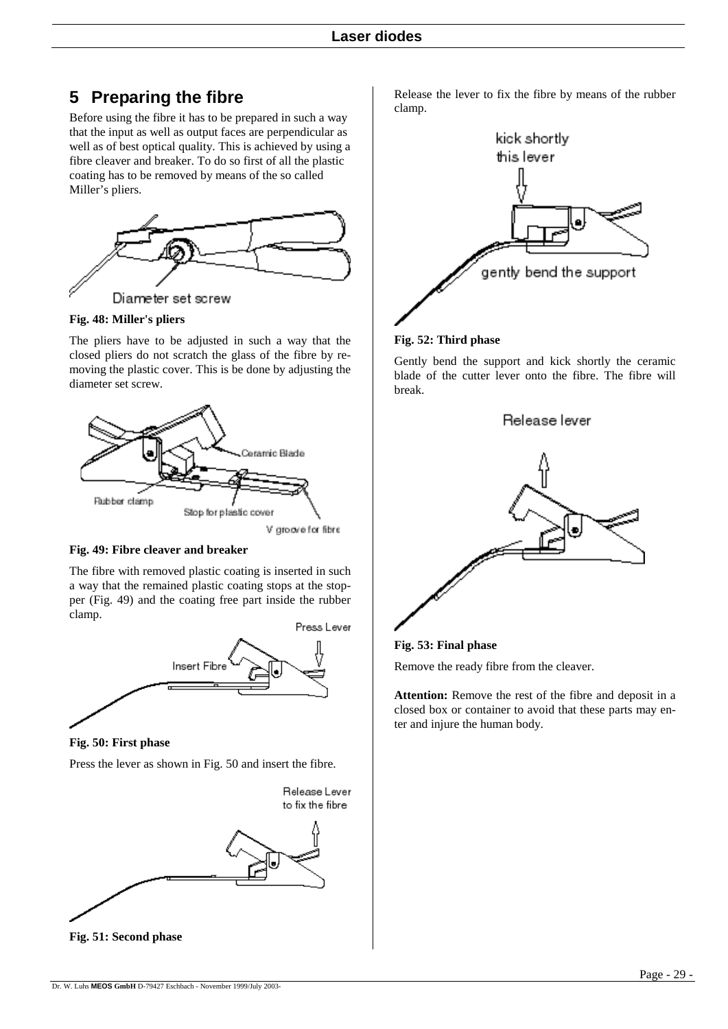## 5 Preparing the fibre

Before using the fibre it has to be prepared in such a way that the input as well as output faces are perpendicular as well as of best optical quality. This is achieved by using a fibre cleaver and breaker. To do so first of all the plastic coating has to be removed by means of the so called Miller's pliers.

**Fig. 48: Miller's pliers**

The pliers have to be adjusted in such a way that the closed pliers do not scratch the glass of the fibre by removing the plastic cover. This is be done by adjusting the diameter set screw.

**Fig. 49: Fibre cleaver and breaker**

The fibre with removed plastic coating is inserted in such a way that the remained plastic coating stops at the stopper (Fig. 49) and the coating free part inside the rubber clamp.

**Fig. 50: First phase**

Press the lever as shown in Fig. 50 and insert the fibre.

**Fig. 51: Second phase**

Release the lever to fix the fibre by means of the rubber clamp.

**Fig. 52: Third phase**

Gently bend the support and kick shortly the ceramic blade of the cutter lever onto the fibre. The fibre will break.

**Fig. 53: Final phase**

Remove the ready fibre from the cleaver.

**Attention:** Remove the rest of the fibre and deposit in a closed box or container to avoid that these parts may enter and injure the human body.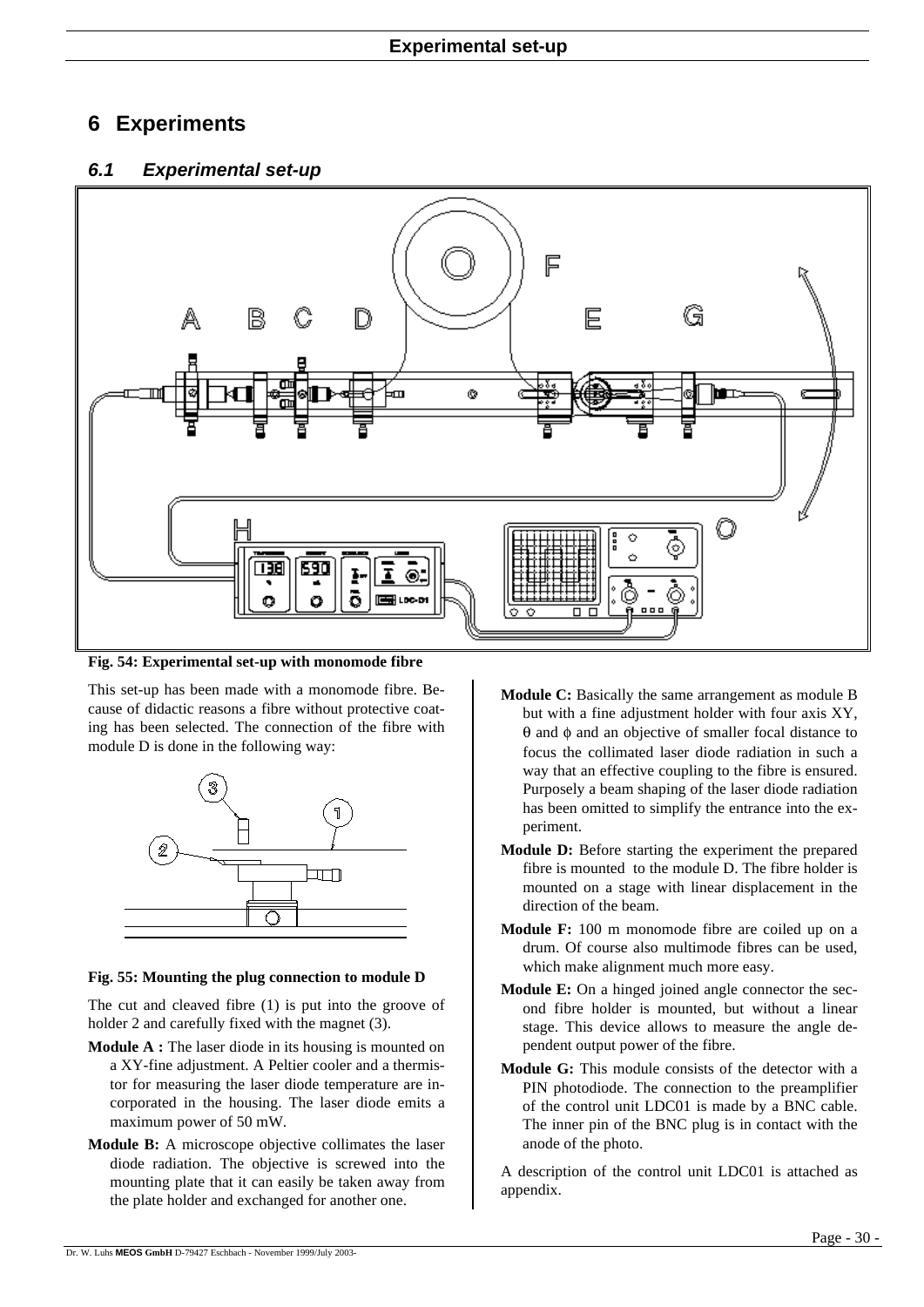# 6 Experiments

## 6.1 Experimental set-up

**Fig. 54: Experimental set-up with monomode fibre**

This set-up has been made with a monomode fibre. Because of didactic reasons a fibre without protective coating has been selected. The connection of the fibre with module D is done in the following way:

**Fig. 55: Mounting the plug connection to module D**

The cut and cleaved fibre (1) is put into the groove of holder 2 and carefully fixed with the magnet (3).

**Module A :** The laser diode in its housing is mounted on a XY-fine adjustment. A Peltier cooler and a thermistor for measuring the laser diode temperature are incorporated in the housing. The laser diode emits a maximum power of 50 mW.

**Module B:** A microscope objective collimates the laser diode radiation. The objective is screwed into the mounting plate that it can easily be taken away from the plate holder and exchanged for another one.

**Module C:** Basically the same arrangement as module B but with a fine adjustment holder with four axis XY, $\theta$ and $\phi$ and an objective of smaller focal distance to focus the collimated laser diode radiation in such a way that an effective coupling to the fibre is ensured. Purposely a beam shaping of the laser diode radiation has been omitted to simplify the entrance into the experiment.

**Module D:** Before starting the experiment the prepared fibre is mounted to the module D. The fibre holder is mounted on a stage with linear displacement in the direction of the beam.

**Module F:** 100 m monomode fibre are coiled up on a drum. Of course also multimode fibres can be used, which make alignment much more easy.

**Module E:** On a hinged joined angle connector the second fibre holder is mounted, but without a linear stage. This device allows to measure the angle dependent output power of the fibre.

**Module G:** This module consists of the detector with a PIN photodiode. The connection to the preamplifier of the control unit LDC01 is made by a BNC cable. The inner pin of the BNC plug is in contact with the anode of the photo.

A description of the control unit LDC01 is attached as appendix.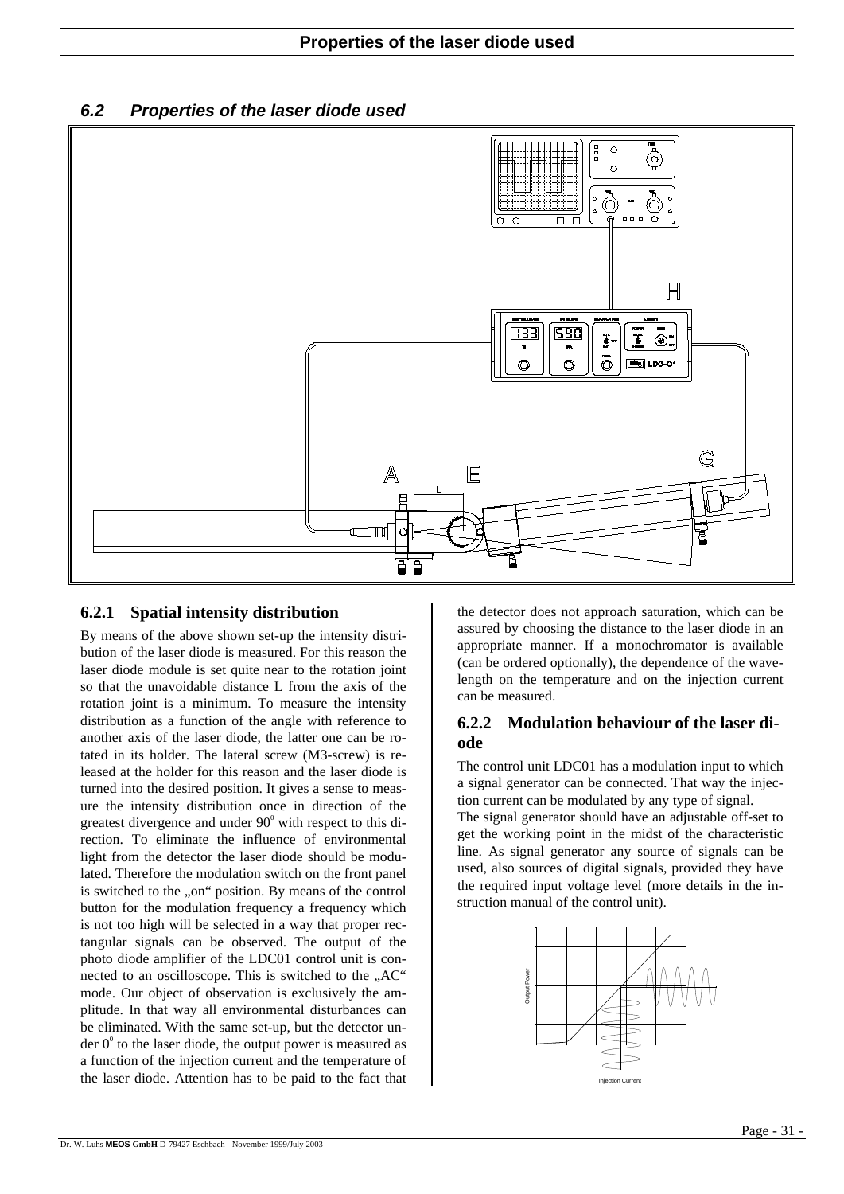## 6.2 Properties of the laser diode used

### 6.2.1 Spatial intensity distribution

By means of the above shown set-up the intensity distribution of the laser diode is measured. For this reason the laser diode module is set quite near to the rotation joint so that the unavoidable distance L from the axis of the rotation joint is a minimum. To measure the intensity distribution as a function of the angle with reference to another axis of the laser diode, the latter one can be rotated in its holder. The lateral screw (M3-screw) is released at the holder for this reason and the laser diode is turned into the desired position. It gives a sense to measure the intensity distribution once in direction of the greatest divergence and under $90^0$ with respect to this direction. To eliminate the influence of environmental light from the detector the laser diode should be modulated. Therefore the modulation switch on the front panel is switched to the „on" position. By means of the control button for the modulation frequency a frequency which is not too high will be selected in a way that proper rectangular signals can be observed. The output of the photo diode amplifier of the LDC01 control unit is connected to an oscilloscope. This is switched to the „AC" mode. Our object of observation is exclusively the amplitude. In that way all environmental disturbances can be eliminated. With the same set-up, but the detector under $0^0$ to the laser diode, the output power is measured as a function of the injection current and the temperature of the laser diode. Attention has to be paid to the fact that the detector does not approach saturation, which can be assured by choosing the distance to the laser diode in an appropriate manner. If a monochromator is available (can be ordered optionally), the dependence of the wavelength on the temperature and on the injection current can be measured.

### 6.2.2 Modulation behaviour of the laser diode

The control unit LDC01 has a modulation input to which a signal generator can be connected. That way the injection current can be modulated by any type of signal.

The signal generator should have an adjustable off-set to get the working point in the midst of the characteristic line. As signal generator any source of signals can be used, also sources of digital signals, provided they have the required input voltage level (more details in the instruction manual of the control unit).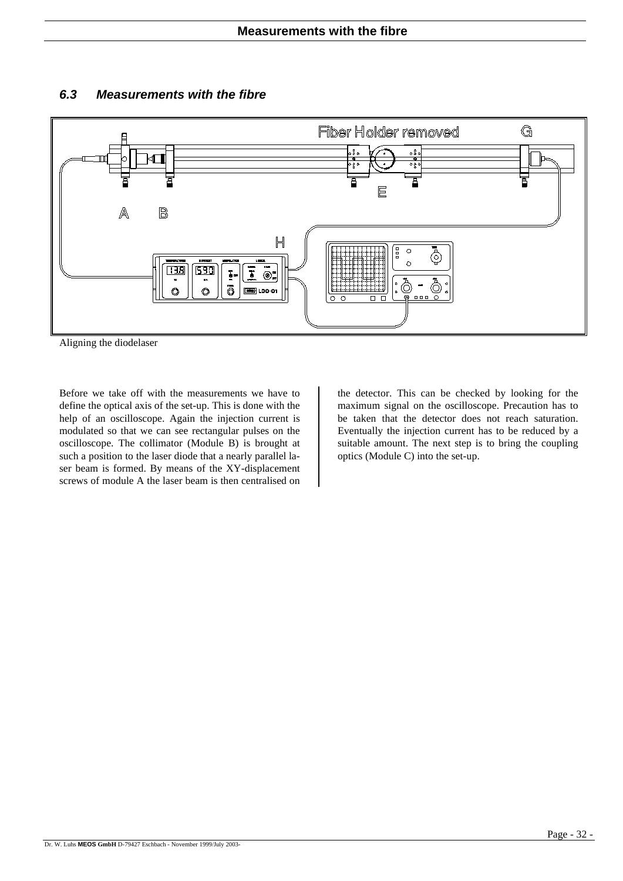## 6.3 Measurements with the fibre

Aligning the diodelaser

Before we take off with the measurements we have to define the optical axis of the set-up. This is done with the help of an oscilloscope. Again the injection current is modulated so that we can see rectangular pulses on the oscilloscope. The collimator (Module B) is brought at such a position to the laser diode that a nearly parallel laser beam is formed. By means of the XY-displacement screws of module A the laser beam is then centralised on the detector. This can be checked by looking for the maximum signal on the oscilloscope. Precaution has to be taken that the detector does not reach saturation. Eventually the injection current has to be reduced by a suitable amount. The next step is to bring the coupling optics (Module C) into the set-up.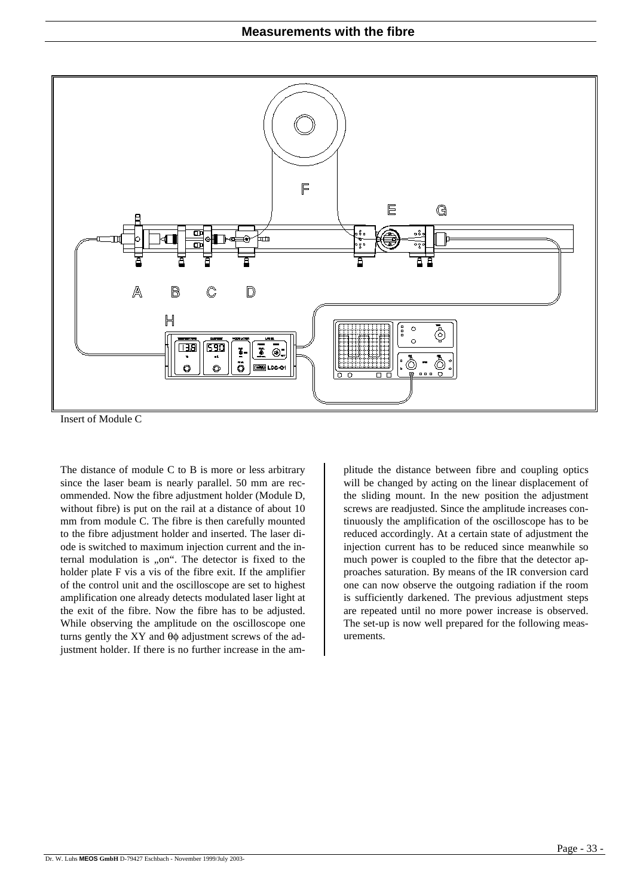## Measurements with the fibre

Insert of Module C

The distance of module C to B is more or less arbitrary since the laser beam is nearly parallel. 50 mm are recommended. Now the fibre adjustment holder (Module D, without fibre) is put on the rail at a distance of about 10 mm from module C. The fibre is then carefully mounted to the fibre adjustment holder and inserted. The laser diode is switched to maximum injection current and the internal modulation is „on". The detector is fixed to the holder plate F vis a vis of the fibre exit. If the amplifier of the control unit and the oscilloscope are set to highest amplification one already detects modulated laser light at the exit of the fibre. Now the fibre has to be adjusted. While observing the amplitude on the oscilloscope one turns gently the XY and $\theta\phi$ adjustment screws of the adjustment holder. If there is no further increase in the amplitude the distance between fibre and coupling optics will be changed by acting on the linear displacement of the sliding mount. In the new position the adjustment screws are readjusted. Since the amplitude increases continuously the amplification of the oscilloscope has to be reduced accordingly. At a certain state of adjustment the injection current has to be reduced since meanwhile so much power is coupled to the fibre that the detector approaches saturation. By means of the IR conversion card one can now observe the outgoing radiation if the room is sufficiently darkened. The previous adjustment steps are repeated until no more power increase is observed. The set-up is now well prepared for the following measurements.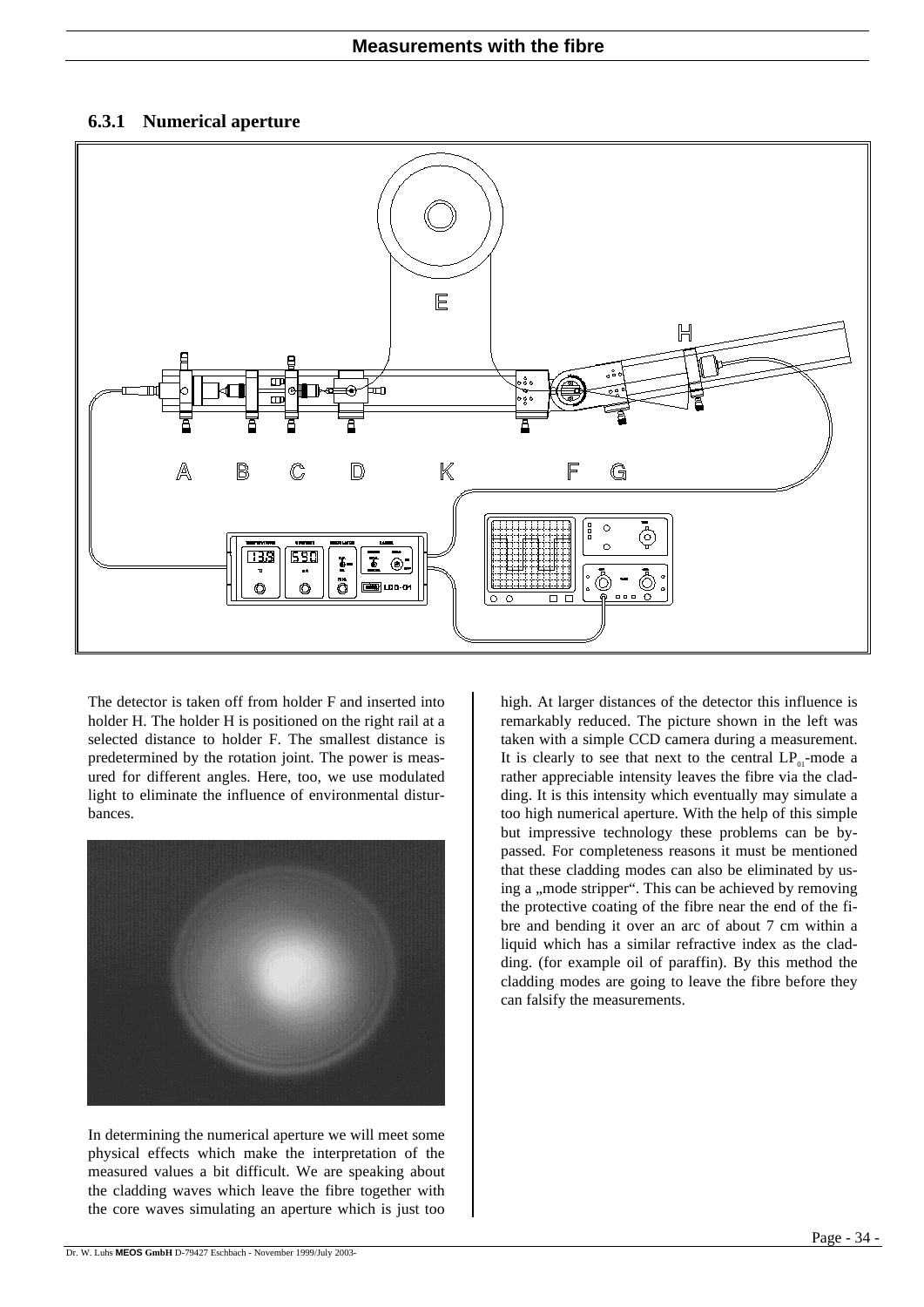### 6.3.1 Numerical aperture

The detector is taken off from holder F and inserted into holder H. The holder H is positioned on the right rail at a selected distance to holder F. The smallest distance is predetermined by the rotation joint. The power is measured for different angles. Here, too, we use modulated light to eliminate the influence of environmental disturbances.

In determining the numerical aperture we will meet some physical effects which make the interpretation of the measured values a bit difficult. We are speaking about the cladding waves which leave the fibre together with the core waves simulating an aperture which is just too high. At larger distances of the detector this influence is remarkably reduced. The picture shown in the left was taken with a simple CCD camera during a measurement. It is clearly to see that next to the central $LP_{01}$-mode a rather appreciable intensity leaves the fibre via the cladding. It is this intensity which eventually may simulate a too high numerical aperture. With the help of this simple but impressive technology these problems can be bypassed. For completeness reasons it must be mentioned that these cladding modes can also be eliminated by using a „mode stripper". This can be achieved by removing the protective coating of the fibre near the end of the fibre and bending it over an arc of about 7 cm within a liquid which has a similar refractive index as the cladding. (for example oil of paraffin). By this method the cladding modes are going to leave the fibre before they can falsify the measurements.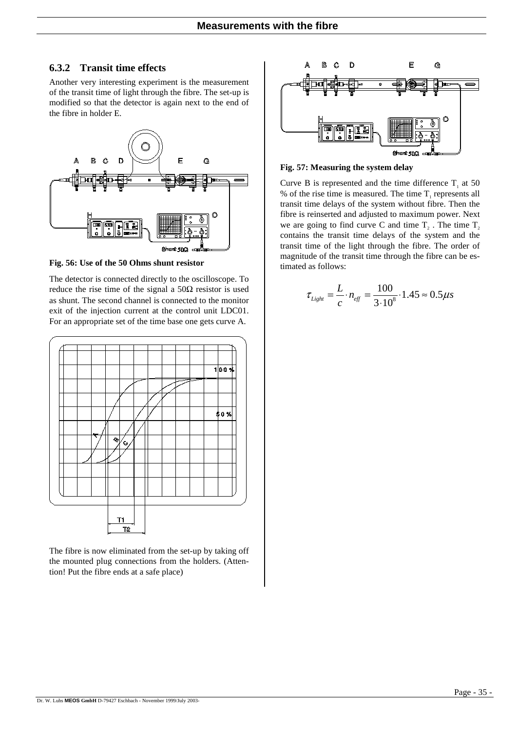### 6.3.2 Transit time effects

Another very interesting experiment is the measurement of the transit time of light through the fibre. The set-up is modified so that the detector is again next to the end of the fibre in holder E.

**Fig. 56: Use of the 50 Ohms shunt resistor**

The detector is connected directly to the oscilloscope. To reduce the rise time of the signal a 50Ω resistor is used as shunt. The second channel is connected to the monitor exit of the injection current at the control unit LDC01. For an appropriate set of the time base one gets curve A.

The fibre is now eliminated from the set-up by taking off the mounted plug connections from the holders. (Attention! Put the fibre ends at a safe place)

**Fig. 57: Measuring the system delay**

Curve B is represented and the time difference $T_1$ at 50 % of the rise time is measured. The time $T_1$ represents all transit time delays of the system without fibre. Then the fibre is reinserted and adjusted to maximum power. Next we are going to find curve C and time $T_2$. The time $T_2$ contains the transit time delays of the system and the transit time of the light through the fibre. The order of magnitude of the transit time through the fibre can be estimated as follows:

$$\tau_{Light} = \frac{L}{c} \cdot n_{eff} = \frac{100}{3 \cdot 10^8} \cdot 1.45 \approx 0.5 \mu s$$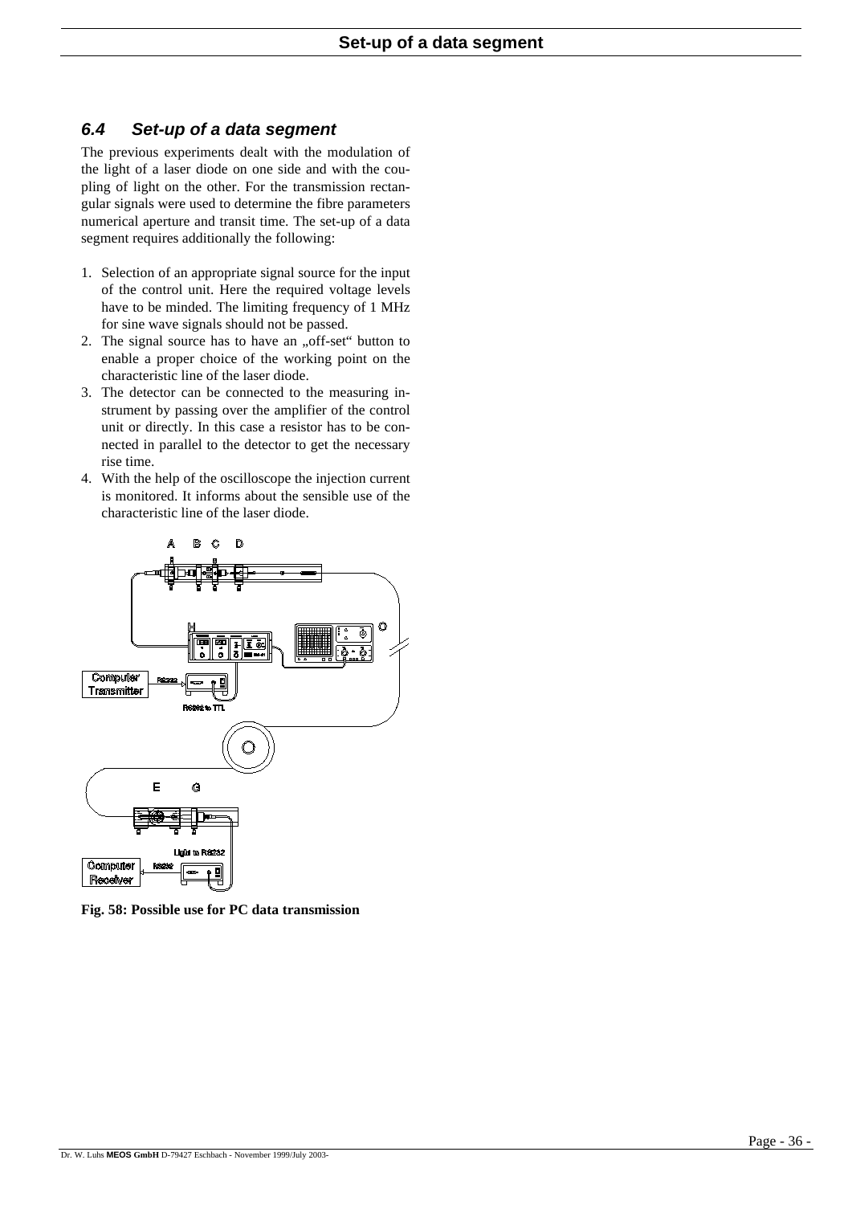## 6.4 Set-up of a data segment

The previous experiments dealt with the modulation of the light of a laser diode on one side and with the coupling of light on the other. For the transmission rectangular signals were used to determine the fibre parameters numerical aperture and transit time. The set-up of a data segment requires additionally the following:

1. Selection of an appropriate signal source for the input of the control unit. Here the required voltage levels have to be minded. The limiting frequency of 1 MHz for sine wave signals should not be passed.
2. The signal source has to have an „off-set“ button to enable a proper choice of the working point on the characteristic line of the laser diode.
3. The detector can be connected to the measuring instrument by passing over the amplifier of the control unit or directly. In this case a resistor has to be connected in parallel to the detector to get the necessary rise time.
4. With the help of the oscilloscope the injection current is monitored. It informs about the sensible use of the characteristic line of the laser diode.

**Fig. 58: Possible use for PC data transmission**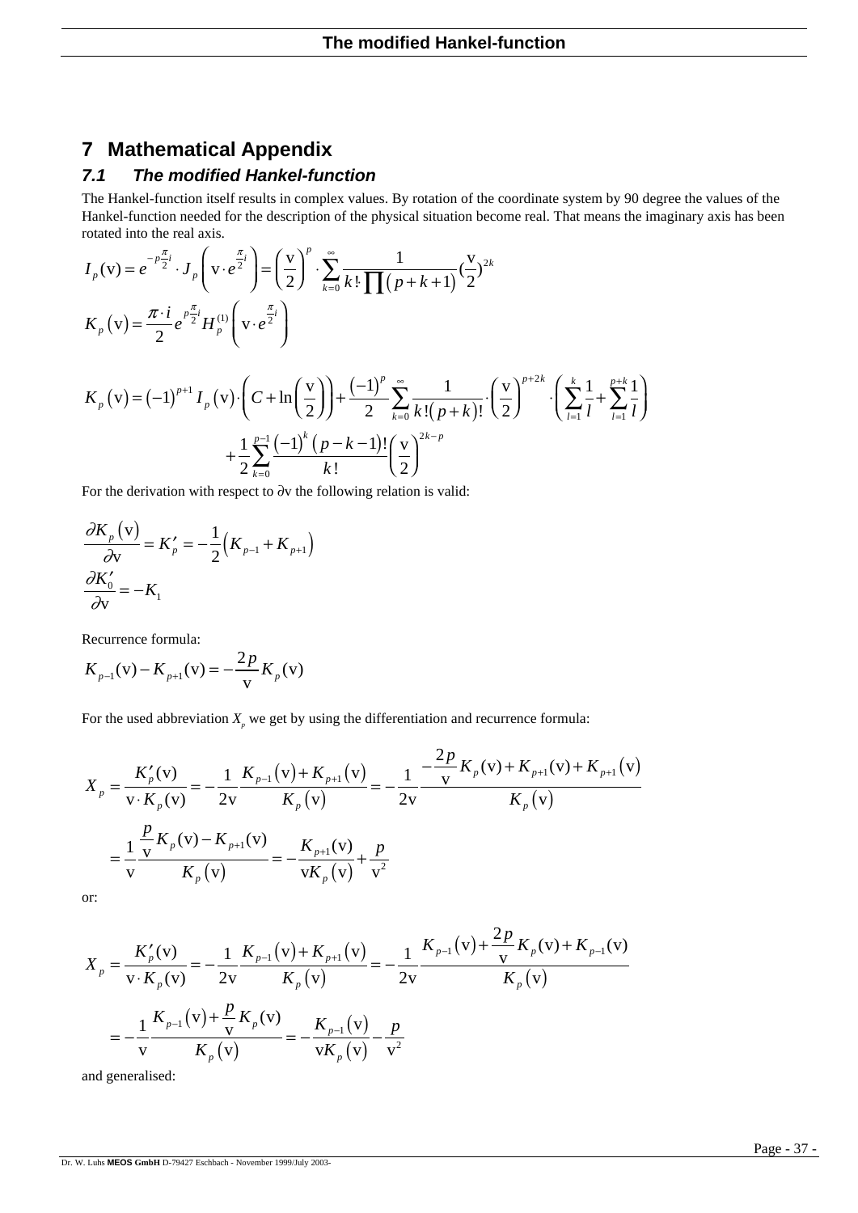# 7 Mathematical Appendix

## 7.1 The modified Hankel-function

The Hankel-function itself results in complex values. By rotation of the coordinate system by 90 degree the values of the Hankel-function needed for the description of the physical situation become real. That means the imaginary axis has been rotated into the real axis.

$$I_p(\mathrm{v}) = e^{-p\frac{\pi}{2}i} \cdot J_p\left(\mathrm{v} \cdot e^{\frac{\pi}{2}i}\right) = \left(\frac{\mathrm{v}}{2}\right)^p \cdot \sum_{k=0}^{\infty} \frac{1}{k! \cdot \prod(p+k+1)} \left(\frac{\mathrm{v}}{2}\right)^{2k}$$

$$K_p(\mathrm{v}) = \frac{\pi \cdot i}{2} e^{p\frac{\pi}{2}i} H_p^{(1)}\left(\mathrm{v} \cdot e^{\frac{\pi}{2}i}\right)$$

$$K_p(\mathrm{v}) = (-1)^{p+1} I_p(\mathrm{v}) \cdot \left(C + \ln\left(\frac{\mathrm{v}}{2}\right)\right) + \frac{(-1)^p}{2} \sum_{k=0}^{\infty} \frac{1}{k!(p+k)!} \cdot \left(\frac{\mathrm{v}}{2}\right)^{p+2k} \cdot \left(\sum_{l=1}^{k} \frac{1}{l} + \sum_{l=1}^{p+k} \frac{1}{l}\right) + \frac{1}{2} \sum_{k=0}^{p-1} \frac{(-1)^k (p-k-1)!}{k!} \left(\frac{\mathrm{v}}{2}\right)^{2k-p}$$

For the derivation with respect to $\partial \mathrm{v}$ the following relation is valid:

$$\frac{\partial K_p(\mathrm{v})}{\partial \mathrm{v}} = K_p' = -\frac{1}{2}\left(K_{p-1} + K_{p+1}\right)$$

$$\frac{\partial K_0'}{\partial \mathrm{v}} = -K_1$$

Recurrence formula:

$$K_{p-1}(\mathrm{v}) - K_{p+1}(\mathrm{v}) = -\frac{2p}{\mathrm{v}} K_p(\mathrm{v})$$

For the used abbreviation $X_p$ we get by using the differentiation and recurrence formula:

$$X_p = \frac{K_p'(\mathrm{v})}{\mathrm{v} \cdot K_p(\mathrm{v})} = -\frac{1}{2\mathrm{v}} \frac{K_{p-1}(\mathrm{v}) + K_{p+1}(\mathrm{v})}{K_p(\mathrm{v})} = -\frac{1}{2\mathrm{v}} \frac{-\frac{2p}{\mathrm{v}} K_p(\mathrm{v}) + K_{p+1}(\mathrm{v}) + K_{p+1}(\mathrm{v})}{K_p(\mathrm{v})}$$

$$= \frac{1}{\mathrm{v}} \frac{\frac{p}{\mathrm{v}} K_p(\mathrm{v}) - K_{p+1}(\mathrm{v})}{K_p(\mathrm{v})} = -\frac{K_{p+1}(\mathrm{v})}{\mathrm{v} K_p(\mathrm{v})} + \frac{p}{\mathrm{v}^2}$$

or:

$$X_p = \frac{K_p'(\mathrm{v})}{\mathrm{v} \cdot K_p(\mathrm{v})} = -\frac{1}{2\mathrm{v}} \frac{K_{p-1}(\mathrm{v}) + K_{p+1}(\mathrm{v})}{K_p(\mathrm{v})} = -\frac{1}{2\mathrm{v}} \frac{K_{p-1}(\mathrm{v}) + \frac{2p}{\mathrm{v}} K_p(\mathrm{v}) + K_{p-1}(\mathrm{v})}{K_p(\mathrm{v})}$$

$$= -\frac{1}{\mathrm{v}} \frac{K_{p-1}(\mathrm{v}) + \frac{p}{\mathrm{v}} K_p(\mathrm{v})}{K_p(\mathrm{v})} = -\frac{K_{p-1}(\mathrm{v})}{\mathrm{v} K_p(\mathrm{v})} - \frac{p}{\mathrm{v}^2}$$

and generalised: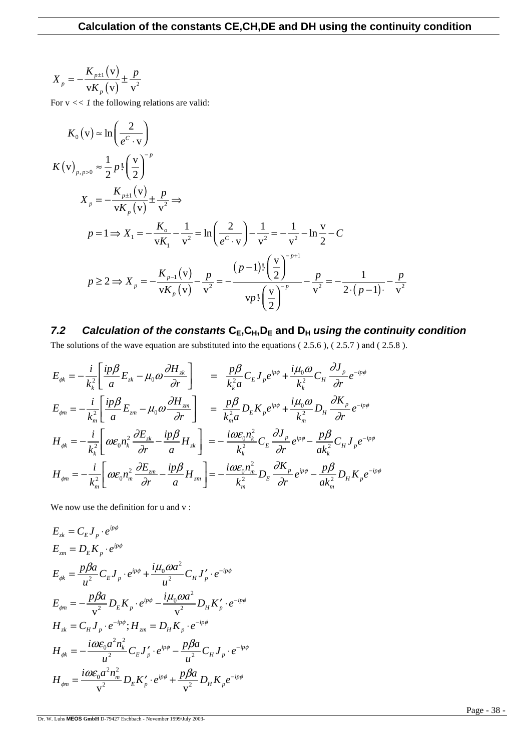$$X_p = -\frac{K_{p\pm1}(\mathrm{v})}{\mathrm{v}K_p(\mathrm{v})} \pm \frac{p}{\mathrm{v}^2}$$

For v << *1* the following relations are valid:

$$K_0(\mathrm{v}) \approx \ln\left(\frac{2}{e^C \cdot \mathrm{v}}\right)$$

$$K(\mathrm{v})_{p,p>0} \approx \frac{1}{2}p!\left(\frac{\mathrm{v}}{2}\right)^{-p}$$

$$X_p = -\frac{K_{p\pm1}(\mathrm{v})}{\mathrm{v}K_p(\mathrm{v})} \pm \frac{p}{\mathrm{v}^2} \Rightarrow$$

$$p = 1 \Rightarrow X_1 = -\frac{K_o}{\mathrm{v}K_1} - \frac{1}{\mathrm{v}^2} = \ln\left(\frac{2}{e^C \cdot \mathrm{v}}\right) - \frac{1}{\mathrm{v}^2} = -\frac{1}{\mathrm{v}^2} - \ln\frac{\mathrm{v}}{2} - C$$

$$p \geq 2 \Rightarrow X_p = -\frac{K_{p-1}(\mathrm{v})}{\mathrm{v}K_p(\mathrm{v})} - \frac{p}{\mathrm{v}^2} = -\frac{(p-1)!\left(\frac{\mathrm{v}}{2}\right)^{-p+1}}{\mathrm{v}p!\left(\frac{\mathrm{v}}{2}\right)^{-p}} - \frac{p}{\mathrm{v}^2} = -\frac{1}{2\cdot(p-1)\cdot} - \frac{p}{\mathrm{v}^2}$$

## 7.2 *Calculation of the constants* $C_E, C_H, D_E$ and $D_H$ *using the continuity condition*

The solutions of the wave equation are substituted into the equations ( 2.5.6 ), ( 2.5.7 ) and ( 2.5.8 ).

$$E_{\phi k} = -\frac{i}{k_k^2}\left[\frac{ip\beta}{a}E_{zk} - \mu_0\omega\frac{\partial H_{zk}}{\partial r}\right] = \frac{p\beta}{k_k^2 a}C_E J_p e^{ip\phi} + \frac{i\mu_0\omega}{k_k^2}C_H\frac{\partial J_p}{\partial r}e^{-ip\phi}$$

$$E_{\phi m} = -\frac{i}{k_m^2}\left[\frac{ip\beta}{a}E_{zm} - \mu_0\omega\frac{\partial H_{zm}}{\partial r}\right] = \frac{p\beta}{k_m^2 a}D_E K_p e^{ip\phi} + \frac{i\mu_0\omega}{k_m^2}D_H\frac{\partial K_p}{\partial r}e^{-ip\phi}$$

$$H_{\phi k} = -\frac{i}{k_k^2}\left[\omega\varepsilon_0 n_k^2\frac{\partial E_{zk}}{\partial r} - \frac{ip\beta}{a}H_{zk}\right] = -\frac{i\omega\varepsilon_0 n_k^2}{k_k^2}C_E\frac{\partial J_p}{\partial r}e^{ip\phi} - \frac{p\beta}{ak_k^2}C_H J_p e^{-ip\phi}$$

$$H_{\phi m} = -\frac{i}{k_m^2}\left[\omega\varepsilon_0 n_m^2\frac{\partial E_{zm}}{\partial r} - \frac{ip\beta}{a}H_{zm}\right] = -\frac{i\omega\varepsilon_0 n_m^2}{k_m^2}D_E\frac{\partial K_p}{\partial r}e^{ip\phi} - \frac{p\beta}{ak_m^2}D_H K_p e^{-ip\phi}$$

We now use the definition for u and v :

$$E_{zk} = C_E J_p \cdot e^{ip\phi}$$

$$E_{zm} = D_E K_p \cdot e^{ip\phi}$$

$$E_{\phi k} = \frac{p\beta a}{u^2}C_E J_p \cdot e^{ip\phi} + \frac{i\mu_0\omega a^2}{u^2}C_H J'_p \cdot e^{-ip\phi}$$

$$E_{\phi m} = -\frac{p\beta a}{\mathrm{v}^2}D_E K_p \cdot e^{ip\phi} - \frac{i\mu_0\omega a^2}{\mathrm{v}^2}D_H K'_p \cdot e^{-ip\phi}$$

$$H_{zk} = C_H J_p \cdot e^{-ip\phi}; H_{zm} = D_H K_p \cdot e^{-ip\phi}$$

$$H_{\phi k} = -\frac{i\omega\varepsilon_0 a^2 n_k^2}{u^2}C_E J'_p \cdot e^{ip\phi} - \frac{p\beta a}{u^2}C_H J_p \cdot e^{-ip\phi}$$

$$H_{\phi m} = \frac{i\omega\varepsilon_0 a^2 n_m^2}{\mathrm{v}^2}D_E K'_p \cdot e^{ip\phi} + \frac{p\beta a}{\mathrm{v}^2}D_H K_p e^{-ip\phi}$$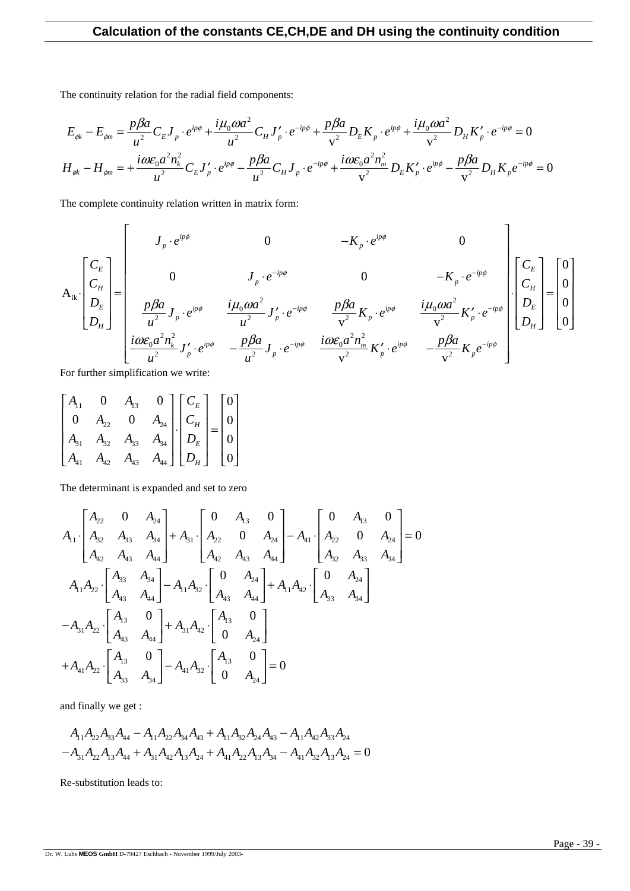## Calculation of the constants CE,CH,DE and DH using the continuity condition

The continuity relation for the radial field components:

$$E_{\phi k}-E_{\phi m}=\frac{p\beta a}{u^2}C_E J_p\cdot e^{ip\phi}+\frac{i\mu_0\omega a^2}{u^2}C_H J_p'\cdot e^{-ip\phi}+\frac{p\beta a}{\mathrm{v}^2}D_E K_p\cdot e^{ip\phi}+\frac{i\mu_0\omega a^2}{\mathrm{v}^2}D_H K_p'\cdot e^{-ip\phi}=0$$

$$H_{\phi k}-H_{\phi m}=+\frac{i\omega\varepsilon_0 a^2 n_k^2}{u^2}C_E J_p'\cdot e^{ip\phi}-\frac{p\beta a}{u^2}C_H J_p\cdot e^{-ip\phi}+\frac{i\omega\varepsilon_0 a^2 n_m^2}{\mathrm{v}^2}D_E K_p'\cdot e^{ip\phi}-\frac{p\beta a}{\mathrm{v}^2}D_H K_p e^{-ip\phi}=0$$

The complete continuity relation written in matrix form:

$$\mathrm{A}_{ik}\cdot\begin{bmatrix}C_E\\C_H\\D_E\\D_H\end{bmatrix}=\begin{bmatrix}J_p\cdot e^{ip\phi} & 0 & -K_p\cdot e^{ip\phi} & 0\\ 0 & J_p\cdot e^{-ip\phi} & 0 & -K_p\cdot e^{-ip\phi}\\ \frac{p\beta a}{u^2}J_p\cdot e^{ip\phi} & \frac{i\mu_0\omega a^2}{u^2}J_p'\cdot e^{-ip\phi} & \frac{p\beta a}{\mathrm{v}^2}K_p\cdot e^{ip\phi} & \frac{i\mu_0\omega a^2}{\mathrm{v}^2}K_p'\cdot e^{-ip\phi}\\ \frac{i\omega\varepsilon_0 a^2 n_k^2}{u^2}J_p'\cdot e^{ip\phi} & -\frac{p\beta a}{u^2}J_p\cdot e^{-ip\phi} & \frac{i\omega\varepsilon_0 a^2 n_m^2}{\mathrm{v}^2}K_p'\cdot e^{ip\phi} & -\frac{p\beta a}{\mathrm{v}^2}K_p e^{-ip\phi}\end{bmatrix}\cdot\begin{bmatrix}C_E\\C_H\\D_E\\D_H\end{bmatrix}=\begin{bmatrix}0\\0\\0\\0\end{bmatrix}$$

For further simplification we write:

$$\begin{bmatrix}A_{11} & 0 & A_{13} & 0\\ 0 & A_{22} & 0 & A_{24}\\ A_{31} & A_{32} & A_{33} & A_{34}\\ A_{41} & A_{42} & A_{43} & A_{44}\end{bmatrix}\cdot\begin{bmatrix}C_E\\C_H\\D_E\\D_H\end{bmatrix}=\begin{bmatrix}0\\0\\0\\0\end{bmatrix}$$

The determinant is expanded and set to zero

$$A_{11}\cdot\begin{bmatrix}A_{22} & 0 & A_{24}\\ A_{32} & A_{33} & A_{34}\\ A_{42} & A_{43} & A_{44}\end{bmatrix}+A_{31}\cdot\begin{bmatrix}0 & A_{13} & 0\\ A_{22} & 0 & A_{24}\\ A_{42} & A_{43} & A_{44}\end{bmatrix}-A_{41}\cdot\begin{bmatrix}0 & A_{13} & 0\\ A_{22} & 0 & A_{24}\\ A_{32} & A_{33} & A_{34}\end{bmatrix}=0$$

$$A_{11}A_{22}\cdot\begin{bmatrix}A_{33} & A_{34}\\ A_{43} & A_{44}\end{bmatrix}-A_{11}A_{32}\cdot\begin{bmatrix}0 & A_{24}\\ A_{43} & A_{44}\end{bmatrix}+A_{11}A_{42}\cdot\begin{bmatrix}0 & A_{24}\\ A_{33} & A_{34}\end{bmatrix}$$

$$-A_{31}A_{22}\cdot\begin{bmatrix}A_{13} & 0\\ A_{43} & A_{44}\end{bmatrix}+A_{31}A_{42}\cdot\begin{bmatrix}A_{13} & 0\\ 0 & A_{24}\end{bmatrix}$$

$$+A_{41}A_{22}\cdot\begin{bmatrix}A_{13} & 0\\ A_{33} & A_{34}\end{bmatrix}-A_{41}A_{32}\cdot\begin{bmatrix}A_{13} & 0\\ 0 & A_{24}\end{bmatrix}=0$$

and finally we get :

$$A_{11}A_{22}A_{33}A_{44}-A_{11}A_{22}A_{34}A_{43}+A_{11}A_{32}A_{24}A_{43}-A_{11}A_{42}A_{33}A_{24}$$
$$-A_{31}A_{22}A_{13}A_{44}+A_{31}A_{42}A_{13}A_{24}+A_{41}A_{22}A_{13}A_{34}-A_{41}A_{32}A_{13}A_{24}=0$$

Re-substitution leads to: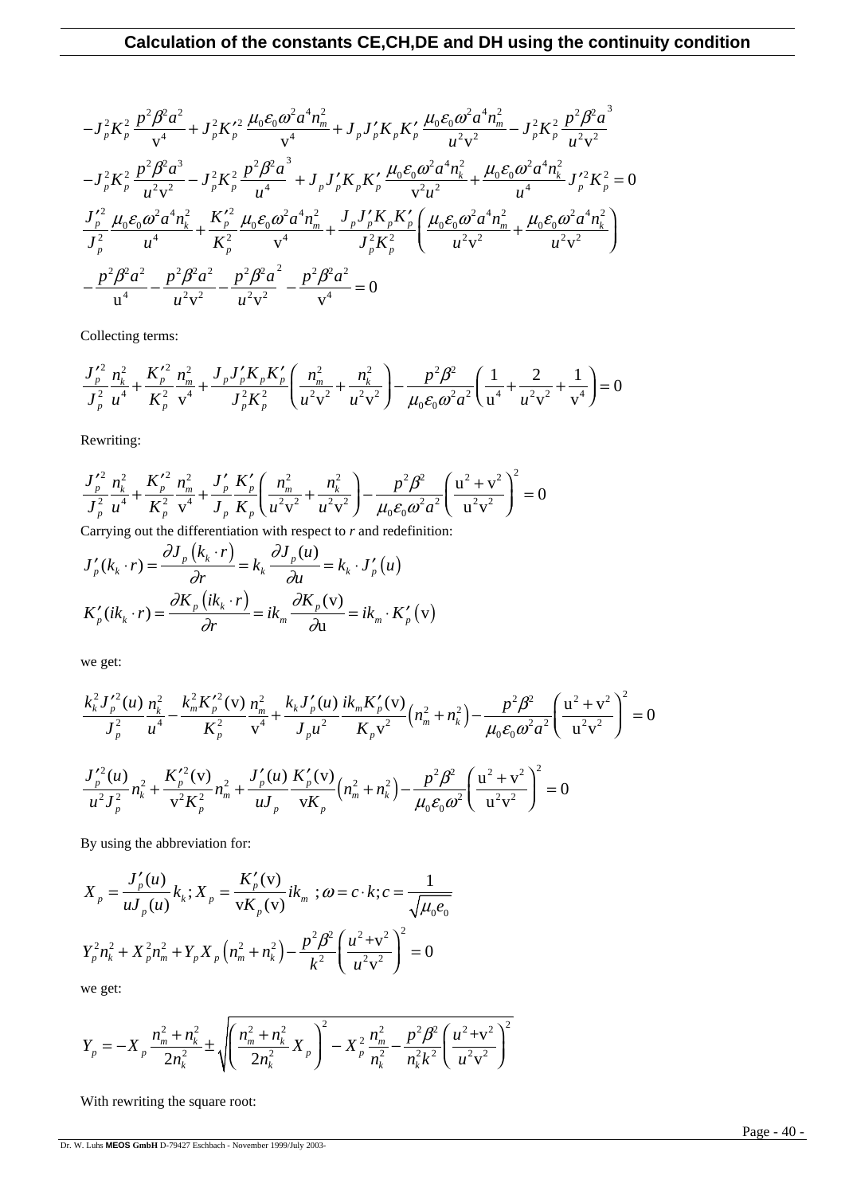## Calculation of the constants CE,CH,DE and DH using the continuity condition

$$-J_p^2 K_p^2 \frac{p^2\beta^2 a^2}{\mathrm{v}^4} + J_p^2 K_p'^2 \frac{\mu_0\varepsilon_0\omega^2 a^4 n_m^2}{\mathrm{v}^4} + J_p J_p' K_p K_p' \frac{\mu_0\varepsilon_0\omega^2 a^4 n_m^2}{u^2\mathrm{v}^2} - J_p^2 K_p^2 \frac{p^2\beta^2 a^3}{u^2\mathrm{v}^2}$$

$$-J_p^2 K_p^2 \frac{p^2\beta^2 a^3}{u^2\mathrm{v}^2} - J_p^2 K_p^2 \frac{p^2\beta^2 a^3}{u^4} + J_p J_p' K_p K_p' \frac{\mu_0\varepsilon_0\omega^2 a^4 n_k^2}{\mathrm{v}^2 u^2} + \frac{\mu_0\varepsilon_0\omega^2 a^4 n_k^2}{u^4} J_p'^2 K_p^2 = 0$$

$$\frac{J_p'^2}{J_p^2}\frac{\mu_0\varepsilon_0\omega^2 a^4 n_k^2}{u^4} + \frac{K_p'^2}{K_p^2}\frac{\mu_0\varepsilon_0\omega^2 a^4 n_m^2}{\mathrm{v}^4} + \frac{J_p J_p' K_p K_p'}{J_p^2 K_p^2}\left(\frac{\mu_0\varepsilon_0\omega^2 a^4 n_m^2}{u^2\mathrm{v}^2} + \frac{\mu_0\varepsilon_0\omega^2 a^4 n_k^2}{u^2\mathrm{v}^2}\right)$$

$$-\frac{p^2\beta^2 a^2}{\mathrm{u}^4} - \frac{p^2\beta^2 a^2}{u^2\mathrm{v}^2} - \frac{p^2\beta^2 a^2}{u^2\mathrm{v}^2} - \frac{p^2\beta^2 a^2}{\mathrm{v}^4} = 0$$

Collecting terms:

$$\frac{J_p'^2}{J_p^2}\frac{n_k^2}{u^4} + \frac{K_p'^2}{K_p^2}\frac{n_m^2}{\mathrm{v}^4} + \frac{J_p J_p' K_p K_p'}{J_p^2 K_p^2}\left(\frac{n_m^2}{u^2\mathrm{v}^2} + \frac{n_k^2}{u^2\mathrm{v}^2}\right) - \frac{p^2\beta^2}{\mu_0\varepsilon_0\omega^2 a^2}\left(\frac{1}{\mathrm{u}^4} + \frac{2}{u^2\mathrm{v}^2} + \frac{1}{\mathrm{v}^4}\right) = 0$$

Rewriting:

$$\frac{J_p'^2}{J_p^2}\frac{n_k^2}{u^4} + \frac{K_p'^2}{K_p^2}\frac{n_m^2}{\mathrm{v}^4} + \frac{J_p'}{J_p}\frac{K_p'}{K_p}\left(\frac{n_m^2}{u^2\mathrm{v}^2} + \frac{n_k^2}{u^2\mathrm{v}^2}\right) - \frac{p^2\beta^2}{\mu_0\varepsilon_0\omega^2 a^2}\left(\frac{\mathrm{u}^2+\mathrm{v}^2}{\mathrm{u}^2\mathrm{v}^2}\right)^2 = 0$$

Carrying out the differentiation with respect to *r* and redefinition:

$$J_p'(k_k\cdot r) = \frac{\partial J_p(k_k\cdot r)}{\partial r} = k_k\frac{\partial J_p(u)}{\partial u} = k_k\cdot J_p'(u)$$

$$K_p'(ik_k\cdot r) = \frac{\partial K_p(ik_k\cdot r)}{\partial r} = ik_m\frac{\partial K_p(\mathrm{v})}{\partial \mathrm{u}} = ik_m\cdot K_p'(\mathrm{v})$$

we get:

$$\frac{k_k^2 J_p'^2(u)}{J_p^2}\frac{n_k^2}{u^4} - \frac{k_m^2 K_p'^2(\mathrm{v})}{K_p^2}\frac{n_m^2}{\mathrm{v}^4} + \frac{k_k J_p'(u)}{J_p u^2}\frac{ik_m K_p'(\mathrm{v})}{K_p\mathrm{v}^2}\left(n_m^2+n_k^2\right) - \frac{p^2\beta^2}{\mu_0\varepsilon_0\omega^2 a^2}\left(\frac{\mathrm{u}^2+\mathrm{v}^2}{\mathrm{u}^2\mathrm{v}^2}\right)^2 = 0$$

$$\frac{J_p'^2(u)}{u^2 J_p^2}n_k^2 + \frac{K_p'^2(\mathrm{v})}{\mathrm{v}^2 K_p^2}n_m^2 + \frac{J_p'(u)}{uJ_p}\frac{K_p'(\mathrm{v})}{\mathrm{v}K_p}\left(n_m^2+n_k^2\right) - \frac{p^2\beta^2}{\mu_0\varepsilon_0\omega^2}\left(\frac{\mathrm{u}^2+\mathrm{v}^2}{\mathrm{u}^2\mathrm{v}^2}\right)^2 = 0$$

By using the abbreviation for:

$$X_p = \frac{J_p'(u)}{uJ_p(u)}k_k;\, X_p = \frac{K_p'(\mathrm{v})}{\mathrm{v}K_p(\mathrm{v})}ik_m\ ;\omega = c\cdot k; c = \frac{1}{\sqrt{\mu_0 e_0}}$$

$$Y_p^2 n_k^2 + X_p^2 n_m^2 + Y_p X_p\left(n_m^2+n_k^2\right) - \frac{p^2\beta^2}{k^2}\left(\frac{u^2+\mathrm{v}^2}{u^2\mathrm{v}^2}\right)^2 = 0$$

we get:

$$Y_p = -X_p\frac{n_m^2+n_k^2}{2n_k^2} \pm \sqrt{\left(\frac{n_m^2+n_k^2}{2n_k^2}X_p\right)^2 - X_p^2\frac{n_m^2}{n_k^2} - \frac{p^2\beta^2}{n_k^2 k^2}\left(\frac{u^2+\mathrm{v}^2}{u^2\mathrm{v}^2}\right)^2}$$

With rewriting the square root: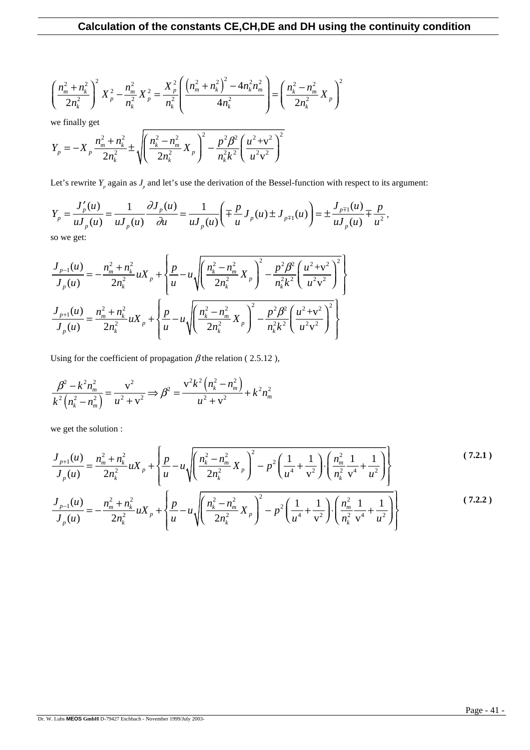## Calculation of the constants CE,CH,DE and DH using the continuity condition

$$\left(\frac{n_m^2+n_k^2}{2n_k^2}\right)^2 X_p^2 - \frac{n_m^2}{n_k^2}X_p^2 = \frac{X_p^2}{n_k^2}\left(\frac{\left(n_m^2+n_k^2\right)^2-4n_k^2n_m^2}{4n_k^2}\right) = \left(\frac{n_k^2-n_m^2}{2n_k^2}X_p\right)^2$$

we finally get

$$Y_p = -X_p\frac{n_m^2+n_k^2}{2n_k^2} \pm \sqrt{\left(\frac{n_k^2-n_m^2}{2n_k^2}X_p\right)^2 - \frac{p^2\beta^2}{n_k^2k^2}\left(\frac{u^2+\mathrm{v}^2}{u^2\mathrm{v}^2}\right)^2}$$

Let's rewrite $Y_p$ again as $J_p$ and let's use the derivation of the Bessel-function with respect to its argument:

$$Y_p = \frac{J_p'(u)}{uJ_p(u)} = \frac{1}{uJ_p(u)}\frac{\partial J_p(u)}{\partial u} = \frac{1}{uJ_p(u)}\left(\mp\frac{p}{u}J_p(u) \pm J_{p\mp1}(u)\right) = \pm\frac{J_{p\mp1}(u)}{uJ_p(u)} \mp \frac{p}{u^2},$$

so we get:

$$\frac{J_{p-1}(u)}{J_p(u)} = -\frac{n_m^2+n_k^2}{2n_k^2}uX_p + \left\{\frac{p}{u} - u\sqrt{\left(\frac{n_k^2-n_m^2}{2n_k^2}X_p\right)^2 - \frac{p^2\beta^2}{n_k^2k^2}\left(\frac{u^2+\mathrm{v}^2}{u^2\mathrm{v}^2}\right)^2}\right\}$$

$$\frac{J_{p+1}(u)}{J_p(u)} = \frac{n_m^2+n_k^2}{2n_k^2}uX_p + \left\{\frac{p}{u} - u\sqrt{\left(\frac{n_k^2-n_m^2}{2n_k^2}X_p\right)^2 - \frac{p^2\beta^2}{n_k^2k^2}\left(\frac{u^2+\mathrm{v}^2}{u^2\mathrm{v}^2}\right)^2}\right\}$$

Using for the coefficient of propagation $\beta$ the relation ( 2.5.12 ),

$$\frac{\beta^2-k^2n_m^2}{k^2\left(n_k^2-n_m^2\right)} = \frac{\mathrm{v}^2}{u^2+\mathrm{v}^2} \Rightarrow \beta^2 = \frac{\mathrm{v}^2k^2\left(n_k^2-n_m^2\right)}{u^2+\mathrm{v}^2} + k^2n_m^2$$

we get the solution :

$$\frac{J_{p+1}(u)}{J_p(u)} = \frac{n_m^2+n_k^2}{2n_k^2}uX_p + \left\{\frac{p}{u} - u\sqrt{\left(\frac{n_k^2-n_m^2}{2n_k^2}X_p\right)^2 - p^2\left(\frac{1}{u^4}+\frac{1}{\mathrm{v}^2}\right)\cdot\left(\frac{n_m^2}{n_k^2}\frac{1}{\mathrm{v}^4}+\frac{1}{u^2}\right)}\right\} \qquad (7.2.1)$$

$$\frac{J_{p-1}(u)}{J_p(u)} = -\frac{n_m^2+n_k^2}{2n_k^2}uX_p + \left\{\frac{p}{u} - u\sqrt{\left(\frac{n_k^2-n_m^2}{2n_k^2}X_p\right)^2 - p^2\left(\frac{1}{u^4}+\frac{1}{\mathrm{v}^2}\right)\cdot\left(\frac{n_m^2}{n_k^2}\frac{1}{\mathrm{v}^4}+\frac{1}{u^2}\right)}\right\} \qquad (7.2.2)$$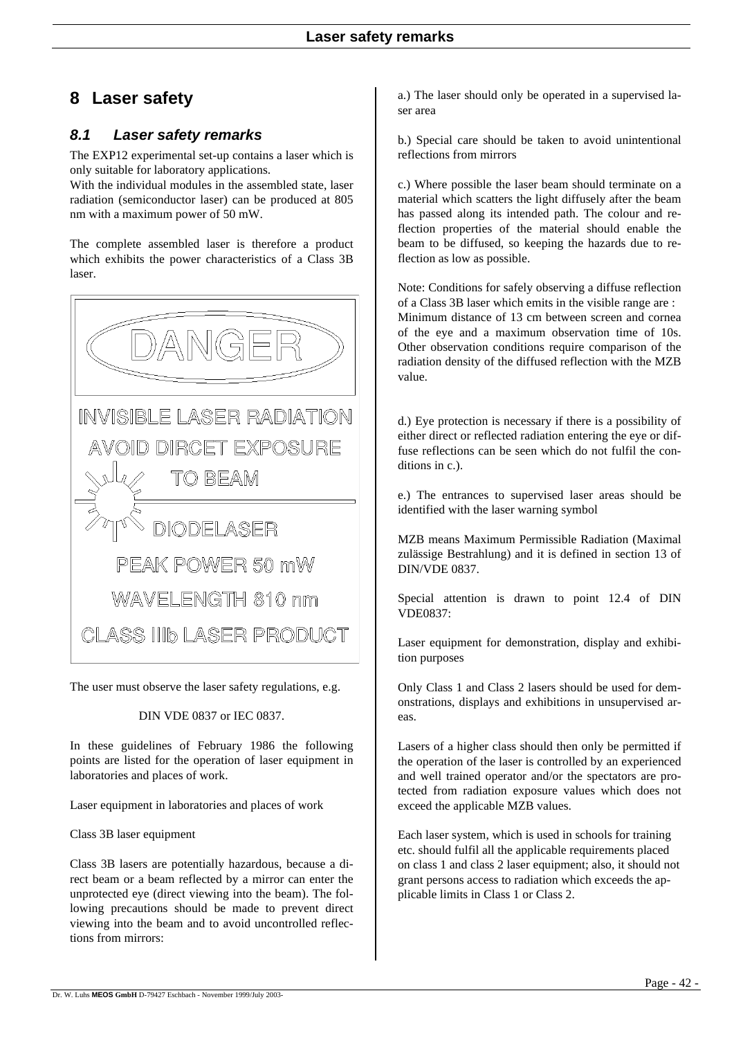# 8 Laser safety

## 8.1 Laser safety remarks

The EXP12 experimental set-up contains a laser which is only suitable for laboratory applications.
With the individual modules in the assembled state, laser radiation (semiconductor laser) can be produced at 805 nm with a maximum power of 50 mW.

The complete assembled laser is therefore a product which exhibits the power characteristics of a Class 3B laser.

DANGER

INVISIBLE LASER RADIATION
AVOID DIRCET EXPOSURE
TO BEAM

DIODELASER

PEAK POWER 50 mW

WAVELENGTH 810 nm

CLASS IIIb LASER PRODUCT

The user must observe the laser safety regulations, e.g.

DIN VDE 0837 or IEC 0837.

In these guidelines of February 1986 the following points are listed for the operation of laser equipment in laboratories and places of work.

Laser equipment in laboratories and places of work

Class 3B laser equipment

Class 3B lasers are potentially hazardous, because a direct beam or a beam reflected by a mirror can enter the unprotected eye (direct viewing into the beam). The following precautions should be made to prevent direct viewing into the beam and to avoid uncontrolled reflections from mirrors:

a.) The laser should only be operated in a supervised laser area

b.) Special care should be taken to avoid unintentional reflections from mirrors

c.) Where possible the laser beam should terminate on a material which scatters the light diffusely after the beam has passed along its intended path. The colour and reflection properties of the material should enable the beam to be diffused, so keeping the hazards due to reflection as low as possible.

Note: Conditions for safely observing a diffuse reflection of a Class 3B laser which emits in the visible range are :
Minimum distance of 13 cm between screen and cornea of the eye and a maximum observation time of 10s. Other observation conditions require comparison of the radiation density of the diffused reflection with the MZB value.

d.) Eye protection is necessary if there is a possibility of either direct or reflected radiation entering the eye or diffuse reflections can be seen which do not fulfil the conditions in c.).

e.) The entrances to supervised laser areas should be identified with the laser warning symbol

MZB means Maximum Permissible Radiation (Maximal zulässige Bestrahlung) and it is defined in section 13 of DIN/VDE 0837.

Special attention is drawn to point 12.4 of DIN VDE0837:

Laser equipment for demonstration, display and exhibition purposes

Only Class 1 and Class 2 lasers should be used for demonstrations, displays and exhibitions in unsupervised areas.

Lasers of a higher class should then only be permitted if the operation of the laser is controlled by an experienced and well trained operator and/or the spectators are protected from radiation exposure values which does not exceed the applicable MZB values.

Each laser system, which is used in schools for training etc. should fulfil all the applicable requirements placed on class 1 and class 2 laser equipment; also, it should not grant persons access to radiation which exceeds the applicable limits in Class 1 or Class 2.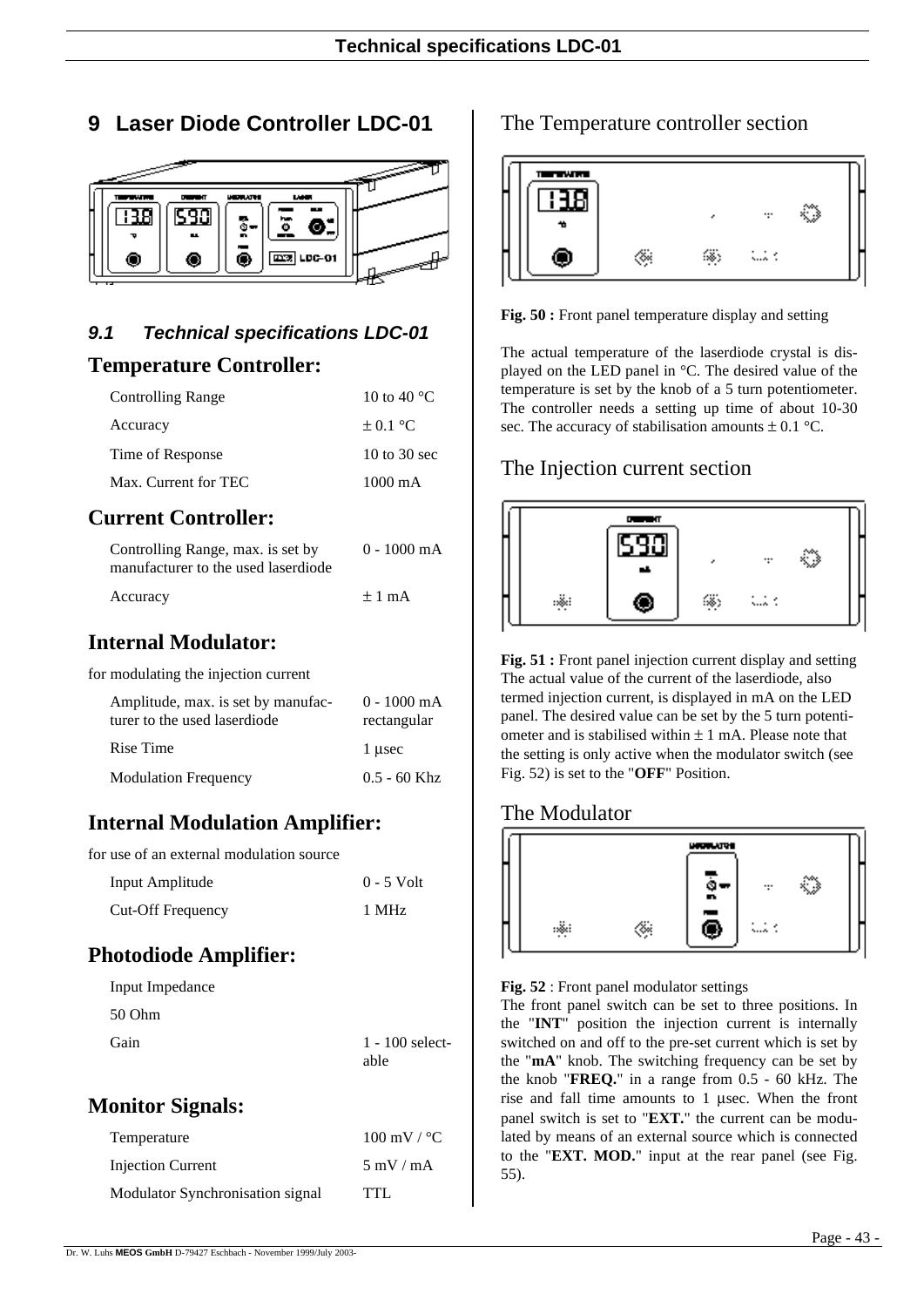# 9 Laser Diode Controller LDC-01

### *9.1 Technical specifications LDC-01*

## Temperature Controller:

| | |
|---|---|
| Controlling Range | 10 to 40 °C |
| Accuracy | ± 0.1 °C |
| Time of Response | 10 to 30 sec |
| Max. Current for TEC | 1000 mA |

## Current Controller:

| | |
|---|---|
| Controlling Range, max. is set by manufacturer to the used laserdiode | 0 - 1000 mA |
| Accuracy | ± 1 mA |

## Internal Modulator:

for modulating the injection current

| | |
|---|---|
| Amplitude, max. is set by manufacturer to the used laserdiode | 0 - 1000 mA rectangular |
| Rise Time | 1 µsec |
| Modulation Frequency | 0.5 - 60 Khz |

## Internal Modulation Amplifier:

for use of an external modulation source

| | |
|---|---|
| Input Amplitude | 0 - 5 Volt |
| Cut-Off Frequency | 1 MHz |

## Photodiode Amplifier:

| | |
|---|---|
| Input Impedance | |
| 50 Ohm | |
| Gain | 1 - 100 selectable |

## Monitor Signals:

| | |
|---|---|
| Temperature | 100 mV / °C |
| Injection Current | 5 mV / mA |
| Modulator Synchronisation signal | TTL |

## The Temperature controller section

**Fig. 50 :** Front panel temperature display and setting

The actual temperature of the laserdiode crystal is displayed on the LED panel in °C. The desired value of the temperature is set by the knob of a 5 turn potentiometer. The controller needs a setting up time of about 10-30 sec. The accuracy of stabilisation amounts ± 0.1 °C.

## The Injection current section

**Fig. 51 :** Front panel injection current display and setting

The actual value of the current of the laserdiode, also termed injection current, is displayed in mA on the LED panel. The desired value can be set by the 5 turn potentiometer and is stabilised within ± 1 mA. Please note that the setting is only active when the modulator switch (see Fig. 52) is set to the "**OFF**" Position.

## The Modulator

**Fig. 52** : Front panel modulator settings

The front panel switch can be set to three positions. In the "**INT**" position the injection current is internally switched on and off to the pre-set current which is set by the "**mA**" knob. The switching frequency can be set by the knob "**FREQ.**" in a range from 0.5 - 60 kHz. The rise and fall time amounts to 1 µsec. When the front panel switch is set to "**EXT.**" the current can be modulated by means of an external source which is connected to the "**EXT. MOD.**" input at the rear panel (see Fig. 55).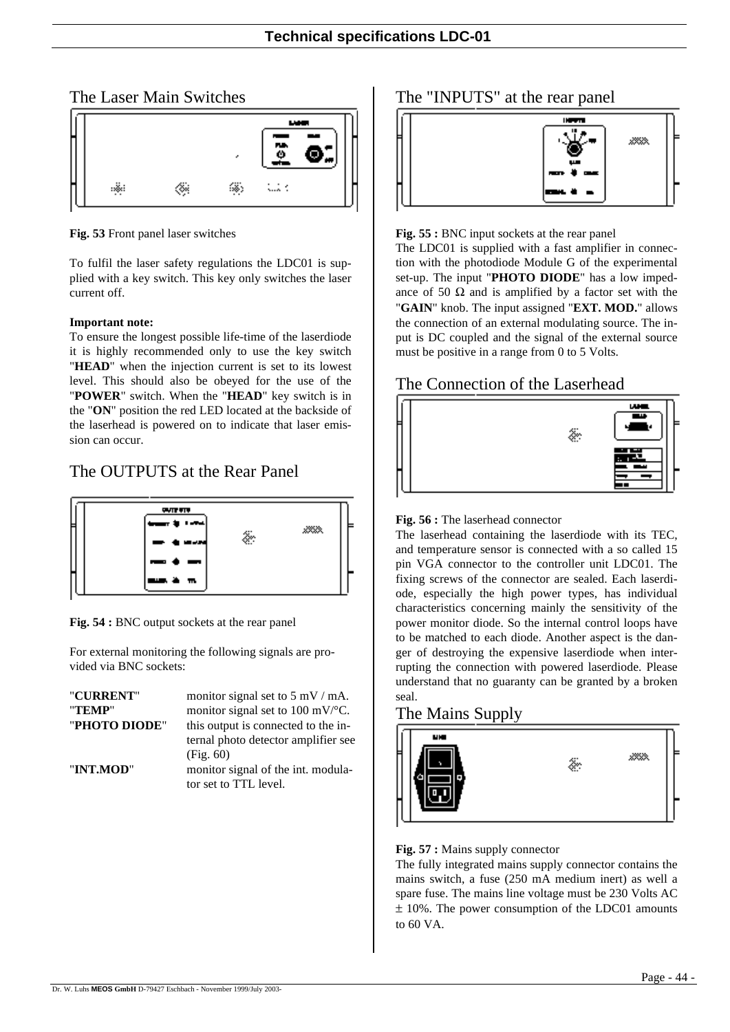# Technical specifications LDC-01

## The Laser Main Switches

**Fig. 53** Front panel laser switches

To fulfil the laser safety regulations the LDC01 is supplied with a key switch. This key only switches the laser current off.

**Important note:**
To ensure the longest possible life-time of the laserdiode it is highly recommended only to use the key switch "**HEAD**" when the injection current is set to its lowest level. This should also be obeyed for the use of the "**POWER**" switch. When the "**HEAD**" key switch is in the "**ON**" position the red LED located at the backside of the laserhead is powered on to indicate that laser emission can occur.

## The OUTPUTS at the Rear Panel

**Fig. 54 :** BNC output sockets at the rear panel

For external monitoring the following signals are provided via BNC sockets:

| | |
|---|---|
| "**CURRENT**" | monitor signal set to 5 mV / mA. |
| "**TEMP**" | monitor signal set to 100 mV/°C. |
| "**PHOTO DIODE**" | this output is connected to the internal photo detector amplifier see (Fig. 60) |
| "**INT.MOD**" | monitor signal of the int. modulator set to TTL level. |

## The "INPUTS" at the rear panel

**Fig. 55 :** BNC input sockets at the rear panel

The LDC01 is supplied with a fast amplifier in connection with the photodiode Module G of the experimental set-up. The input "**PHOTO DIODE**" has a low impedance of 50 Ω and is amplified by a factor set with the "**GAIN**" knob. The input assigned "**EXT. MOD.**" allows the connection of an external modulating source. The input is DC coupled and the signal of the external source must be positive in a range from 0 to 5 Volts.

## The Connection of the Laserhead

**Fig. 56 :** The laserhead connector

The laserhead containing the laserdiode with its TEC, and temperature sensor is connected with a so called 15 pin VGA connector to the controller unit LDC01. The fixing screws of the connector are sealed. Each laserdiode, especially the high power types, has individual characteristics concerning mainly the sensitivity of the power monitor diode. So the internal control loops have to be matched to each diode. Another aspect is the danger of destroying the expensive laserdiode when interrupting the connection with powered laserdiode. Please understand that no guaranty can be granted by a broken seal.

## The Mains Supply

**Fig. 57 :** Mains supply connector

The fully integrated mains supply connector contains the mains switch, a fuse (250 mA medium inert) as well a spare fuse. The mains line voltage must be 230 Volts AC ± 10%. The power consumption of the LDC01 amounts to 60 VA.